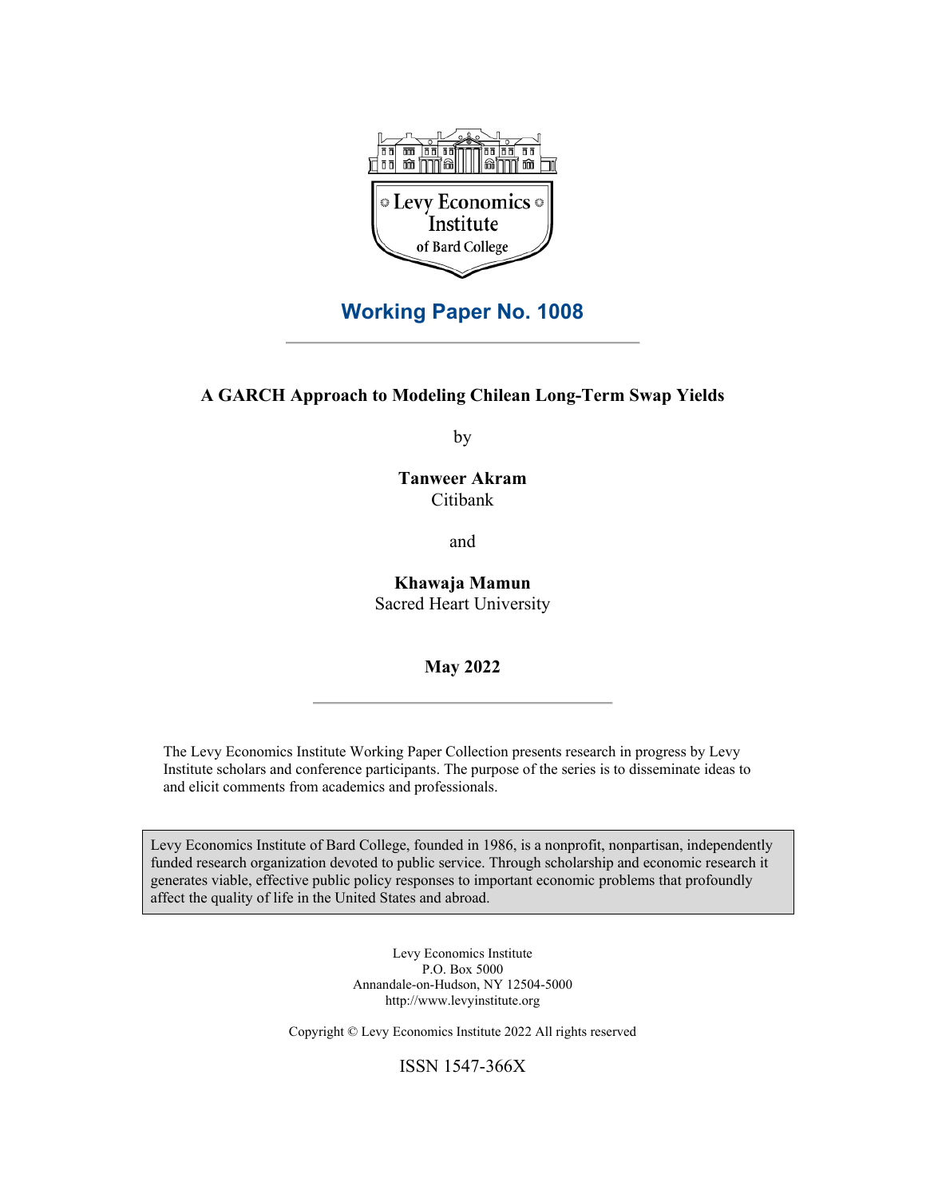Levy Economics Institute of Bard College

## Working Paper No. 1008

---

**A GARCH Approach to Modeling Chilean Long-Term Swap Yields**

by

**Tanweer Akram**
Citibank

and

**Khawaja Mamun**
Sacred Heart University

**May 2022**

---

The Levy Economics Institute Working Paper Collection presents research in progress by Levy Institute scholars and conference participants. The purpose of the series is to disseminate ideas to and elicit comments from academics and professionals.

Levy Economics Institute of Bard College, founded in 1986, is a nonprofit, nonpartisan, independently funded research organization devoted to public service. Through scholarship and economic research it generates viable, effective public policy responses to important economic problems that profoundly affect the quality of life in the United States and abroad.

Levy Economics Institute
P.O. Box 5000
Annandale-on-Hudson, NY 12504-5000
http://www.levyinstitute.org

Copyright © Levy Economics Institute 2022 All rights reserved

ISSN 1547-366X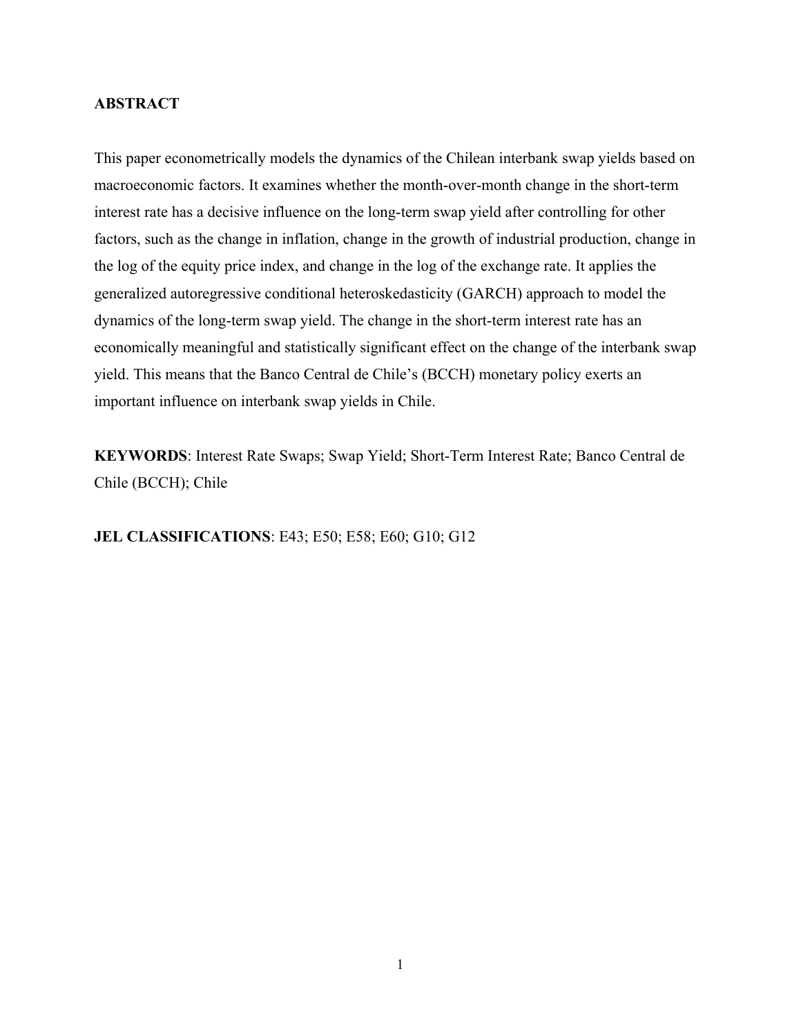**ABSTRACT**

This paper econometrically models the dynamics of the Chilean interbank swap yields based on macroeconomic factors. It examines whether the month-over-month change in the short-term interest rate has a decisive influence on the long-term swap yield after controlling for other factors, such as the change in inflation, change in the growth of industrial production, change in the log of the equity price index, and change in the log of the exchange rate. It applies the generalized autoregressive conditional heteroskedasticity (GARCH) approach to model the dynamics of the long-term swap yield. The change in the short-term interest rate has an economically meaningful and statistically significant effect on the change of the interbank swap yield. This means that the Banco Central de Chile's (BCCH) monetary policy exerts an important influence on interbank swap yields in Chile.

**KEYWORDS**: Interest Rate Swaps; Swap Yield; Short-Term Interest Rate; Banco Central de Chile (BCCH); Chile

**JEL CLASSIFICATIONS**: E43; E50; E58; E60; G10; G12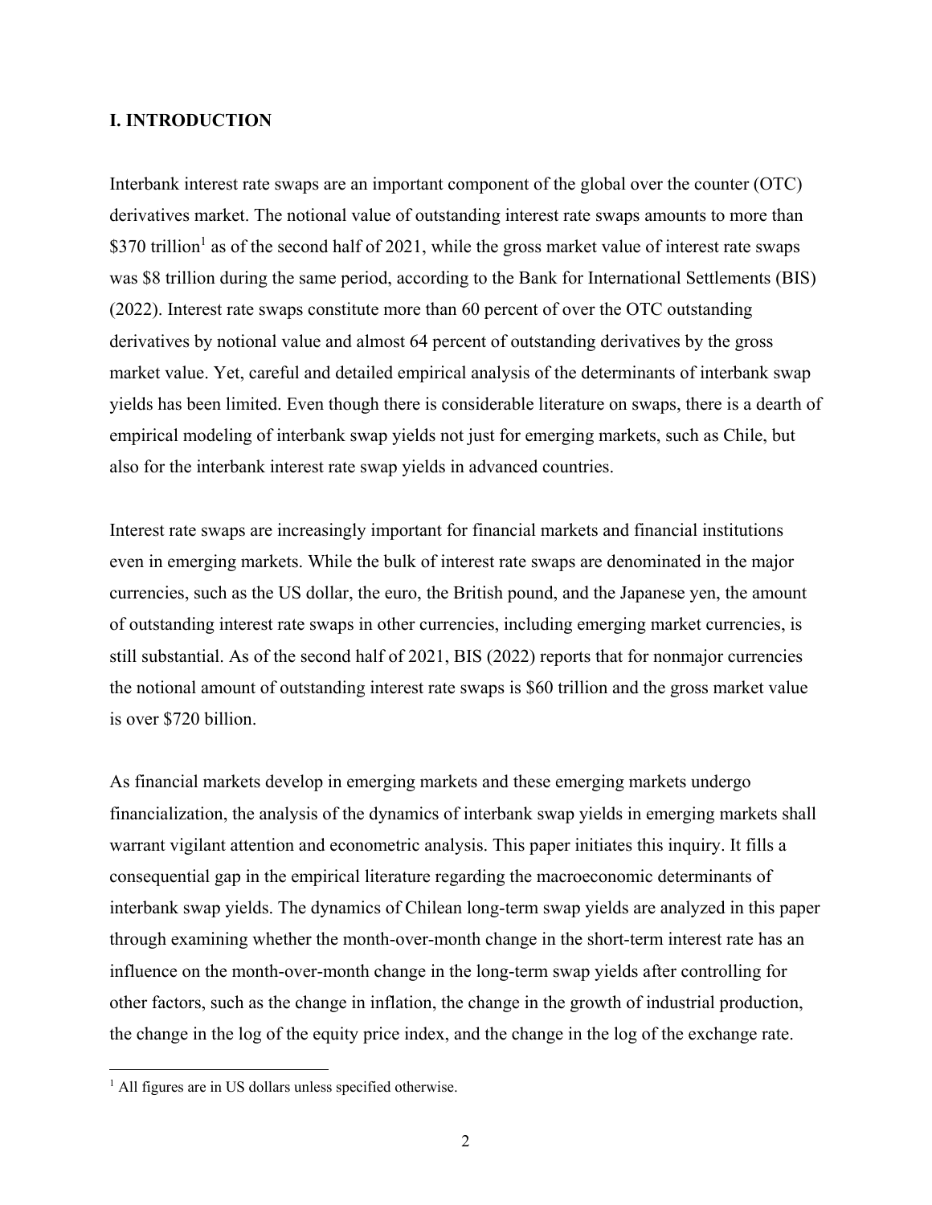## I. INTRODUCTION

Interbank interest rate swaps are an important component of the global over the counter (OTC) derivatives market. The notional value of outstanding interest rate swaps amounts to more than \$370 trillion[1] as of the second half of 2021, while the gross market value of interest rate swaps was \$8 trillion during the same period, according to the Bank for International Settlements (BIS) (2022). Interest rate swaps constitute more than 60 percent of over the OTC outstanding derivatives by notional value and almost 64 percent of outstanding derivatives by the gross market value. Yet, careful and detailed empirical analysis of the determinants of interbank swap yields has been limited. Even though there is considerable literature on swaps, there is a dearth of empirical modeling of interbank swap yields not just for emerging markets, such as Chile, but also for the interbank interest rate swap yields in advanced countries.

Interest rate swaps are increasingly important for financial markets and financial institutions even in emerging markets. While the bulk of interest rate swaps are denominated in the major currencies, such as the US dollar, the euro, the British pound, and the Japanese yen, the amount of outstanding interest rate swaps in other currencies, including emerging market currencies, is still substantial. As of the second half of 2021, BIS (2022) reports that for nonmajor currencies the notional amount of outstanding interest rate swaps is \$60 trillion and the gross market value is over \$720 billion.

As financial markets develop in emerging markets and these emerging markets undergo financialization, the analysis of the dynamics of interbank swap yields in emerging markets shall warrant vigilant attention and econometric analysis. This paper initiates this inquiry. It fills a consequential gap in the empirical literature regarding the macroeconomic determinants of interbank swap yields. The dynamics of Chilean long-term swap yields are analyzed in this paper through examining whether the month-over-month change in the short-term interest rate has an influence on the month-over-month change in the long-term swap yields after controlling for other factors, such as the change in inflation, the change in the growth of industrial production, the change in the log of the equity price index, and the change in the log of the exchange rate.

[1] All figures are in US dollars unless specified otherwise.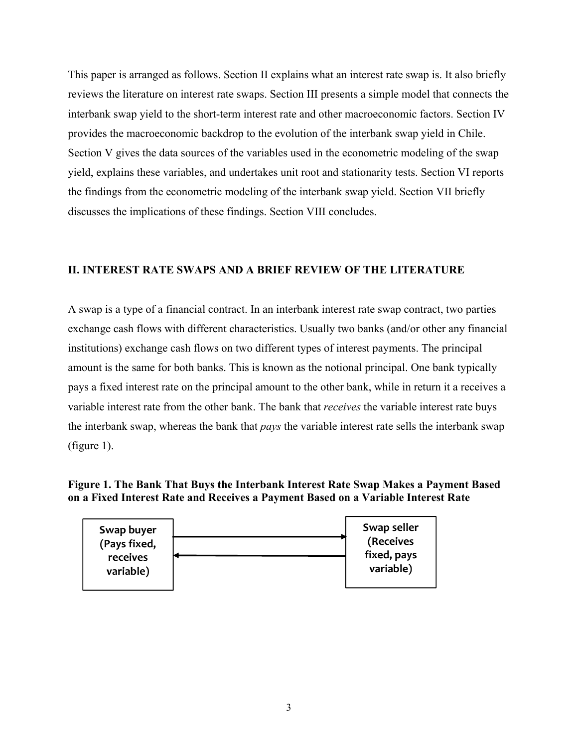This paper is arranged as follows. Section II explains what an interest rate swap is. It also briefly reviews the literature on interest rate swaps. Section III presents a simple model that connects the interbank swap yield to the short-term interest rate and other macroeconomic factors. Section IV provides the macroeconomic backdrop to the evolution of the interbank swap yield in Chile. Section V gives the data sources of the variables used in the econometric modeling of the swap yield, explains these variables, and undertakes unit root and stationarity tests. Section VI reports the findings from the econometric modeling of the interbank swap yield. Section VII briefly discusses the implications of these findings. Section VIII concludes.

## II. INTEREST RATE SWAPS AND A BRIEF REVIEW OF THE LITERATURE

A swap is a type of a financial contract. In an interbank interest rate swap contract, two parties exchange cash flows with different characteristics. Usually two banks (and/or other any financial institutions) exchange cash flows on two different types of interest payments. The principal amount is the same for both banks. This is known as the notional principal. One bank typically pays a fixed interest rate on the principal amount to the other bank, while in return it a receives a variable interest rate from the other bank. The bank that *receives* the variable interest rate buys the interbank swap, whereas the bank that *pays* the variable interest rate sells the interbank swap (figure 1).

**Figure 1. The Bank That Buys the Interbank Interest Rate Swap Makes a Payment Based on a Fixed Interest Rate and Receives a Payment Based on a Variable Interest Rate**

| Swap buyer (Pays fixed, receives variable) | → / ← | Swap seller (Receives fixed, pays variable) |
| --- | --- | --- |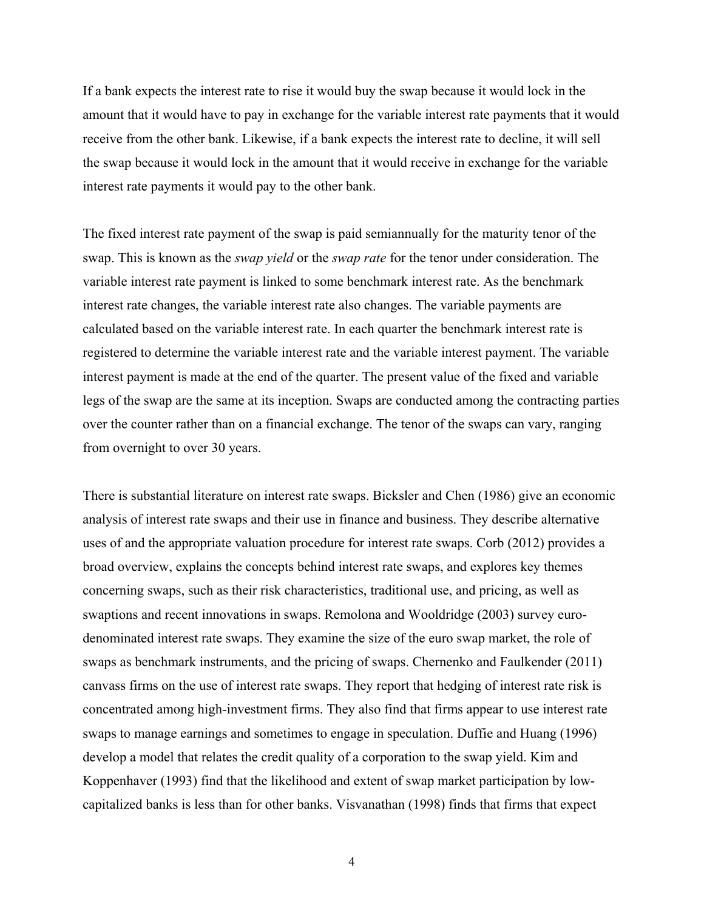If a bank expects the interest rate to rise it would buy the swap because it would lock in the amount that it would have to pay in exchange for the variable interest rate payments that it would receive from the other bank. Likewise, if a bank expects the interest rate to decline, it will sell the swap because it would lock in the amount that it would receive in exchange for the variable interest rate payments it would pay to the other bank.

The fixed interest rate payment of the swap is paid semiannually for the maturity tenor of the swap. This is known as the *swap yield* or the *swap rate* for the tenor under consideration. The variable interest rate payment is linked to some benchmark interest rate. As the benchmark interest rate changes, the variable interest rate also changes. The variable payments are calculated based on the variable interest rate. In each quarter the benchmark interest rate is registered to determine the variable interest rate and the variable interest payment. The variable interest payment is made at the end of the quarter. The present value of the fixed and variable legs of the swap are the same at its inception. Swaps are conducted among the contracting parties over the counter rather than on a financial exchange. The tenor of the swaps can vary, ranging from overnight to over 30 years.

There is substantial literature on interest rate swaps. Bicksler and Chen (1986) give an economic analysis of interest rate swaps and their use in finance and business. They describe alternative uses of and the appropriate valuation procedure for interest rate swaps. Corb (2012) provides a broad overview, explains the concepts behind interest rate swaps, and explores key themes concerning swaps, such as their risk characteristics, traditional use, and pricing, as well as swaptions and recent innovations in swaps. Remolona and Wooldridge (2003) survey euro-denominated interest rate swaps. They examine the size of the euro swap market, the role of swaps as benchmark instruments, and the pricing of swaps. Chernenko and Faulkender (2011) canvass firms on the use of interest rate swaps. They report that hedging of interest rate risk is concentrated among high-investment firms. They also find that firms appear to use interest rate swaps to manage earnings and sometimes to engage in speculation. Duffie and Huang (1996) develop a model that relates the credit quality of a corporation to the swap yield. Kim and Koppenhaver (1993) find that the likelihood and extent of swap market participation by low-capitalized banks is less than for other banks. Visvanathan (1998) finds that firms that expect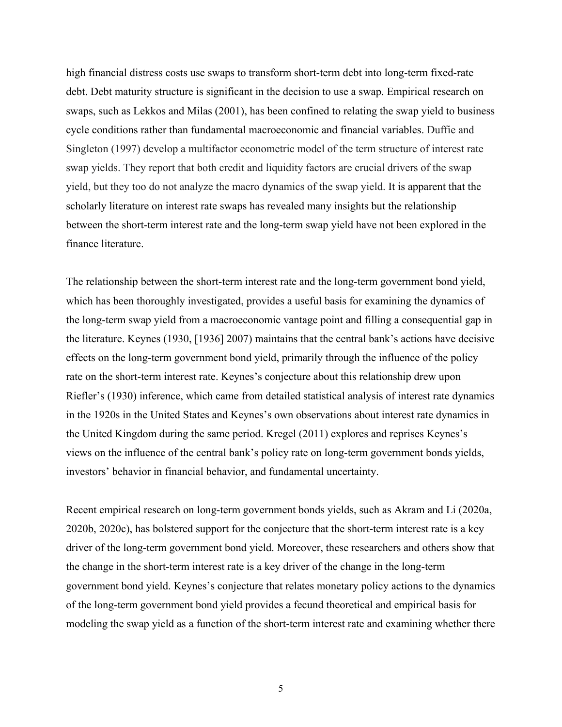high financial distress costs use swaps to transform short-term debt into long-term fixed-rate debt. Debt maturity structure is significant in the decision to use a swap. Empirical research on swaps, such as Lekkos and Milas (2001), has been confined to relating the swap yield to business cycle conditions rather than fundamental macroeconomic and financial variables. Duffie and Singleton (1997) develop a multifactor econometric model of the term structure of interest rate swap yields. They report that both credit and liquidity factors are crucial drivers of the swap yield, but they too do not analyze the macro dynamics of the swap yield. It is apparent that the scholarly literature on interest rate swaps has revealed many insights but the relationship between the short-term interest rate and the long-term swap yield have not been explored in the finance literature.

The relationship between the short-term interest rate and the long-term government bond yield, which has been thoroughly investigated, provides a useful basis for examining the dynamics of the long-term swap yield from a macroeconomic vantage point and filling a consequential gap in the literature. Keynes (1930, [1936] 2007) maintains that the central bank's actions have decisive effects on the long-term government bond yield, primarily through the influence of the policy rate on the short-term interest rate. Keynes's conjecture about this relationship drew upon Riefler's (1930) inference, which came from detailed statistical analysis of interest rate dynamics in the 1920s in the United States and Keynes's own observations about interest rate dynamics in the United Kingdom during the same period. Kregel (2011) explores and reprises Keynes's views on the influence of the central bank's policy rate on long-term government bonds yields, investors' behavior in financial behavior, and fundamental uncertainty.

Recent empirical research on long-term government bonds yields, such as Akram and Li (2020a, 2020b, 2020c), has bolstered support for the conjecture that the short-term interest rate is a key driver of the long-term government bond yield. Moreover, these researchers and others show that the change in the short-term interest rate is a key driver of the change in the long-term government bond yield. Keynes's conjecture that relates monetary policy actions to the dynamics of the long-term government bond yield provides a fecund theoretical and empirical basis for modeling the swap yield as a function of the short-term interest rate and examining whether there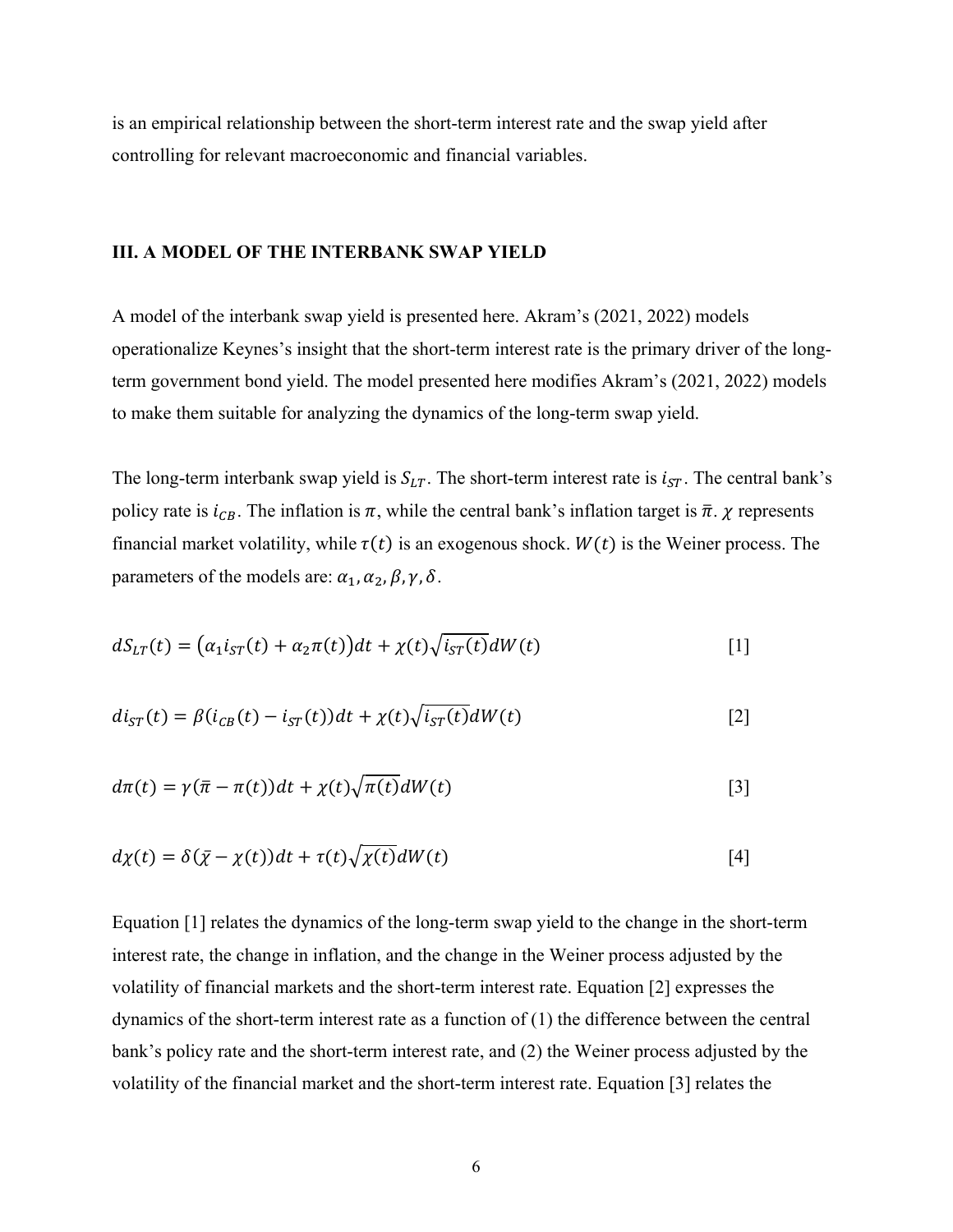is an empirical relationship between the short-term interest rate and the swap yield after controlling for relevant macroeconomic and financial variables.

## III. A MODEL OF THE INTERBANK SWAP YIELD

A model of the interbank swap yield is presented here. Akram's (2021, 2022) models operationalize Keynes's insight that the short-term interest rate is the primary driver of the long-term government bond yield. The model presented here modifies Akram's (2021, 2022) models to make them suitable for analyzing the dynamics of the long-term swap yield.

The long-term interbank swap yield is $S_{LT}$. The short-term interest rate is $i_{ST}$. The central bank's policy rate is $i_{CB}$. The inflation is $\pi$, while the central bank's inflation target is $\bar{\pi}$. $\chi$ represents financial market volatility, while $\tau(t)$ is an exogenous shock. $W(t)$ is the Weiner process. The parameters of the models are: $\alpha_1, \alpha_2, \beta, \gamma, \delta$.

$$dS_{LT}(t) = \big(\alpha_1 i_{ST}(t) + \alpha_2 \pi(t)\big)dt + \chi(t)\sqrt{i_{ST}(t)}dW(t) \quad [1]$$

$$di_{ST}(t) = \beta(i_{CB}(t) - i_{ST}(t))dt + \chi(t)\sqrt{i_{ST}(t)}dW(t) \quad [2]$$

$$d\pi(t) = \gamma(\bar{\pi} - \pi(t))dt + \chi(t)\sqrt{\pi(t)}dW(t) \quad [3]$$

$$d\chi(t) = \delta(\bar{\chi} - \chi(t))dt + \tau(t)\sqrt{\chi(t)}dW(t) \quad [4]$$

Equation [1] relates the dynamics of the long-term swap yield to the change in the short-term interest rate, the change in inflation, and the change in the Weiner process adjusted by the volatility of financial markets and the short-term interest rate. Equation [2] expresses the dynamics of the short-term interest rate as a function of (1) the difference between the central bank's policy rate and the short-term interest rate, and (2) the Weiner process adjusted by the volatility of the financial market and the short-term interest rate. Equation [3] relates the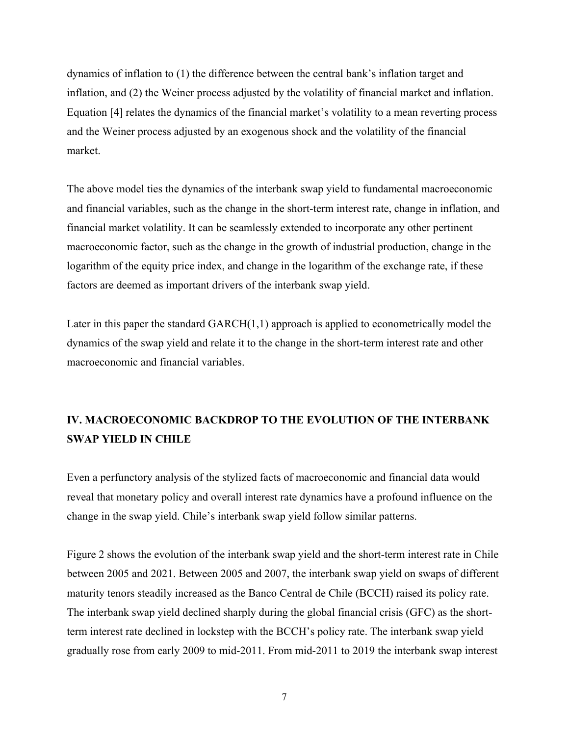dynamics of inflation to (1) the difference between the central bank's inflation target and inflation, and (2) the Weiner process adjusted by the volatility of financial market and inflation. Equation [4] relates the dynamics of the financial market's volatility to a mean reverting process and the Weiner process adjusted by an exogenous shock and the volatility of the financial market.

The above model ties the dynamics of the interbank swap yield to fundamental macroeconomic and financial variables, such as the change in the short-term interest rate, change in inflation, and financial market volatility. It can be seamlessly extended to incorporate any other pertinent macroeconomic factor, such as the change in the growth of industrial production, change in the logarithm of the equity price index, and change in the logarithm of the exchange rate, if these factors are deemed as important drivers of the interbank swap yield.

Later in this paper the standard GARCH(1,1) approach is applied to econometrically model the dynamics of the swap yield and relate it to the change in the short-term interest rate and other macroeconomic and financial variables.

## IV. MACROECONOMIC BACKDROP TO THE EVOLUTION OF THE INTERBANK SWAP YIELD IN CHILE

Even a perfunctory analysis of the stylized facts of macroeconomic and financial data would reveal that monetary policy and overall interest rate dynamics have a profound influence on the change in the swap yield. Chile's interbank swap yield follow similar patterns.

Figure 2 shows the evolution of the interbank swap yield and the short-term interest rate in Chile between 2005 and 2021. Between 2005 and 2007, the interbank swap yield on swaps of different maturity tenors steadily increased as the Banco Central de Chile (BCCH) raised its policy rate. The interbank swap yield declined sharply during the global financial crisis (GFC) as the short-term interest rate declined in lockstep with the BCCH's policy rate. The interbank swap yield gradually rose from early 2009 to mid-2011. From mid-2011 to 2019 the interbank swap interest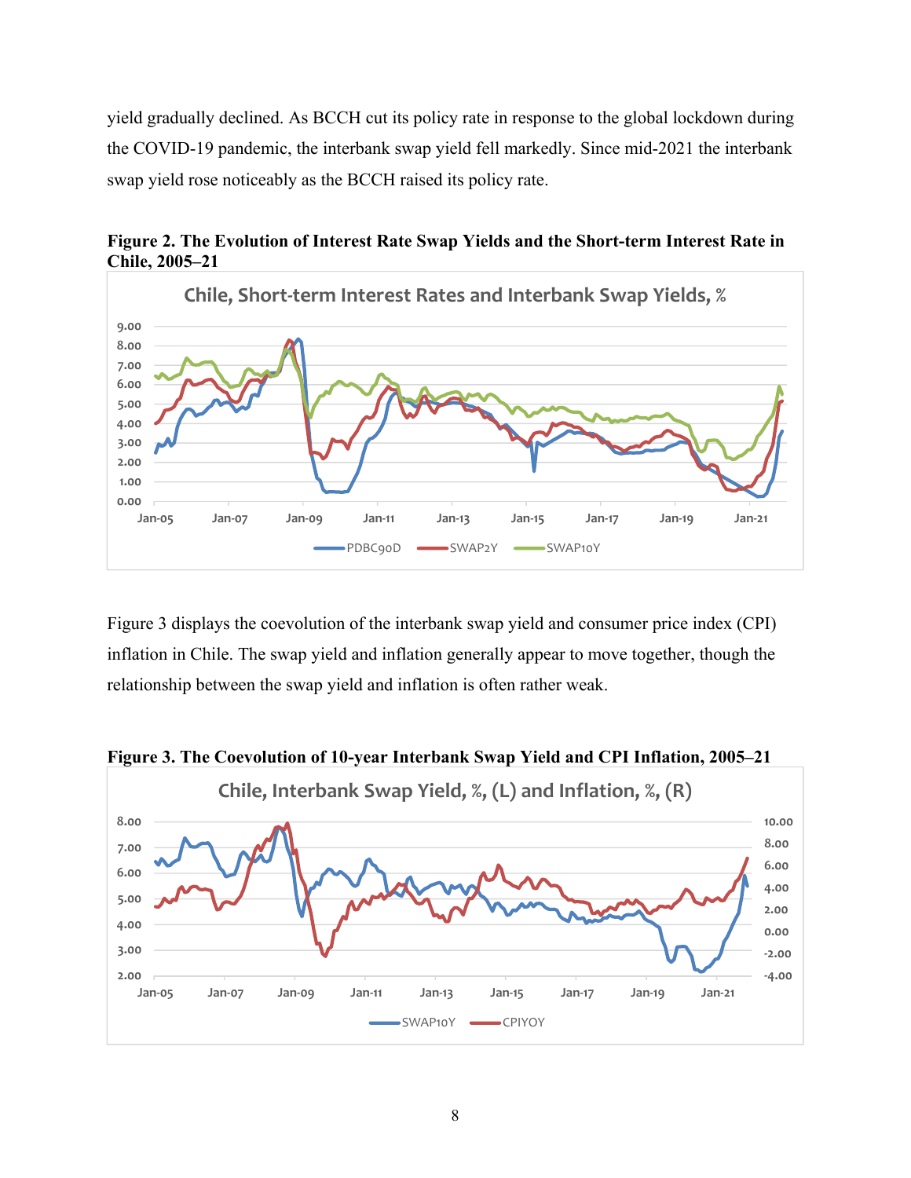yield gradually declined. As BCCH cut its policy rate in response to the global lockdown during the COVID-19 pandemic, the interbank swap yield fell markedly. Since mid-2021 the interbank swap yield rose noticeably as the BCCH raised its policy rate.

**Figure 2. The Evolution of Interest Rate Swap Yields and the Short-term Interest Rate in Chile, 2005–21**

Figure 3 displays the coevolution of the interbank swap yield and consumer price index (CPI) inflation in Chile. The swap yield and inflation generally appear to move together, though the relationship between the swap yield and inflation is often rather weak.

**Figure 3. The Coevolution of 10-year Interbank Swap Yield and CPI Inflation, 2005–21**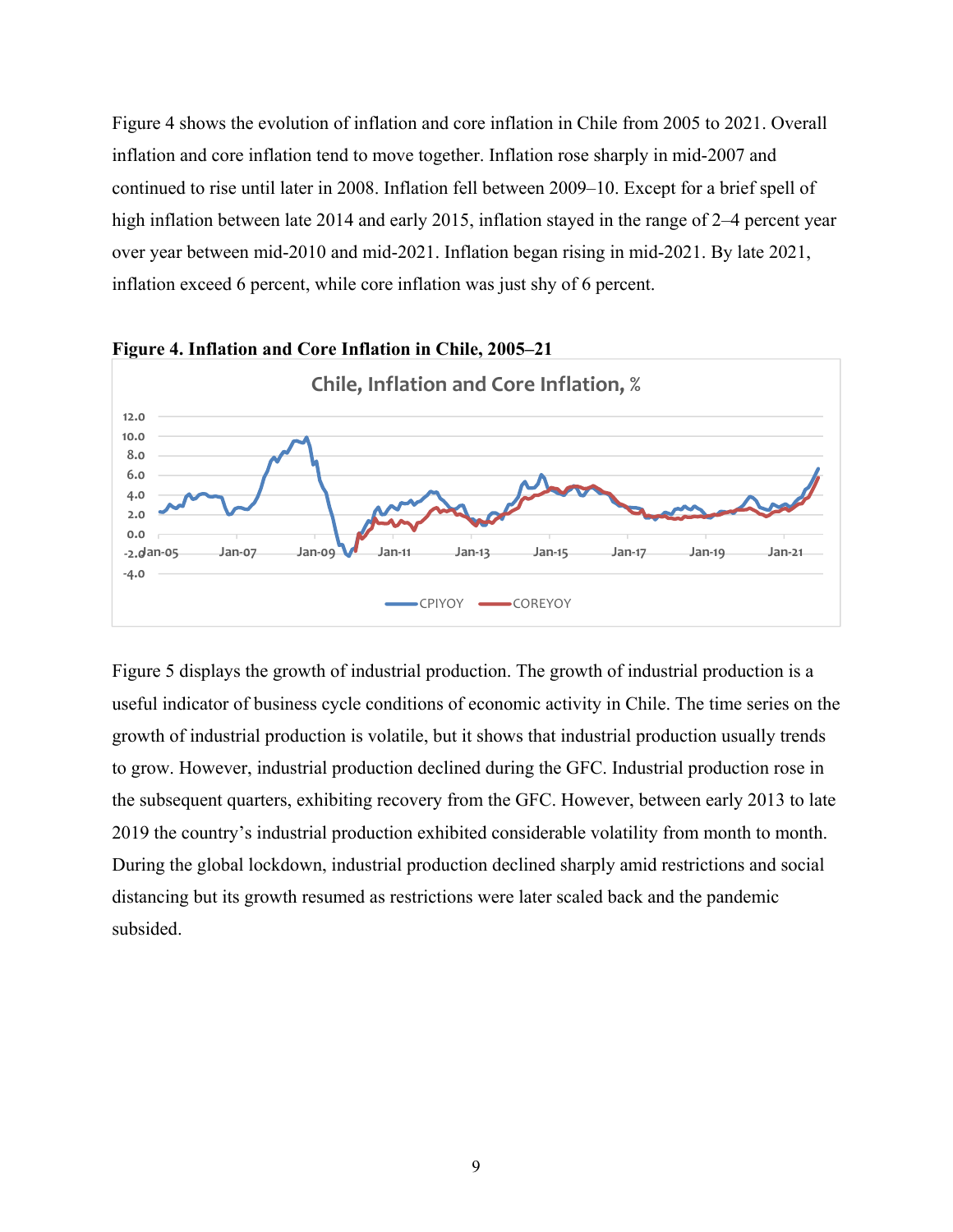Figure 4 shows the evolution of inflation and core inflation in Chile from 2005 to 2021. Overall inflation and core inflation tend to move together. Inflation rose sharply in mid-2007 and continued to rise until later in 2008. Inflation fell between 2009–10. Except for a brief spell of high inflation between late 2014 and early 2015, inflation stayed in the range of 2–4 percent year over year between mid-2010 and mid-2021. Inflation began rising in mid-2021. By late 2021, inflation exceed 6 percent, while core inflation was just shy of 6 percent.

**Figure 4. Inflation and Core Inflation in Chile, 2005–21**

Figure 5 displays the growth of industrial production. The growth of industrial production is a useful indicator of business cycle conditions of economic activity in Chile. The time series on the growth of industrial production is volatile, but it shows that industrial production usually trends to grow. However, industrial production declined during the GFC. Industrial production rose in the subsequent quarters, exhibiting recovery from the GFC. However, between early 2013 to late 2019 the country's industrial production exhibited considerable volatility from month to month. During the global lockdown, industrial production declined sharply amid restrictions and social distancing but its growth resumed as restrictions were later scaled back and the pandemic subsided.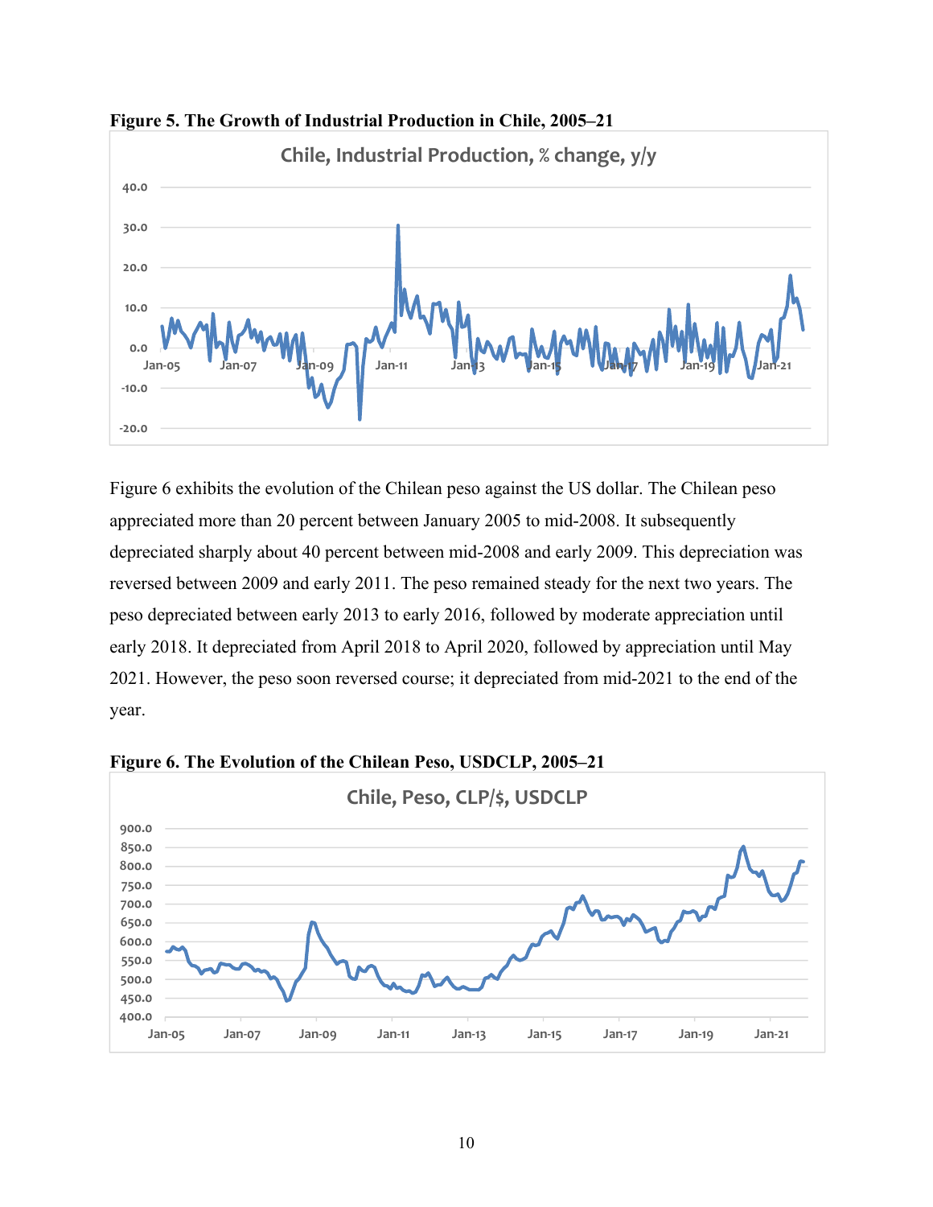**Figure 5. The Growth of Industrial Production in Chile, 2005–21**

Figure 6 exhibits the evolution of the Chilean peso against the US dollar. The Chilean peso appreciated more than 20 percent between January 2005 to mid-2008. It subsequently depreciated sharply about 40 percent between mid-2008 and early 2009. This depreciation was reversed between 2009 and early 2011. The peso remained steady for the next two years. The peso depreciated between early 2013 to early 2016, followed by moderate appreciation until early 2018. It depreciated from April 2018 to April 2020, followed by appreciation until May 2021. However, the peso soon reversed course; it depreciated from mid-2021 to the end of the year.

**Figure 6. The Evolution of the Chilean Peso, USDCLP, 2005–21**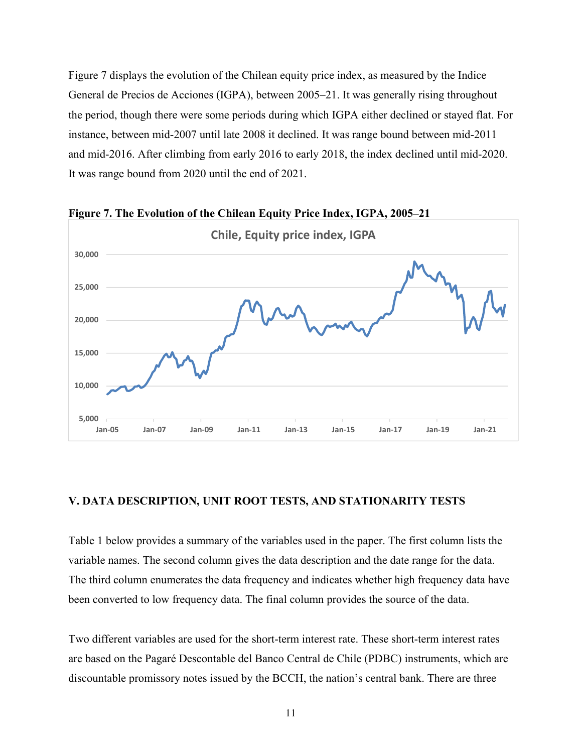Figure 7 displays the evolution of the Chilean equity price index, as measured by the Indice General de Precios de Acciones (IGPA), between 2005–21. It was generally rising throughout the period, though there were some periods during which IGPA either declined or stayed flat. For instance, between mid-2007 until late 2008 it declined. It was range bound between mid-2011 and mid-2016. After climbing from early 2016 to early 2018, the index declined until mid-2020. It was range bound from 2020 until the end of 2021.

**Figure 7. The Evolution of the Chilean Equity Price Index, IGPA, 2005–21**

## V. DATA DESCRIPTION, UNIT ROOT TESTS, AND STATIONARITY TESTS

Table 1 below provides a summary of the variables used in the paper. The first column lists the variable names. The second column gives the data description and the date range for the data. The third column enumerates the data frequency and indicates whether high frequency data have been converted to low frequency data. The final column provides the source of the data.

Two different variables are used for the short-term interest rate. These short-term interest rates are based on the Pagaré Descontable del Banco Central de Chile (PDBC) instruments, which are discountable promissory notes issued by the BCCH, the nation's central bank. There are three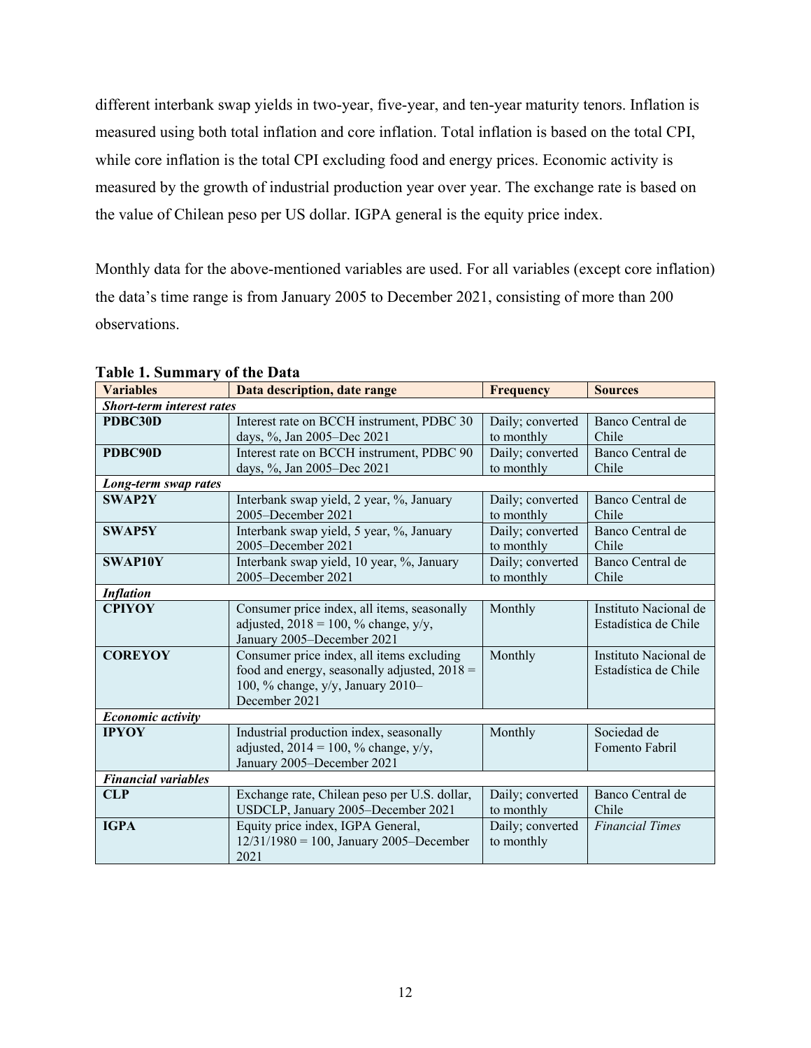different interbank swap yields in two-year, five-year, and ten-year maturity tenors. Inflation is measured using both total inflation and core inflation. Total inflation is based on the total CPI, while core inflation is the total CPI excluding food and energy prices. Economic activity is measured by the growth of industrial production year over year. The exchange rate is based on the value of Chilean peso per US dollar. IGPA general is the equity price index.

Monthly data for the above-mentioned variables are used. For all variables (except core inflation) the data's time range is from January 2005 to December 2021, consisting of more than 200 observations.

**Table 1. Summary of the Data**

| Variables | Data description, date range | Frequency | Sources |
|---|---|---|---|
| ***Short-term interest rates*** | | | |
| **PDBC30D** | Interest rate on BCCH instrument, PDBC 30 days, %, Jan 2005–Dec 2021 | Daily; converted to monthly | Banco Central de Chile |
| **PDBC90D** | Interest rate on BCCH instrument, PDBC 90 days, %, Jan 2005–Dec 2021 | Daily; converted to monthly | Banco Central de Chile |
| ***Long-term swap rates*** | | | |
| **SWAP2Y** | Interbank swap yield, 2 year, %, January 2005–December 2021 | Daily; converted to monthly | Banco Central de Chile |
| **SWAP5Y** | Interbank swap yield, 5 year, %, January 2005–December 2021 | Daily; converted to monthly | Banco Central de Chile |
| **SWAP10Y** | Interbank swap yield, 10 year, %, January 2005–December 2021 | Daily; converted to monthly | Banco Central de Chile |
| ***Inflation*** | | | |
| **CPIYOY** | Consumer price index, all items, seasonally adjusted, 2018 = 100, % change, y/y, January 2005–December 2021 | Monthly | Instituto Nacional de Estadística de Chile |
| **COREYOY** | Consumer price index, all items excluding food and energy, seasonally adjusted, 2018 = 100, % change, y/y, January 2010–December 2021 | Monthly | Instituto Nacional de Estadística de Chile |
| ***Economic activity*** | | | |
| **IPYOY** | Industrial production index, seasonally adjusted, 2014 = 100, % change, y/y, January 2005–December 2021 | Monthly | Sociedad de Fomento Fabril |
| ***Financial variables*** | | | |
| **CLP** | Exchange rate, Chilean peso per U.S. dollar, USDCLP, January 2005–December 2021 | Daily; converted to monthly | Banco Central de Chile |
| **IGPA** | Equity price index, IGPA General, 12/31/1980 = 100, January 2005–December 2021 | Daily; converted to monthly | *Financial Times* |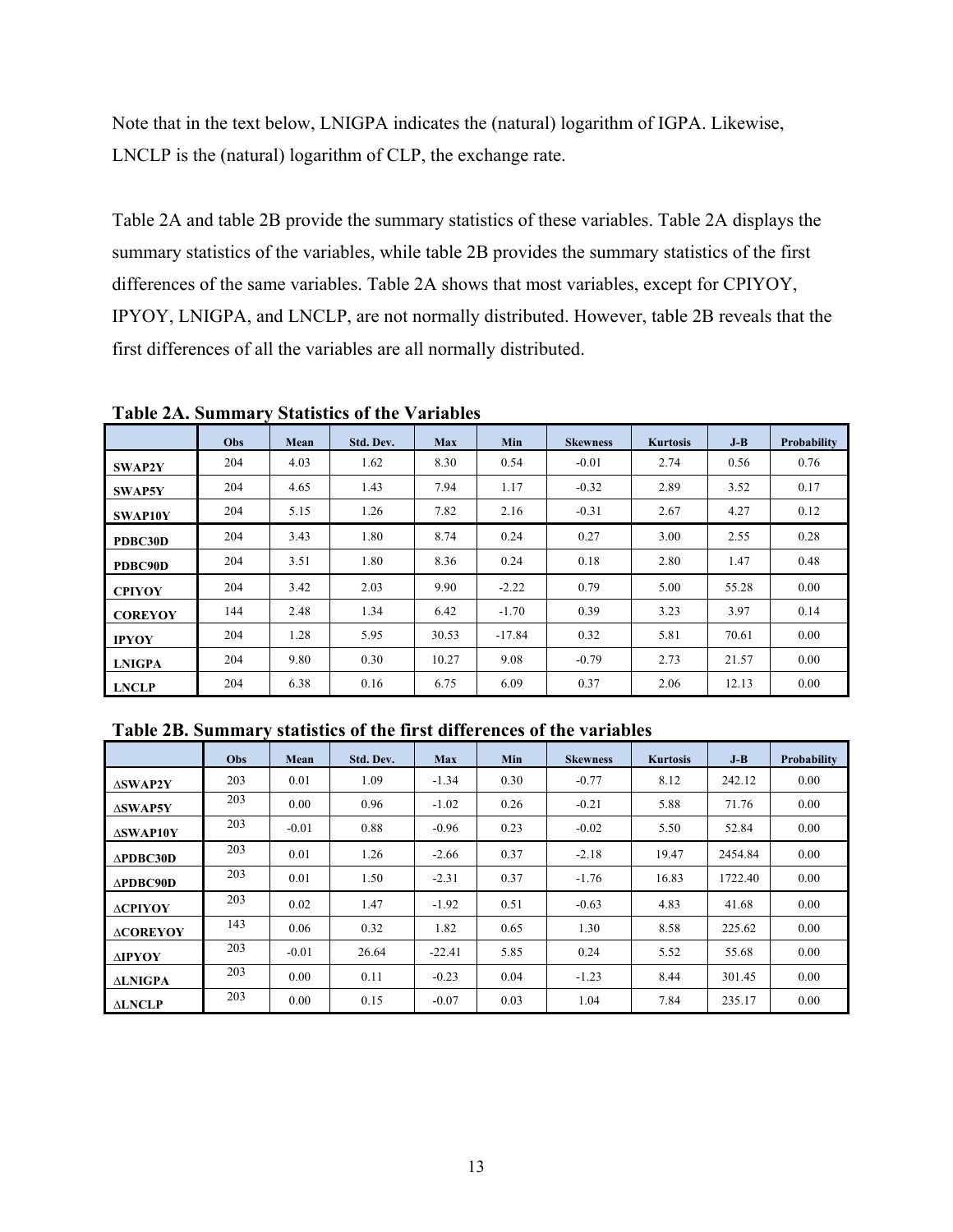Note that in the text below, LNIGPA indicates the (natural) logarithm of IGPA. Likewise, LNCLP is the (natural) logarithm of CLP, the exchange rate.

Table 2A and table 2B provide the summary statistics of these variables. Table 2A displays the summary statistics of the variables, while table 2B provides the summary statistics of the first differences of the same variables. Table 2A shows that most variables, except for CPIYOY, IPYOY, LNIGPA, and LNCLP, are not normally distributed. However, table 2B reveals that the first differences of all the variables are all normally distributed.

**Table 2A. Summary Statistics of the Variables**

| | Obs | Mean | Std. Dev. | Max | Min | Skewness | Kurtosis | J-B | Probability |
|---|---|---|---|---|---|---|---|---|---|
| **SWAP2Y** | 204 | 4.03 | 1.62 | 8.30 | 0.54 | -0.01 | 2.74 | 0.56 | 0.76 |
| **SWAP5Y** | 204 | 4.65 | 1.43 | 7.94 | 1.17 | -0.32 | 2.89 | 3.52 | 0.17 |
| **SWAP10Y** | 204 | 5.15 | 1.26 | 7.82 | 2.16 | -0.31 | 2.67 | 4.27 | 0.12 |
| **PDBC30D** | 204 | 3.43 | 1.80 | 8.74 | 0.24 | 0.27 | 3.00 | 2.55 | 0.28 |
| **PDBC90D** | 204 | 3.51 | 1.80 | 8.36 | 0.24 | 0.18 | 2.80 | 1.47 | 0.48 |
| **CPIYOY** | 204 | 3.42 | 2.03 | 9.90 | -2.22 | 0.79 | 5.00 | 55.28 | 0.00 |
| **COREYOY** | 144 | 2.48 | 1.34 | 6.42 | -1.70 | 0.39 | 3.23 | 3.97 | 0.14 |
| **IPYOY** | 204 | 1.28 | 5.95 | 30.53 | -17.84 | 0.32 | 5.81 | 70.61 | 0.00 |
| **LNIGPA** | 204 | 9.80 | 0.30 | 10.27 | 9.08 | -0.79 | 2.73 | 21.57 | 0.00 |
| **LNCLP** | 204 | 6.38 | 0.16 | 6.75 | 6.09 | 0.37 | 2.06 | 12.13 | 0.00 |

**Table 2B. Summary statistics of the first differences of the variables**

| | Obs | Mean | Std. Dev. | Max | Min | Skewness | Kurtosis | J-B | Probability |
|---|---|---|---|---|---|---|---|---|---|
| **ΔSWAP2Y** | 203 | 0.01 | 1.09 | -1.34 | 0.30 | -0.77 | 8.12 | 242.12 | 0.00 |
| **ΔSWAP5Y** | 203 | 0.00 | 0.96 | -1.02 | 0.26 | -0.21 | 5.88 | 71.76 | 0.00 |
| **ΔSWAP10Y** | 203 | -0.01 | 0.88 | -0.96 | 0.23 | -0.02 | 5.50 | 52.84 | 0.00 |
| **ΔPDBC30D** | 203 | 0.01 | 1.26 | -2.66 | 0.37 | -2.18 | 19.47 | 2454.84 | 0.00 |
| **ΔPDBC90D** | 203 | 0.01 | 1.50 | -2.31 | 0.37 | -1.76 | 16.83 | 1722.40 | 0.00 |
| **ΔCPIYOY** | 203 | 0.02 | 1.47 | -1.92 | 0.51 | -0.63 | 4.83 | 41.68 | 0.00 |
| **ΔCOREYOY** | 143 | 0.06 | 0.32 | 1.82 | 0.65 | 1.30 | 8.58 | 225.62 | 0.00 |
| **ΔIPYOY** | 203 | -0.01 | 26.64 | -22.41 | 5.85 | 0.24 | 5.52 | 55.68 | 0.00 |
| **ΔLNIGPA** | 203 | 0.00 | 0.11 | -0.23 | 0.04 | -1.23 | 8.44 | 301.45 | 0.00 |
| **ΔLNCLP** | 203 | 0.00 | 0.15 | -0.07 | 0.03 | 1.04 | 7.84 | 235.17 | 0.00 |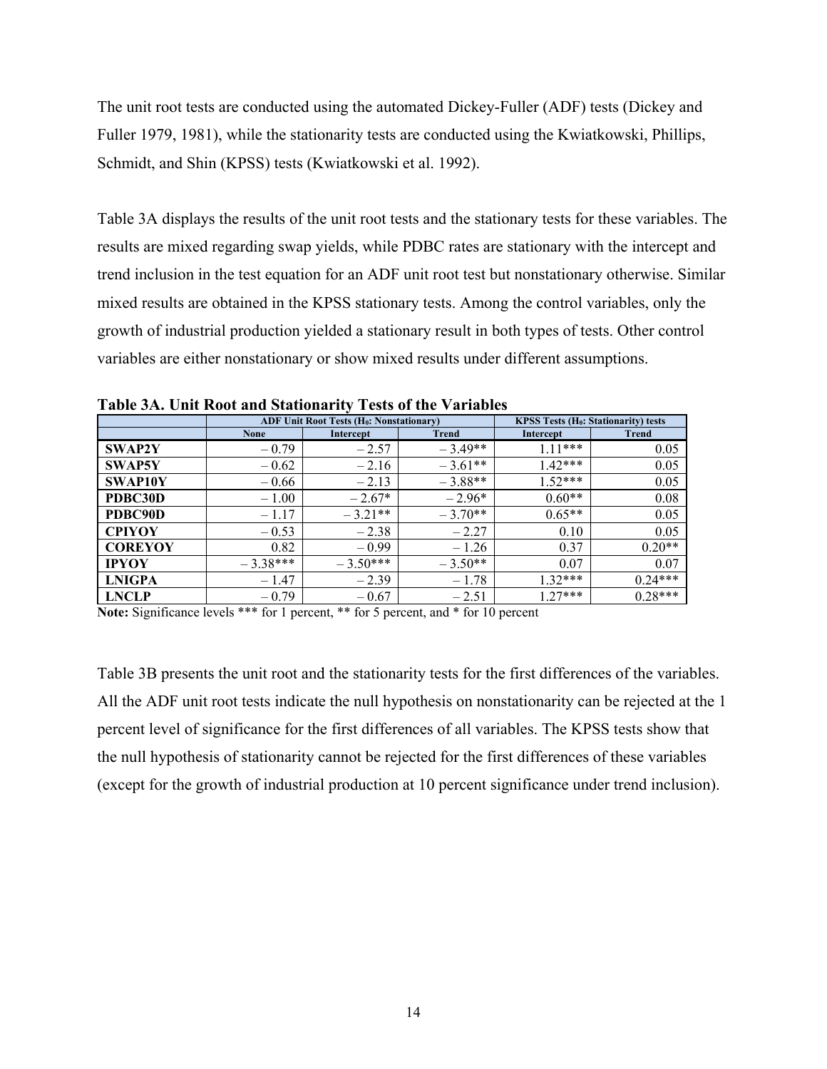The unit root tests are conducted using the automated Dickey-Fuller (ADF) tests (Dickey and Fuller 1979, 1981), while the stationarity tests are conducted using the Kwiatkowski, Phillips, Schmidt, and Shin (KPSS) tests (Kwiatkowski et al. 1992).

Table 3A displays the results of the unit root tests and the stationary tests for these variables. The results are mixed regarding swap yields, while PDBC rates are stationary with the intercept and trend inclusion in the test equation for an ADF unit root test but nonstationary otherwise. Similar mixed results are obtained in the KPSS stationary tests. Among the control variables, only the growth of industrial production yielded a stationary result in both types of tests. Other control variables are either nonstationary or show mixed results under different assumptions.

**Table 3A. Unit Root and Stationarity Tests of the Variables**

| | ADF Unit Root Tests ($H_0$: Nonstationary) | | | KPSS Tests ($H_0$: Stationarity) tests | |
|---|---|---|---|---|---|
| | None | Intercept | Trend | Intercept | Trend |
| **SWAP2Y** | – 0.79 | – 2.57 | – 3.49** | 1.11*** | 0.05 |
| **SWAP5Y** | – 0.62 | – 2.16 | – 3.61** | 1.42*** | 0.05 |
| **SWAP10Y** | – 0.66 | – 2.13 | – 3.88** | 1.52*** | 0.05 |
| **PDBC30D** | – 1.00 | – 2.67* | – 2.96* | 0.60** | 0.08 |
| **PDBC90D** | – 1.17 | – 3.21** | – 3.70** | 0.65** | 0.05 |
| **CPIYOY** | – 0.53 | – 2.38 | – 2.27 | 0.10 | 0.05 |
| **COREYOY** | 0.82 | – 0.99 | – 1.26 | 0.37 | 0.20** |
| **IPYOY** | – 3.38*** | – 3.50*** | – 3.50** | 0.07 | 0.07 |
| **LNIGPA** | – 1.47 | – 2.39 | – 1.78 | 1.32*** | 0.24*** |
| **LNCLP** | – 0.79 | – 0.67 | – 2.51 | 1.27*** | 0.28*** |

**Note:** Significance levels *** for 1 percent, ** for 5 percent, and * for 10 percent

Table 3B presents the unit root and the stationarity tests for the first differences of the variables. All the ADF unit root tests indicate the null hypothesis on nonstationarity can be rejected at the 1 percent level of significance for the first differences of all variables. The KPSS tests show that the null hypothesis of stationarity cannot be rejected for the first differences of these variables (except for the growth of industrial production at 10 percent significance under trend inclusion).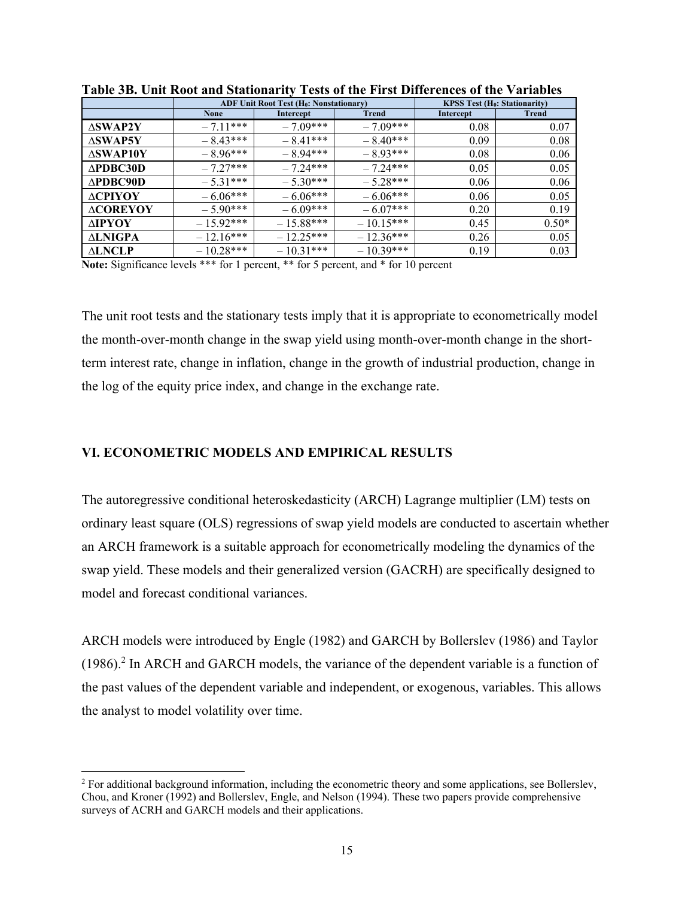**Table 3B. Unit Root and Stationarity Tests of the First Differences of the Variables**

| | ADF Unit Root Test ($H_0$: Nonstationary) | | | KPSS Test ($H_0$: Stationarity) | |
|---|---|---|---|---|---|
| | None | Intercept | Trend | Intercept | Trend |
| ΔSWAP2Y | – 7.11*** | – 7.09*** | – 7.09*** | 0.08 | 0.07 |
| ΔSWAP5Y | – 8.43*** | – 8.41*** | – 8.40*** | 0.09 | 0.08 |
| ΔSWAP10Y | – 8.96*** | – 8.94*** | – 8.93*** | 0.08 | 0.06 |
| ΔPDBC30D | – 7.27*** | – 7.24*** | – 7.24*** | 0.05 | 0.05 |
| ΔPDBC90D | – 5.31*** | – 5.30*** | – 5.28*** | 0.06 | 0.06 |
| ΔCPIYOY | – 6.06*** | – 6.06*** | – 6.06*** | 0.06 | 0.05 |
| ΔCOREYOY | – 5.90*** | – 6.09*** | – 6.07*** | 0.20 | 0.19 |
| ΔIPYOY | – 15.92*** | – 15.88*** | – 10.15*** | 0.45 | 0.50* |
| ΔLNIGPA | – 12.16*** | – 12.25*** | – 12.36*** | 0.26 | 0.05 |
| ΔLNCLP | – 10.28*** | – 10.31*** | – 10.39*** | 0.19 | 0.03 |

**Note:** Significance levels *** for 1 percent, ** for 5 percent, and * for 10 percent

The unit root tests and the stationary tests imply that it is appropriate to econometrically model the month-over-month change in the swap yield using month-over-month change in the short-term interest rate, change in inflation, change in the growth of industrial production, change in the log of the equity price index, and change in the exchange rate.

## VI. ECONOMETRIC MODELS AND EMPIRICAL RESULTS

The autoregressive conditional heteroskedasticity (ARCH) Lagrange multiplier (LM) tests on ordinary least square (OLS) regressions of swap yield models are conducted to ascertain whether an ARCH framework is a suitable approach for econometrically modeling the dynamics of the swap yield. These models and their generalized version (GACRH) are specifically designed to model and forecast conditional variances.

ARCH models were introduced by Engle (1982) and GARCH by Bollerslev (1986) and Taylor (1986).[2] In ARCH and GARCH models, the variance of the dependent variable is a function of the past values of the dependent variable and independent, or exogenous, variables. This allows the analyst to model volatility over time.

[2] For additional background information, including the econometric theory and some applications, see Bollerslev, Chou, and Kroner (1992) and Bollerslev, Engle, and Nelson (1994). These two papers provide comprehensive surveys of ACRH and GARCH models and their applications.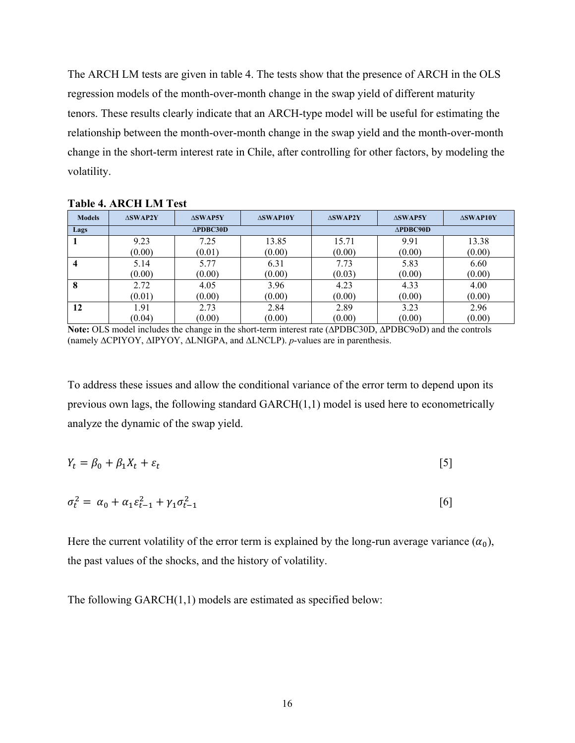The ARCH LM tests are given in table 4. The tests show that the presence of ARCH in the OLS regression models of the month-over-month change in the swap yield of different maturity tenors. These results clearly indicate that an ARCH-type model will be useful for estimating the relationship between the month-over-month change in the swap yield and the month-over-month change in the short-term interest rate in Chile, after controlling for other factors, by modeling the volatility.

**Table 4. ARCH LM Test**

| Models | ΔSWAP2Y | ΔSWAP5Y | ΔSWAP10Y | ΔSWAP2Y | ΔSWAP5Y | ΔSWAP10Y |
|---|---|---|---|---|---|---|
| Lags | ΔPDBC30D | | | ΔPDBC90D | | |
| 1 | 9.23<br>(0.00) | 7.25<br>(0.01) | 13.85<br>(0.00) | 15.71<br>(0.00) | 9.91<br>(0.00) | 13.38<br>(0.00) |
| 4 | 5.14<br>(0.00) | 5.77<br>(0.00) | 6.31<br>(0.00) | 7.73<br>(0.03) | 5.83<br>(0.00) | 6.60<br>(0.00) |
| 8 | 2.72<br>(0.01) | 4.05<br>(0.00) | 3.96<br>(0.00) | 4.23<br>(0.00) | 4.33<br>(0.00) | 4.00<br>(0.00) |
| 12 | 1.91<br>(0.04) | 2.73<br>(0.00) | 2.84<br>(0.00) | 2.89<br>(0.00) | 3.23<br>(0.00) | 2.96<br>(0.00) |

**Note:** OLS model includes the change in the short-term interest rate (ΔPDBC30D, ΔPDBC9oD) and the controls (namely ΔCPIYOY, ΔIPYOY, ΔLNIGPA, and ΔLNCLP). *p*-values are in parenthesis.

To address these issues and allow the conditional variance of the error term to depend upon its previous own lags, the following standard GARCH(1,1) model is used here to econometrically analyze the dynamic of the swap yield.

$$Y_t = \beta_0 + \beta_1 X_t + \varepsilon_t \quad [5]$$

$$\sigma_t^2 = \alpha_0 + \alpha_1 \varepsilon_{t-1}^2 + \gamma_1 \sigma_{t-1}^2 \quad [6]$$

Here the current volatility of the error term is explained by the long-run average variance ($\alpha_0$), the past values of the shocks, and the history of volatility.

The following GARCH(1,1) models are estimated as specified below: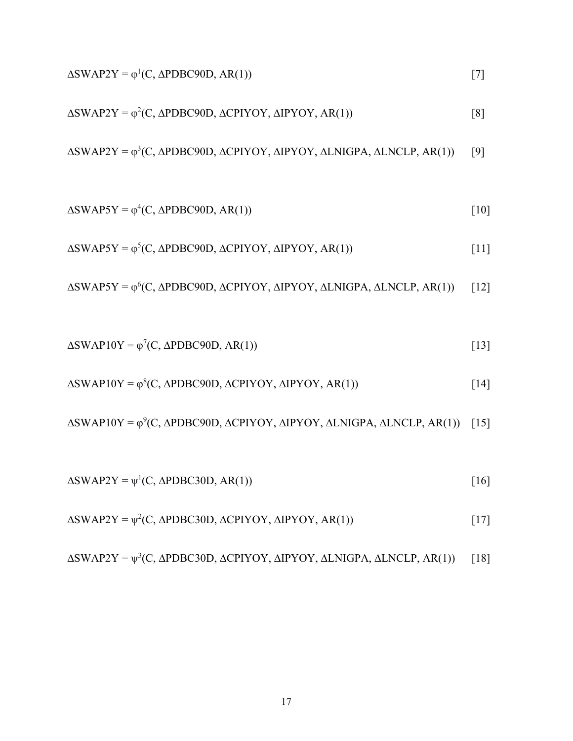$$\Delta SWAP2Y = \varphi^{1}(C, \Delta PDBC90D, AR(1)) \quad [7]$$

$$\Delta SWAP2Y = \varphi^{2}(C, \Delta PDBC90D, \Delta CPIYOY, \Delta IPYOY, AR(1)) \quad [8]$$

$$\Delta SWAP2Y = \varphi^{3}(C, \Delta PDBC90D, \Delta CPIYOY, \Delta IPYOY, \Delta LNIGPA, \Delta LNCLP, AR(1)) \quad [9]$$

$$\Delta SWAP5Y = \varphi^{4}(C, \Delta PDBC90D, AR(1)) \quad [10]$$

$$\Delta SWAP5Y = \varphi^{5}(C, \Delta PDBC90D, \Delta CPIYOY, \Delta IPYOY, AR(1)) \quad [11]$$

$$\Delta SWAP5Y = \varphi^{6}(C, \Delta PDBC90D, \Delta CPIYOY, \Delta IPYOY, \Delta LNIGPA, \Delta LNCLP, AR(1)) \quad [12]$$

$$\Delta SWAP10Y = \varphi^{7}(C, \Delta PDBC90D, AR(1)) \quad [13]$$

$$\Delta SWAP10Y = \varphi^{8}(C, \Delta PDBC90D, \Delta CPIYOY, \Delta IPYOY, AR(1)) \quad [14]$$

$$\Delta SWAP10Y = \varphi^{9}(C, \Delta PDBC90D, \Delta CPIYOY, \Delta IPYOY, \Delta LNIGPA, \Delta LNCLP, AR(1)) \quad [15]$$

$$\Delta SWAP2Y = \psi^{1}(C, \Delta PDBC30D, AR(1)) \quad [16]$$

$$\Delta SWAP2Y = \psi^{2}(C, \Delta PDBC30D, \Delta CPIYOY, \Delta IPYOY, AR(1)) \quad [17]$$

$$\Delta SWAP2Y = \psi^{3}(C, \Delta PDBC30D, \Delta CPIYOY, \Delta IPYOY, \Delta LNIGPA, \Delta LNCLP, AR(1)) \quad [18]$$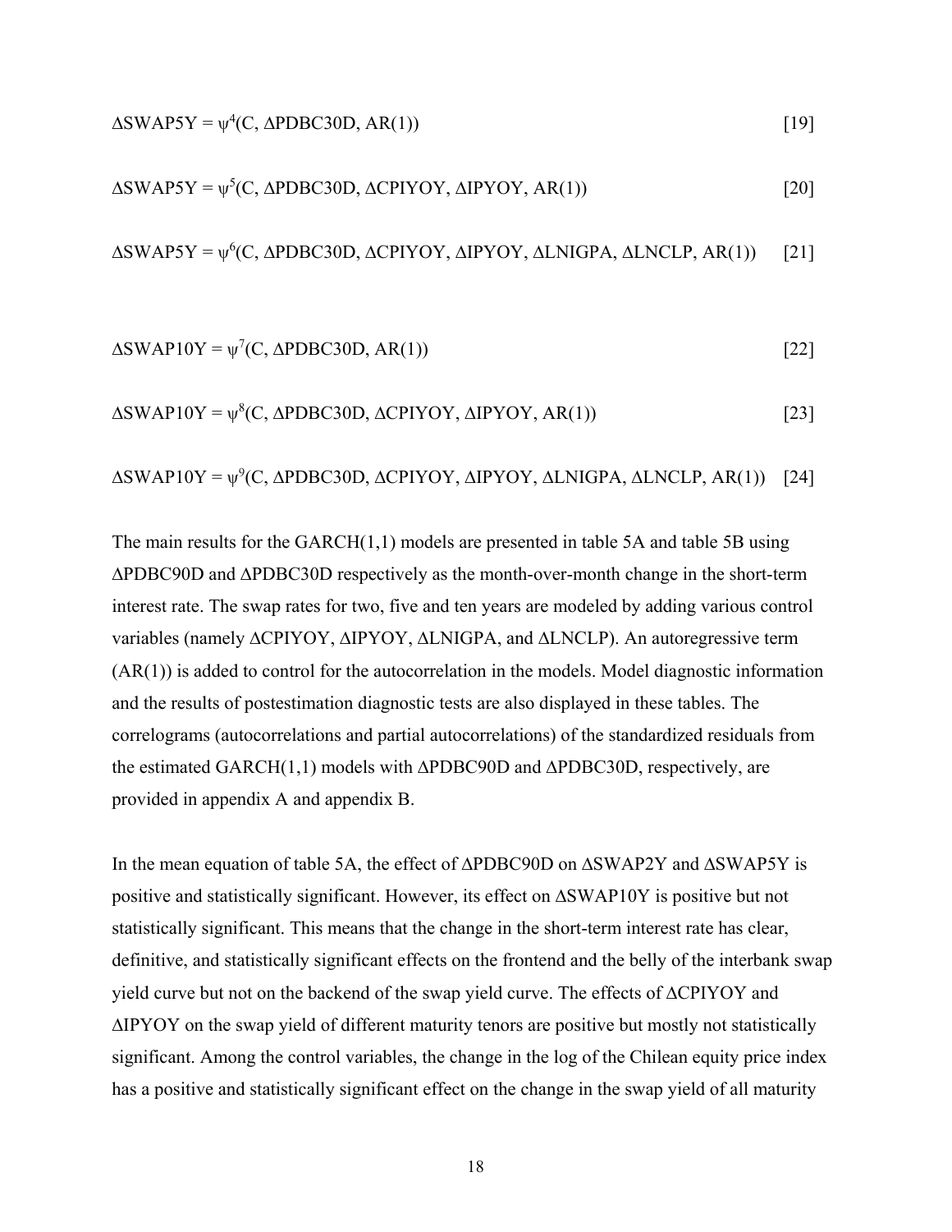$$\Delta SWAP5Y = \psi^4(C, \Delta PDBC30D, AR(1)) \quad [19]$$

$$\Delta SWAP5Y = \psi^5(C, \Delta PDBC30D, \Delta CPIYOY, \Delta IPYOY, AR(1)) \quad [20]$$

$$\Delta SWAP5Y = \psi^6(C, \Delta PDBC30D, \Delta CPIYOY, \Delta IPYOY, \Delta LNIGPA, \Delta LNCLP, AR(1)) \quad [21]$$

$$\Delta SWAP10Y = \psi^7(C, \Delta PDBC30D, AR(1)) \quad [22]$$

$$\Delta SWAP10Y = \psi^8(C, \Delta PDBC30D, \Delta CPIYOY, \Delta IPYOY, AR(1)) \quad [23]$$

$$\Delta SWAP10Y = \psi^9(C, \Delta PDBC30D, \Delta CPIYOY, \Delta IPYOY, \Delta LNIGPA, \Delta LNCLP, AR(1)) \quad [24]$$

The main results for the GARCH(1,1) models are presented in table 5A and table 5B using ΔPDBC90D and ΔPDBC30D respectively as the month-over-month change in the short-term interest rate. The swap rates for two, five and ten years are modeled by adding various control variables (namely ΔCPIYOY, ΔIPYOY, ΔLNIGPA, and ΔLNCLP). An autoregressive term (AR(1)) is added to control for the autocorrelation in the models. Model diagnostic information and the results of postestimation diagnostic tests are also displayed in these tables. The correlograms (autocorrelations and partial autocorrelations) of the standardized residuals from the estimated GARCH(1,1) models with ΔPDBC90D and ΔPDBC30D, respectively, are provided in appendix A and appendix B.

In the mean equation of table 5A, the effect of ΔPDBC90D on ΔSWAP2Y and ΔSWAP5Y is positive and statistically significant. However, its effect on ΔSWAP10Y is positive but not statistically significant. This means that the change in the short-term interest rate has clear, definitive, and statistically significant effects on the frontend and the belly of the interbank swap yield curve but not on the backend of the swap yield curve. The effects of ΔCPIYOY and ΔIPYOY on the swap yield of different maturity tenors are positive but mostly not statistically significant. Among the control variables, the change in the log of the Chilean equity price index has a positive and statistically significant effect on the change in the swap yield of all maturity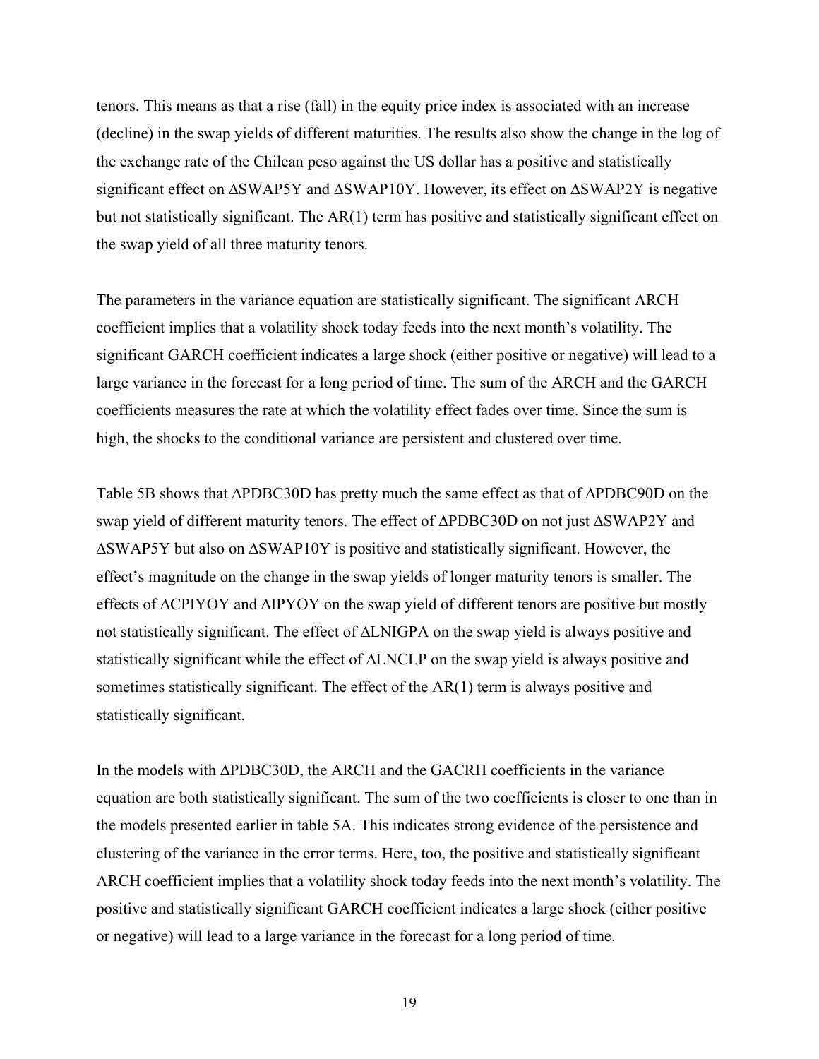tenors. This means as that a rise (fall) in the equity price index is associated with an increase (decline) in the swap yields of different maturities. The results also show the change in the log of the exchange rate of the Chilean peso against the US dollar has a positive and statistically significant effect on ΔSWAP5Y and ΔSWAP10Y. However, its effect on ΔSWAP2Y is negative but not statistically significant. The AR(1) term has positive and statistically significant effect on the swap yield of all three maturity tenors.

The parameters in the variance equation are statistically significant. The significant ARCH coefficient implies that a volatility shock today feeds into the next month's volatility. The significant GARCH coefficient indicates a large shock (either positive or negative) will lead to a large variance in the forecast for a long period of time. The sum of the ARCH and the GARCH coefficients measures the rate at which the volatility effect fades over time. Since the sum is high, the shocks to the conditional variance are persistent and clustered over time.

Table 5B shows that ΔPDBC30D has pretty much the same effect as that of ΔPDBC90D on the swap yield of different maturity tenors. The effect of ΔPDBC30D on not just ΔSWAP2Y and ΔSWAP5Y but also on ΔSWAP10Y is positive and statistically significant. However, the effect's magnitude on the change in the swap yields of longer maturity tenors is smaller. The effects of ΔCPIYOY and ΔIPYOY on the swap yield of different tenors are positive but mostly not statistically significant. The effect of ΔLNIGPA on the swap yield is always positive and statistically significant while the effect of ΔLNCLP on the swap yield is always positive and sometimes statistically significant. The effect of the AR(1) term is always positive and statistically significant.

In the models with ΔPDBC30D, the ARCH and the GACRH coefficients in the variance equation are both statistically significant. The sum of the two coefficients is closer to one than in the models presented earlier in table 5A. This indicates strong evidence of the persistence and clustering of the variance in the error terms. Here, too, the positive and statistically significant ARCH coefficient implies that a volatility shock today feeds into the next month's volatility. The positive and statistically significant GARCH coefficient indicates a large shock (either positive or negative) will lead to a large variance in the forecast for a long period of time.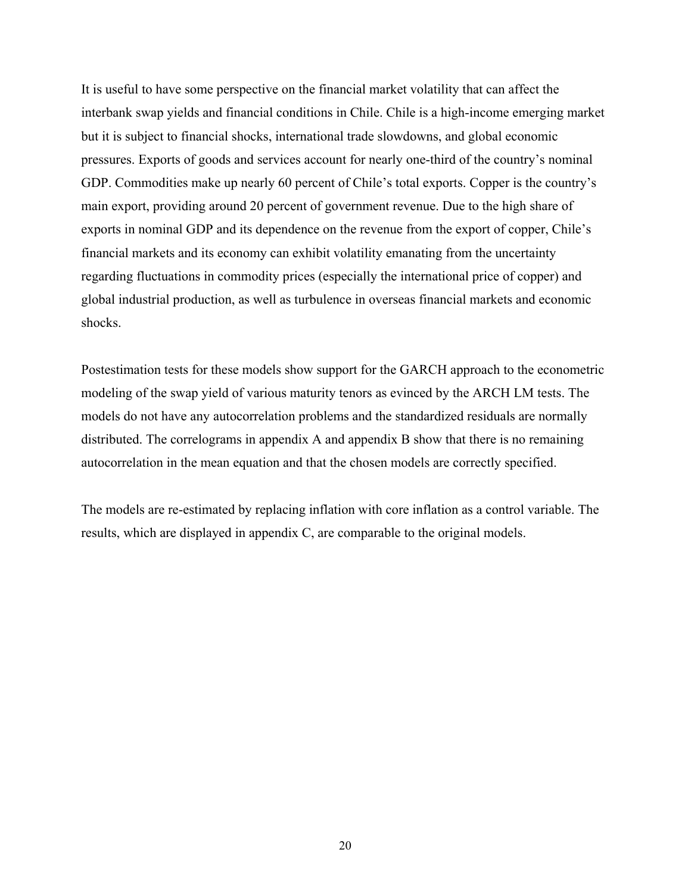It is useful to have some perspective on the financial market volatility that can affect the interbank swap yields and financial conditions in Chile. Chile is a high-income emerging market but it is subject to financial shocks, international trade slowdowns, and global economic pressures. Exports of goods and services account for nearly one-third of the country's nominal GDP. Commodities make up nearly 60 percent of Chile's total exports. Copper is the country's main export, providing around 20 percent of government revenue. Due to the high share of exports in nominal GDP and its dependence on the revenue from the export of copper, Chile's financial markets and its economy can exhibit volatility emanating from the uncertainty regarding fluctuations in commodity prices (especially the international price of copper) and global industrial production, as well as turbulence in overseas financial markets and economic shocks.

Postestimation tests for these models show support for the GARCH approach to the econometric modeling of the swap yield of various maturity tenors as evinced by the ARCH LM tests. The models do not have any autocorrelation problems and the standardized residuals are normally distributed. The correlograms in appendix A and appendix B show that there is no remaining autocorrelation in the mean equation and that the chosen models are correctly specified.

The models are re-estimated by replacing inflation with core inflation as a control variable. The results, which are displayed in appendix C, are comparable to the original models.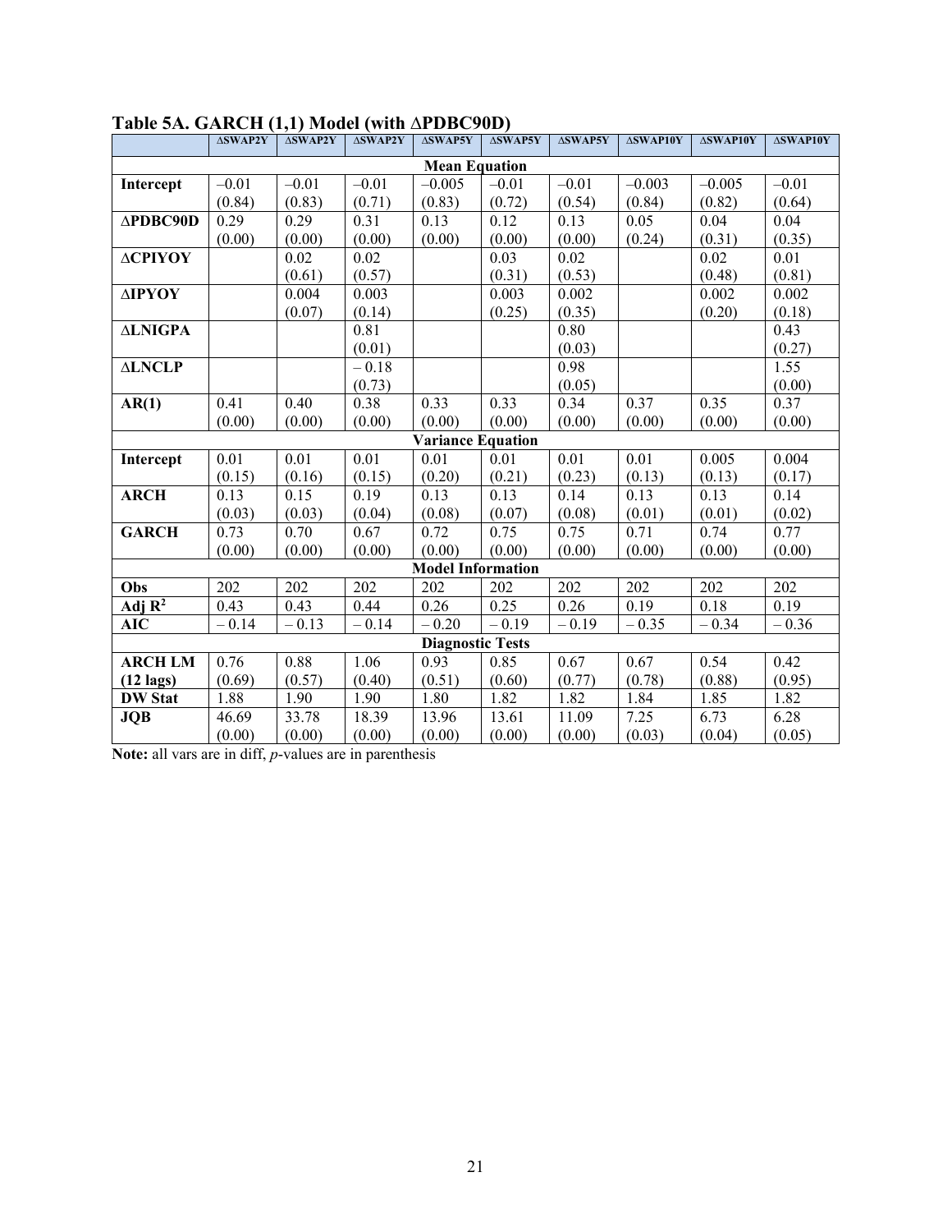**Table 5A. GARCH (1,1) Model (with ΔPDBC90D)**

| | ΔSWAP2Y | ΔSWAP2Y | ΔSWAP2Y | ΔSWAP5Y | ΔSWAP5Y | ΔSWAP5Y | ΔSWAP10Y | ΔSWAP10Y | ΔSWAP10Y |
|---|---|---|---|---|---|---|---|---|---|
| **Mean Equation** | | | | | | | | | |
| **Intercept** | −0.01<br>(0.84) | −0.01<br>(0.83) | −0.01<br>(0.71) | −0.005<br>(0.83) | −0.01<br>(0.72) | −0.01<br>(0.54) | −0.003<br>(0.84) | −0.005<br>(0.82) | −0.01<br>(0.64) |
| **ΔPDBC90D** | 0.29<br>(0.00) | 0.29<br>(0.00) | 0.31<br>(0.00) | 0.13<br>(0.00) | 0.12<br>(0.00) | 0.13<br>(0.00) | 0.05<br>(0.24) | 0.04<br>(0.31) | 0.04<br>(0.35) |
| **ΔCPIYOY** | | 0.02<br>(0.61) | 0.02<br>(0.57) | | 0.03<br>(0.31) | 0.02<br>(0.53) | | 0.02<br>(0.48) | 0.01<br>(0.81) |
| **ΔIPYOY** | | 0.004<br>(0.07) | 0.003<br>(0.14) | | 0.003<br>(0.25) | 0.002<br>(0.35) | | 0.002<br>(0.20) | 0.002<br>(0.18) |
| **ΔLNIGPA** | | | 0.81<br>(0.01) | | | 0.80<br>(0.03) | | | 0.43<br>(0.27) |
| **ΔLNCLP** | | | − 0.18<br>(0.73) | | | 0.98<br>(0.05) | | | 1.55<br>(0.00) |
| **AR(1)** | 0.41<br>(0.00) | 0.40<br>(0.00) | 0.38<br>(0.00) | 0.33<br>(0.00) | 0.33<br>(0.00) | 0.34<br>(0.00) | 0.37<br>(0.00) | 0.35<br>(0.00) | 0.37<br>(0.00) |
| **Variance Equation** | | | | | | | | | |
| **Intercept** | 0.01<br>(0.15) | 0.01<br>(0.16) | 0.01<br>(0.15) | 0.01<br>(0.20) | 0.01<br>(0.21) | 0.01<br>(0.23) | 0.01<br>(0.13) | 0.005<br>(0.13) | 0.004<br>(0.17) |
| **ARCH** | 0.13<br>(0.03) | 0.15<br>(0.03) | 0.19<br>(0.04) | 0.13<br>(0.08) | 0.13<br>(0.07) | 0.14<br>(0.08) | 0.13<br>(0.01) | 0.13<br>(0.01) | 0.14<br>(0.02) |
| **GARCH** | 0.73<br>(0.00) | 0.70<br>(0.00) | 0.67<br>(0.00) | 0.72<br>(0.00) | 0.75<br>(0.00) | 0.75<br>(0.00) | 0.71<br>(0.00) | 0.74<br>(0.00) | 0.77<br>(0.00) |
| **Model Information** | | | | | | | | | |
| **Obs** | 202 | 202 | 202 | 202 | 202 | 202 | 202 | 202 | 202 |
| **Adj $R^2$** | 0.43 | 0.43 | 0.44 | 0.26 | 0.25 | 0.26 | 0.19 | 0.18 | 0.19 |
| **AIC** | − 0.14 | − 0.13 | − 0.14 | − 0.20 | − 0.19 | − 0.19 | − 0.35 | − 0.34 | − 0.36 |
| **Diagnostic Tests** | | | | | | | | | |
| **ARCH LM (12 lags)** | 0.76<br>(0.69) | 0.88<br>(0.57) | 1.06<br>(0.40) | 0.93<br>(0.51) | 0.85<br>(0.60) | 0.67<br>(0.77) | 0.67<br>(0.78) | 0.54<br>(0.88) | 0.42<br>(0.95) |
| **DW Stat** | 1.88 | 1.90 | 1.90 | 1.80 | 1.82 | 1.82 | 1.84 | 1.85 | 1.82 |
| **JQB** | 46.69<br>(0.00) | 33.78<br>(0.00) | 18.39<br>(0.00) | 13.96<br>(0.00) | 13.61<br>(0.00) | 11.09<br>(0.00) | 7.25<br>(0.03) | 6.73<br>(0.04) | 6.28<br>(0.05) |

**Note:** all vars are in diff, *p*-values are in parenthesis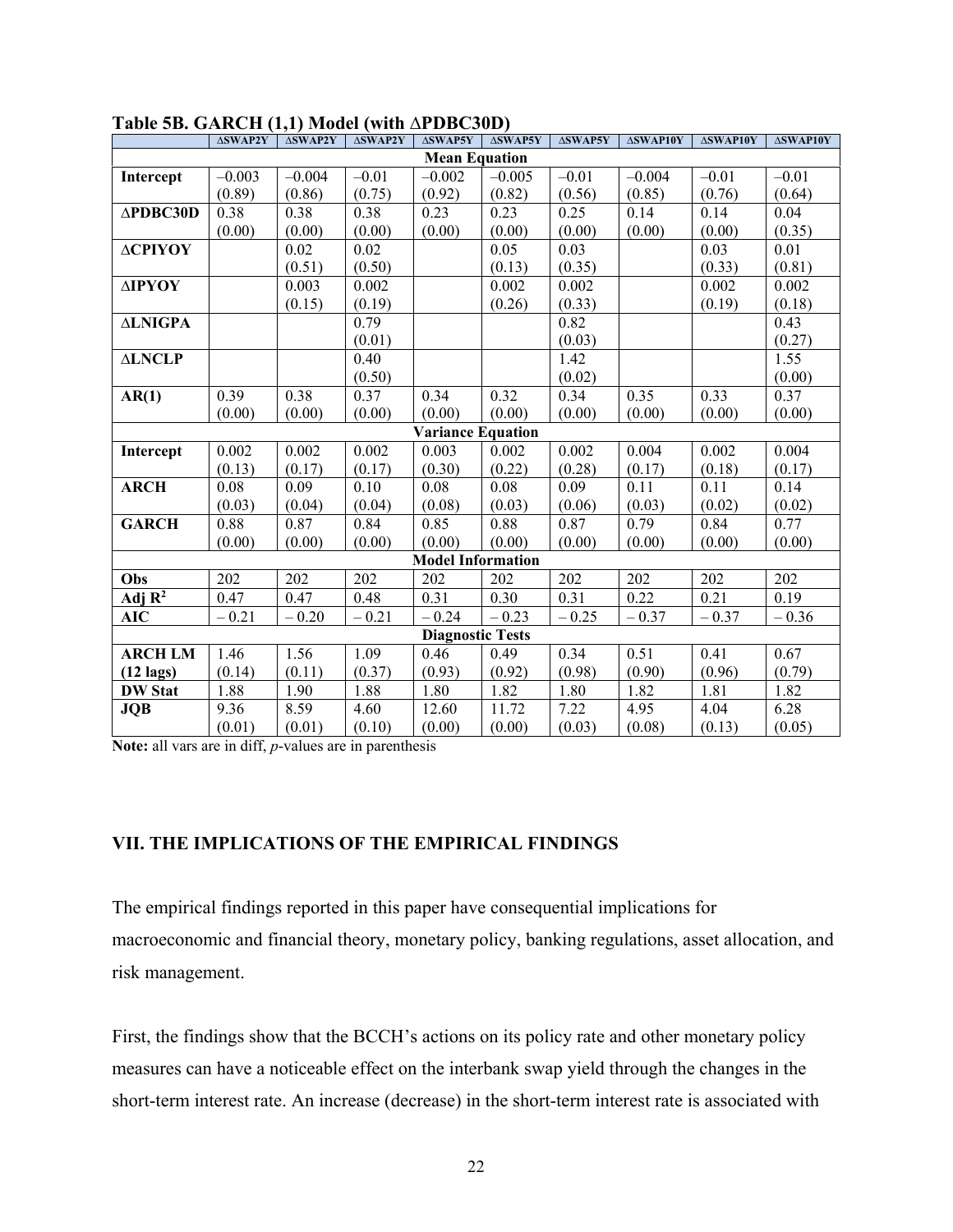**Table 5B. GARCH (1,1) Model (with ΔPDBC30D)**

| | ΔSWAP2Y | ΔSWAP2Y | ΔSWAP2Y | ΔSWAP5Y | ΔSWAP5Y | ΔSWAP5Y | ΔSWAP10Y | ΔSWAP10Y | ΔSWAP10Y |
|---|---|---|---|---|---|---|---|---|---|
| **Mean Equation** | | | | | | | | | |
| **Intercept** | –0.003 (0.89) | –0.004 (0.86) | –0.01 (0.75) | –0.002 (0.92) | –0.005 (0.82) | –0.01 (0.56) | –0.004 (0.85) | –0.01 (0.76) | –0.01 (0.64) |
| **ΔPDBC30D** | 0.38 (0.00) | 0.38 (0.00) | 0.38 (0.00) | 0.23 (0.00) | 0.23 (0.00) | 0.25 (0.00) | 0.14 (0.00) | 0.14 (0.00) | 0.04 (0.35) |
| **ΔCPIYOY** | | 0.02 (0.51) | 0.02 (0.50) | | 0.05 (0.13) | 0.03 (0.35) | | 0.03 (0.33) | 0.01 (0.81) |
| **ΔIPYOY** | | 0.003 (0.15) | 0.002 (0.19) | | 0.002 (0.26) | 0.002 (0.33) | | 0.002 (0.19) | 0.002 (0.18) |
| **ΔLNIGPA** | | | 0.79 (0.01) | | | 0.82 (0.03) | | | 0.43 (0.27) |
| **ΔLNCLP** | | | 0.40 (0.50) | | | 1.42 (0.02) | | | 1.55 (0.00) |
| **AR(1)** | 0.39 (0.00) | 0.38 (0.00) | 0.37 (0.00) | 0.34 (0.00) | 0.32 (0.00) | 0.34 (0.00) | 0.35 (0.00) | 0.33 (0.00) | 0.37 (0.00) |
| **Variance Equation** | | | | | | | | | |
| **Intercept** | 0.002 (0.13) | 0.002 (0.17) | 0.002 (0.17) | 0.003 (0.30) | 0.002 (0.22) | 0.002 (0.28) | 0.004 (0.17) | 0.002 (0.18) | 0.004 (0.17) |
| **ARCH** | 0.08 (0.03) | 0.09 (0.04) | 0.10 (0.04) | 0.08 (0.08) | 0.08 (0.03) | 0.09 (0.06) | 0.11 (0.03) | 0.11 (0.02) | 0.14 (0.02) |
| **GARCH** | 0.88 (0.00) | 0.87 (0.00) | 0.84 (0.00) | 0.85 (0.00) | 0.88 (0.00) | 0.87 (0.00) | 0.79 (0.00) | 0.84 (0.00) | 0.77 (0.00) |
| **Model Information** | | | | | | | | | |
| **Obs** | 202 | 202 | 202 | 202 | 202 | 202 | 202 | 202 | 202 |
| **Adj $R^2$** | 0.47 | 0.47 | 0.48 | 0.31 | 0.30 | 0.31 | 0.22 | 0.21 | 0.19 |
| **AIC** | – 0.21 | – 0.20 | – 0.21 | – 0.24 | – 0.23 | – 0.25 | – 0.37 | – 0.37 | – 0.36 |
| **Diagnostic Tests** | | | | | | | | | |
| **ARCH LM (12 lags)** | 1.46 (0.14) | 1.56 (0.11) | 1.09 (0.37) | 0.46 (0.93) | 0.49 (0.92) | 0.34 (0.98) | 0.51 (0.90) | 0.41 (0.96) | 0.67 (0.79) |
| **DW Stat** | 1.88 | 1.90 | 1.88 | 1.80 | 1.82 | 1.80 | 1.82 | 1.81 | 1.82 |
| **JQB** | 9.36 (0.01) | 8.59 (0.01) | 4.60 (0.10) | 12.60 (0.00) | 11.72 (0.00) | 7.22 (0.03) | 4.95 (0.08) | 4.04 (0.13) | 6.28 (0.05) |

**Note:** all vars are in diff, *p*-values are in parenthesis

## VII. THE IMPLICATIONS OF THE EMPIRICAL FINDINGS

The empirical findings reported in this paper have consequential implications for macroeconomic and financial theory, monetary policy, banking regulations, asset allocation, and risk management.

First, the findings show that the BCCH's actions on its policy rate and other monetary policy measures can have a noticeable effect on the interbank swap yield through the changes in the short-term interest rate. An increase (decrease) in the short-term interest rate is associated with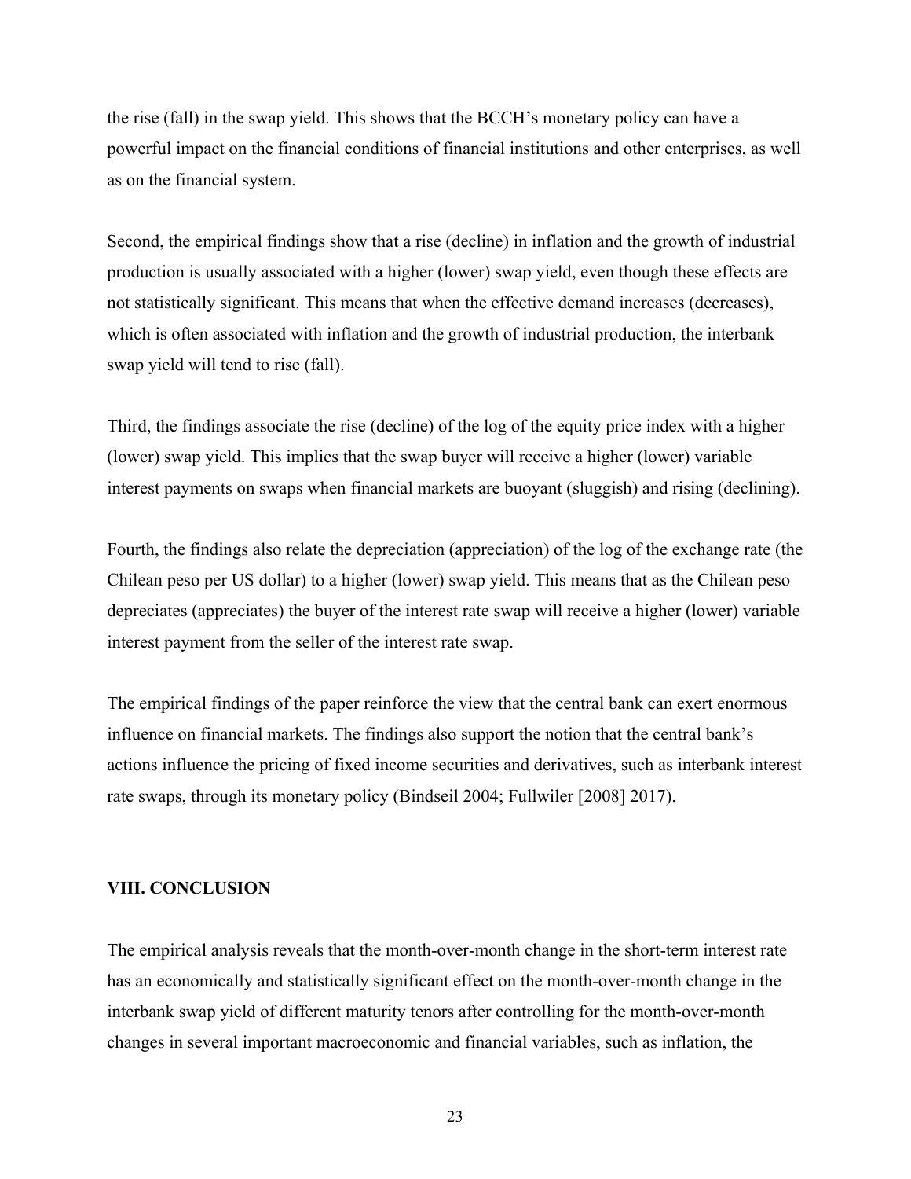the rise (fall) in the swap yield. This shows that the BCCH's monetary policy can have a powerful impact on the financial conditions of financial institutions and other enterprises, as well as on the financial system.

Second, the empirical findings show that a rise (decline) in inflation and the growth of industrial production is usually associated with a higher (lower) swap yield, even though these effects are not statistically significant. This means that when the effective demand increases (decreases), which is often associated with inflation and the growth of industrial production, the interbank swap yield will tend to rise (fall).

Third, the findings associate the rise (decline) of the log of the equity price index with a higher (lower) swap yield. This implies that the swap buyer will receive a higher (lower) variable interest payments on swaps when financial markets are buoyant (sluggish) and rising (declining).

Fourth, the findings also relate the depreciation (appreciation) of the log of the exchange rate (the Chilean peso per US dollar) to a higher (lower) swap yield. This means that as the Chilean peso depreciates (appreciates) the buyer of the interest rate swap will receive a higher (lower) variable interest payment from the seller of the interest rate swap.

The empirical findings of the paper reinforce the view that the central bank can exert enormous influence on financial markets. The findings also support the notion that the central bank's actions influence the pricing of fixed income securities and derivatives, such as interbank interest rate swaps, through its monetary policy (Bindseil 2004; Fullwiler [2008] 2017).

## VIII. CONCLUSION

The empirical analysis reveals that the month-over-month change in the short-term interest rate has an economically and statistically significant effect on the month-over-month change in the interbank swap yield of different maturity tenors after controlling for the month-over-month changes in several important macroeconomic and financial variables, such as inflation, the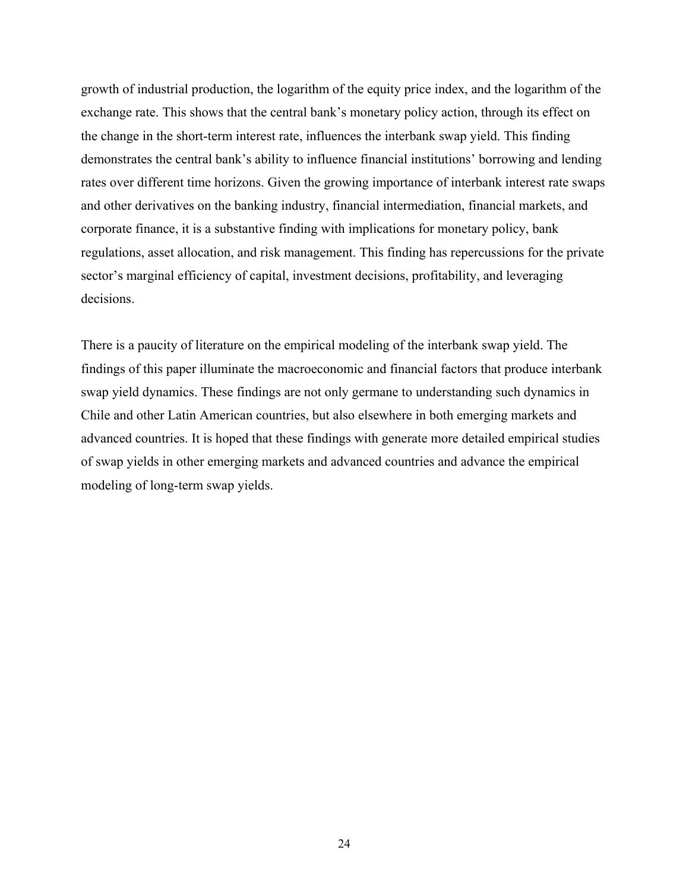growth of industrial production, the logarithm of the equity price index, and the logarithm of the exchange rate. This shows that the central bank's monetary policy action, through its effect on the change in the short-term interest rate, influences the interbank swap yield. This finding demonstrates the central bank's ability to influence financial institutions' borrowing and lending rates over different time horizons. Given the growing importance of interbank interest rate swaps and other derivatives on the banking industry, financial intermediation, financial markets, and corporate finance, it is a substantive finding with implications for monetary policy, bank regulations, asset allocation, and risk management. This finding has repercussions for the private sector's marginal efficiency of capital, investment decisions, profitability, and leveraging decisions.

There is a paucity of literature on the empirical modeling of the interbank swap yield. The findings of this paper illuminate the macroeconomic and financial factors that produce interbank swap yield dynamics. These findings are not only germane to understanding such dynamics in Chile and other Latin American countries, but also elsewhere in both emerging markets and advanced countries. It is hoped that these findings with generate more detailed empirical studies of swap yields in other emerging markets and advanced countries and advance the empirical modeling of long-term swap yields.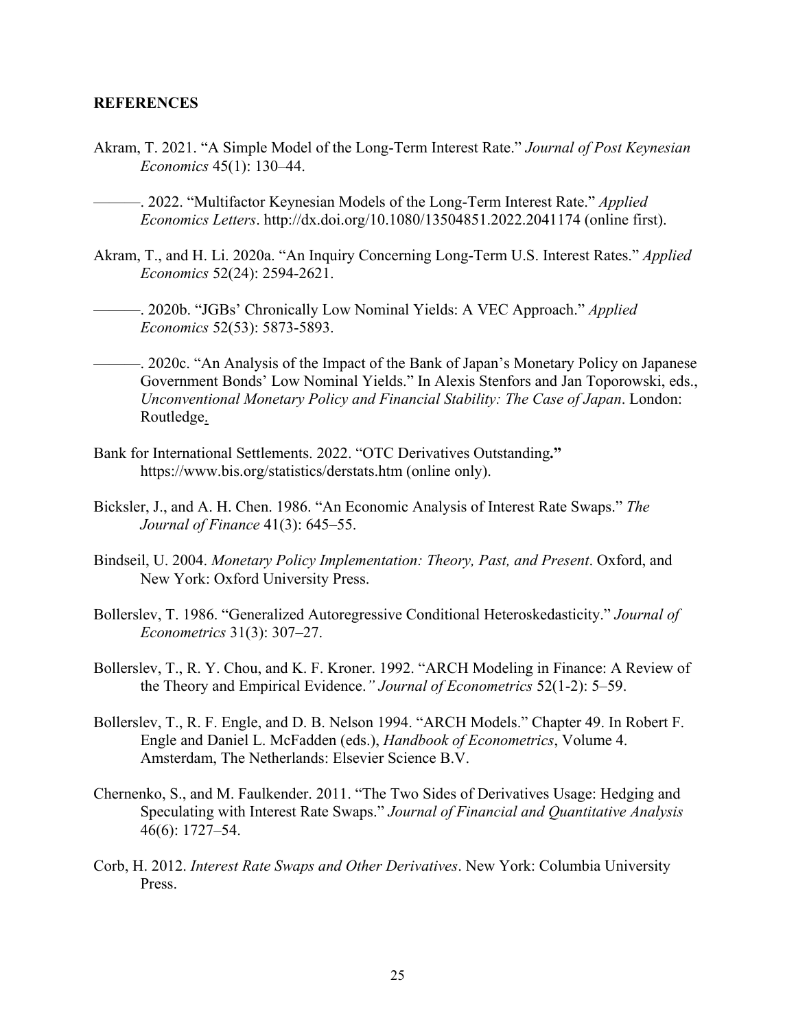**REFERENCES**

Akram, T. 2021. "A Simple Model of the Long-Term Interest Rate." *Journal of Post Keynesian Economics* 45(1): 130–44.

———. 2022. "Multifactor Keynesian Models of the Long-Term Interest Rate." *Applied Economics Letters*. http://dx.doi.org/10.1080/13504851.2022.2041174 (online first).

Akram, T., and H. Li. 2020a. "An Inquiry Concerning Long-Term U.S. Interest Rates." *Applied Economics* 52(24): 2594-2621.

———. 2020b. "JGBs' Chronically Low Nominal Yields: A VEC Approach." *Applied Economics* 52(53): 5873-5893.

———. 2020c. "An Analysis of the Impact of the Bank of Japan's Monetary Policy on Japanese Government Bonds' Low Nominal Yields." In Alexis Stenfors and Jan Toporowski, eds., *Unconventional Monetary Policy and Financial Stability: The Case of Japan*. London: Routledge.

Bank for International Settlements. 2022. "OTC Derivatives Outstanding**."** https://www.bis.org/statistics/derstats.htm (online only).

Bicksler, J., and A. H. Chen. 1986. "An Economic Analysis of Interest Rate Swaps." *The Journal of Finance* 41(3): 645–55.

Bindseil, U. 2004. *Monetary Policy Implementation: Theory, Past, and Present*. Oxford, and New York: Oxford University Press.

Bollerslev, T. 1986. "Generalized Autoregressive Conditional Heteroskedasticity." *Journal of Econometrics* 31(3): 307–27.

Bollerslev, T., R. Y. Chou, and K. F. Kroner. 1992. "ARCH Modeling in Finance: A Review of the Theory and Empirical Evidence.*" Journal of Econometrics* 52(1-2): 5–59.

Bollerslev, T., R. F. Engle, and D. B. Nelson 1994. "ARCH Models." Chapter 49. In Robert F. Engle and Daniel L. McFadden (eds.), *Handbook of Econometrics*, Volume 4. Amsterdam, The Netherlands: Elsevier Science B.V.

Chernenko, S., and M. Faulkender. 2011. "The Two Sides of Derivatives Usage: Hedging and Speculating with Interest Rate Swaps." *Journal of Financial and Quantitative Analysis* 46(6): 1727–54.

Corb, H. 2012. *Interest Rate Swaps and Other Derivatives*. New York: Columbia University Press.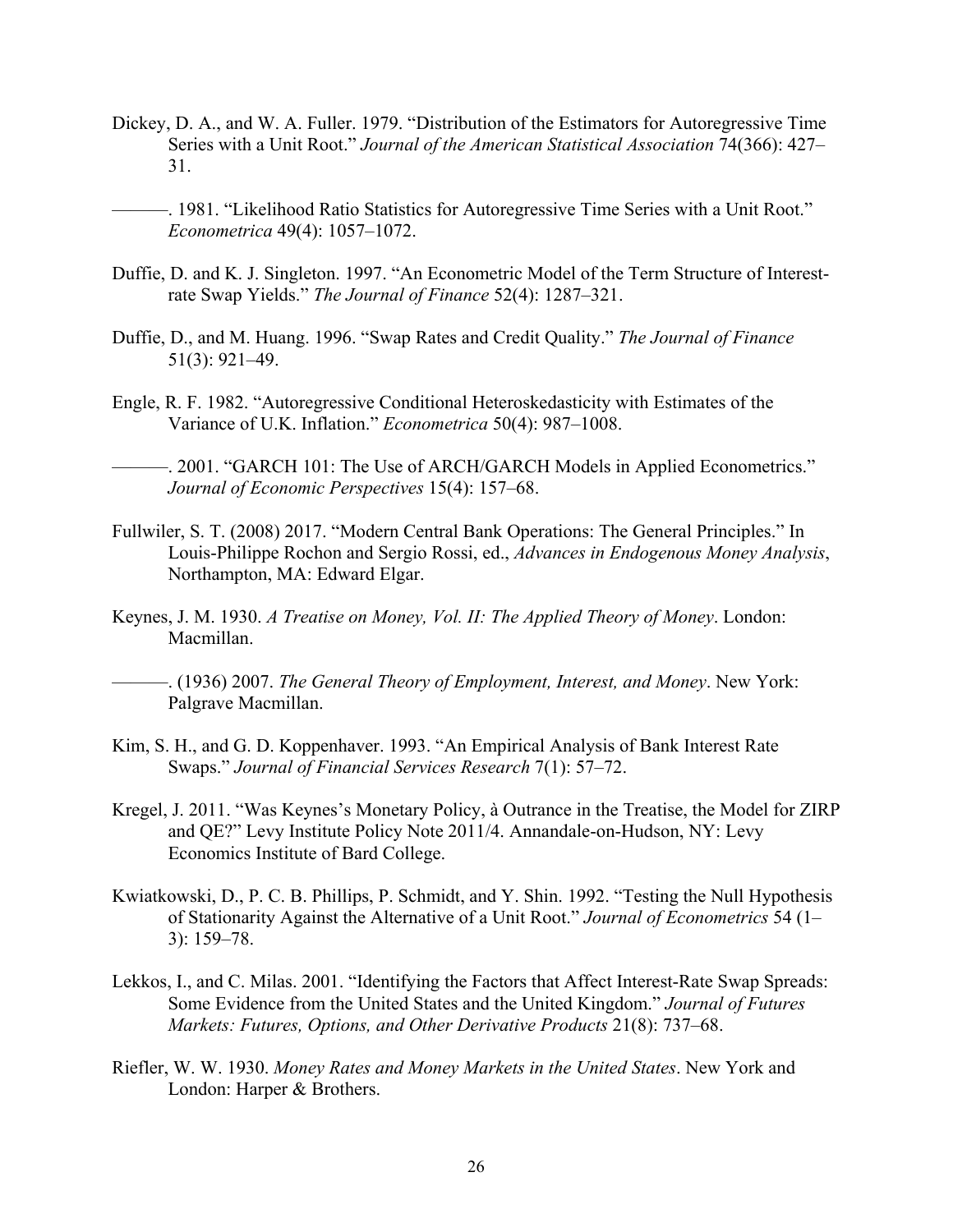Dickey, D. A., and W. A. Fuller. 1979. "Distribution of the Estimators for Autoregressive Time Series with a Unit Root." *Journal of the American Statistical Association* 74(366): 427–31.

———. 1981. "Likelihood Ratio Statistics for Autoregressive Time Series with a Unit Root." *Econometrica* 49(4): 1057–1072.

Duffie, D. and K. J. Singleton. 1997. "An Econometric Model of the Term Structure of Interest-rate Swap Yields." *The Journal of Finance* 52(4): 1287–321.

Duffie, D., and M. Huang. 1996. "Swap Rates and Credit Quality." *The Journal of Finance* 51(3): 921–49.

Engle, R. F. 1982. "Autoregressive Conditional Heteroskedasticity with Estimates of the Variance of U.K. Inflation." *Econometrica* 50(4): 987–1008.

———. 2001. "GARCH 101: The Use of ARCH/GARCH Models in Applied Econometrics." *Journal of Economic Perspectives* 15(4): 157–68.

Fullwiler, S. T. (2008) 2017. "Modern Central Bank Operations: The General Principles." In Louis-Philippe Rochon and Sergio Rossi, ed., *Advances in Endogenous Money Analysis*, Northampton, MA: Edward Elgar.

Keynes, J. M. 1930. *A Treatise on Money, Vol. II: The Applied Theory of Money*. London: Macmillan.

———. (1936) 2007. *The General Theory of Employment, Interest, and Money*. New York: Palgrave Macmillan.

Kim, S. H., and G. D. Koppenhaver. 1993. "An Empirical Analysis of Bank Interest Rate Swaps." *Journal of Financial Services Research* 7(1): 57–72.

Kregel, J. 2011. "Was Keynes's Monetary Policy, à Outrance in the Treatise, the Model for ZIRP and QE?" Levy Institute Policy Note 2011/4. Annandale-on-Hudson, NY: Levy Economics Institute of Bard College.

Kwiatkowski, D., P. C. B. Phillips, P. Schmidt, and Y. Shin. 1992. "Testing the Null Hypothesis of Stationarity Against the Alternative of a Unit Root." *Journal of Econometrics* 54 (1–3): 159–78.

Lekkos, I., and C. Milas. 2001. "Identifying the Factors that Affect Interest-Rate Swap Spreads: Some Evidence from the United States and the United Kingdom." *Journal of Futures Markets: Futures, Options, and Other Derivative Products* 21(8): 737–68.

Riefler, W. W. 1930. *Money Rates and Money Markets in the United States*. New York and London: Harper & Brothers.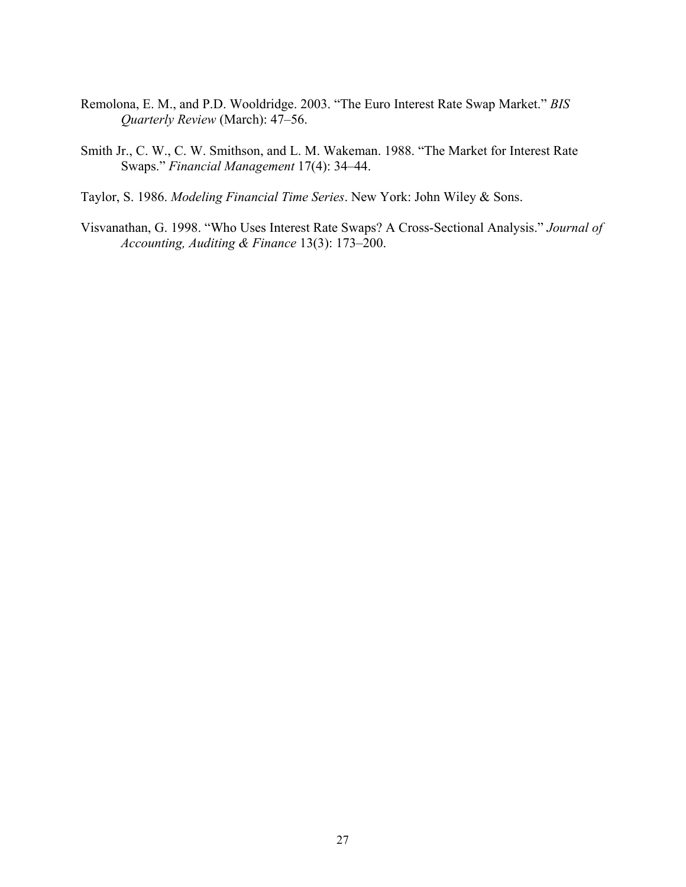Remolona, E. M., and P.D. Wooldridge. 2003. "The Euro Interest Rate Swap Market." *BIS Quarterly Review* (March): 47–56.

Smith Jr., C. W., C. W. Smithson, and L. M. Wakeman. 1988. "The Market for Interest Rate Swaps." *Financial Management* 17(4): 34–44.

Taylor, S. 1986. *Modeling Financial Time Series*. New York: John Wiley & Sons.

Visvanathan, G. 1998. "Who Uses Interest Rate Swaps? A Cross-Sectional Analysis." *Journal of Accounting, Auditing & Finance* 13(3): 173–200.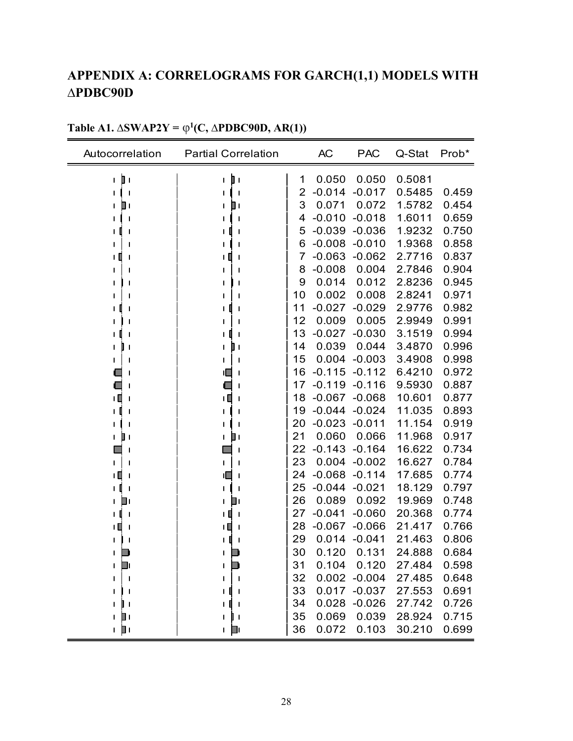# APPENDIX A: CORRELOGRAMS FOR GARCH(1,1) MODELS WITH ΔPDBC90D

**Table A1. ΔSWAP2Y = $\varphi^1$(C, ΔPDBC90D, AR(1))**

| Autocorrelation | Partial Correlation | | AC | PAC | Q-Stat | Prob* |
|---|---|---|---|---|---|---|
| | | 1 | 0.050 | 0.050 | 0.5081 | |
| | | 2 | -0.014 | -0.017 | 0.5485 | 0.459 |
| | | 3 | 0.071 | 0.072 | 1.5782 | 0.454 |
| | | 4 | -0.010 | -0.018 | 1.6011 | 0.659 |
| | | 5 | -0.039 | -0.036 | 1.9232 | 0.750 |
| | | 6 | -0.008 | -0.010 | 1.9368 | 0.858 |
| | | 7 | -0.063 | -0.062 | 2.7716 | 0.837 |
| | | 8 | -0.008 | 0.004 | 2.7846 | 0.904 |
| | | 9 | 0.014 | 0.012 | 2.8236 | 0.945 |
| | | 10 | 0.002 | 0.008 | 2.8241 | 0.971 |
| | | 11 | -0.027 | -0.029 | 2.9776 | 0.982 |
| | | 12 | 0.009 | 0.005 | 2.9949 | 0.991 |
| | | 13 | -0.027 | -0.030 | 3.1519 | 0.994 |
| | | 14 | 0.039 | 0.044 | 3.4870 | 0.996 |
| | | 15 | 0.004 | -0.003 | 3.4908 | 0.998 |
| | | 16 | -0.115 | -0.112 | 6.4210 | 0.972 |
| | | 17 | -0.119 | -0.116 | 9.5930 | 0.887 |
| | | 18 | -0.067 | -0.068 | 10.601 | 0.877 |
| | | 19 | -0.044 | -0.024 | 11.035 | 0.893 |
| | | 20 | -0.023 | -0.011 | 11.154 | 0.919 |
| | | 21 | 0.060 | 0.066 | 11.968 | 0.917 |
| | | 22 | -0.143 | -0.164 | 16.622 | 0.734 |
| | | 23 | 0.004 | -0.002 | 16.627 | 0.784 |
| | | 24 | -0.068 | -0.114 | 17.685 | 0.774 |
| | | 25 | -0.044 | -0.021 | 18.129 | 0.797 |
| | | 26 | 0.089 | 0.092 | 19.969 | 0.748 |
| | | 27 | -0.041 | -0.060 | 20.368 | 0.774 |
| | | 28 | -0.067 | -0.066 | 21.417 | 0.766 |
| | | 29 | 0.014 | -0.041 | 21.463 | 0.806 |
| | | 30 | 0.120 | 0.131 | 24.888 | 0.684 |
| | | 31 | 0.104 | 0.120 | 27.484 | 0.598 |
| | | 32 | 0.002 | -0.004 | 27.485 | 0.648 |
| | | 33 | 0.017 | -0.037 | 27.553 | 0.691 |
| | | 34 | 0.028 | -0.026 | 27.742 | 0.726 |
| | | 35 | 0.069 | 0.039 | 28.924 | 0.715 |
| | | 36 | 0.072 | 0.103 | 30.210 | 0.699 |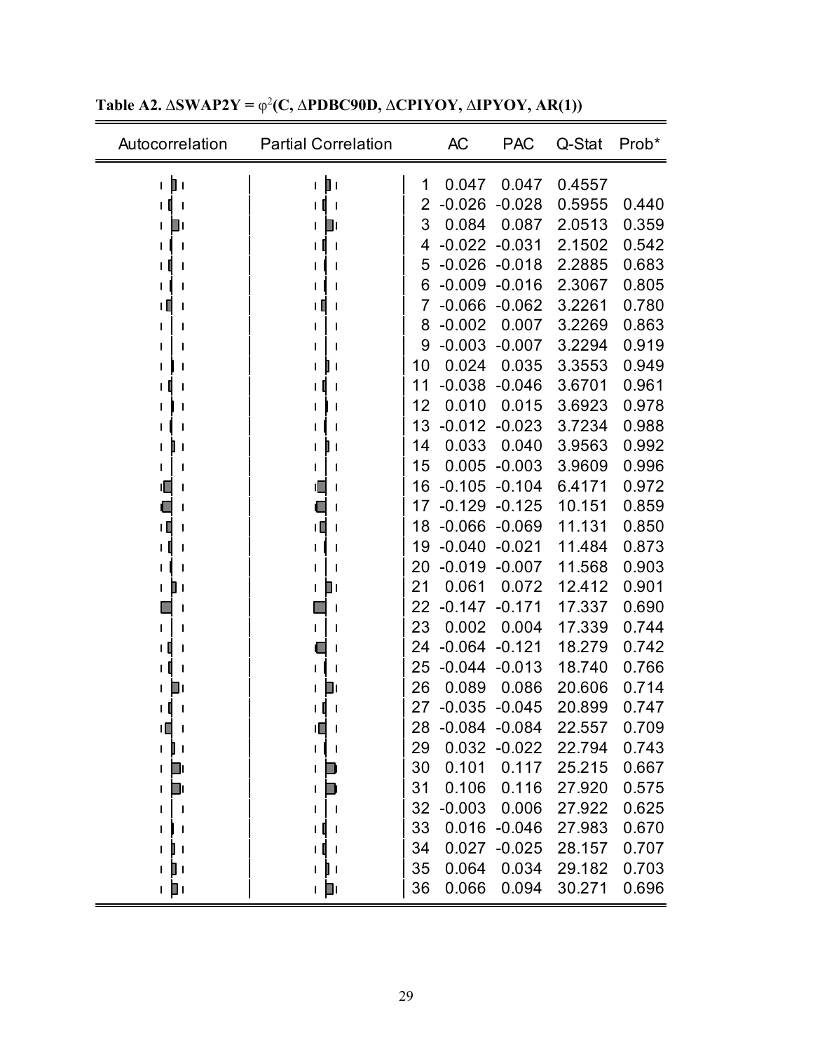**Table A2. $\Delta$SWAP2Y = $\varphi^2$(C, $\Delta$PDBC90D, $\Delta$CPIYOY, $\Delta$IPYOY, AR(1))**

| Autocorrelation | Partial Correlation | | AC | PAC | Q-Stat | Prob* |
|---|---|---|---|---|---|---|
| | | 1 | 0.047 | 0.047 | 0.4557 | |
| | | 2 | -0.026 | -0.028 | 0.5955 | 0.440 |
| | | 3 | 0.084 | 0.087 | 2.0513 | 0.359 |
| | | 4 | -0.022 | -0.031 | 2.1502 | 0.542 |
| | | 5 | -0.026 | -0.018 | 2.2885 | 0.683 |
| | | 6 | -0.009 | -0.016 | 2.3067 | 0.805 |
| | | 7 | -0.066 | -0.062 | 3.2261 | 0.780 |
| | | 8 | -0.002 | 0.007 | 3.2269 | 0.863 |
| | | 9 | -0.003 | -0.007 | 3.2294 | 0.919 |
| | | 10 | 0.024 | 0.035 | 3.3553 | 0.949 |
| | | 11 | -0.038 | -0.046 | 3.6701 | 0.961 |
| | | 12 | 0.010 | 0.015 | 3.6923 | 0.978 |
| | | 13 | -0.012 | -0.023 | 3.7234 | 0.988 |
| | | 14 | 0.033 | 0.040 | 3.9563 | 0.992 |
| | | 15 | 0.005 | -0.003 | 3.9609 | 0.996 |
| | | 16 | -0.105 | -0.104 | 6.4171 | 0.972 |
| | | 17 | -0.129 | -0.125 | 10.151 | 0.859 |
| | | 18 | -0.066 | -0.069 | 11.131 | 0.850 |
| | | 19 | -0.040 | -0.021 | 11.484 | 0.873 |
| | | 20 | -0.019 | -0.007 | 11.568 | 0.903 |
| | | 21 | 0.061 | 0.072 | 12.412 | 0.901 |
| | | 22 | -0.147 | -0.171 | 17.337 | 0.690 |
| | | 23 | 0.002 | 0.004 | 17.339 | 0.744 |
| | | 24 | -0.064 | -0.121 | 18.279 | 0.742 |
| | | 25 | -0.044 | -0.013 | 18.740 | 0.766 |
| | | 26 | 0.089 | 0.086 | 20.606 | 0.714 |
| | | 27 | -0.035 | -0.045 | 20.899 | 0.747 |
| | | 28 | -0.084 | -0.084 | 22.557 | 0.709 |
| | | 29 | 0.032 | -0.022 | 22.794 | 0.743 |
| | | 30 | 0.101 | 0.117 | 25.215 | 0.667 |
| | | 31 | 0.106 | 0.116 | 27.920 | 0.575 |
| | | 32 | -0.003 | 0.006 | 27.922 | 0.625 |
| | | 33 | 0.016 | -0.046 | 27.983 | 0.670 |
| | | 34 | 0.027 | -0.025 | 28.157 | 0.707 |
| | | 35 | 0.064 | 0.034 | 29.182 | 0.703 |
| | | 36 | 0.066 | 0.094 | 30.271 | 0.696 |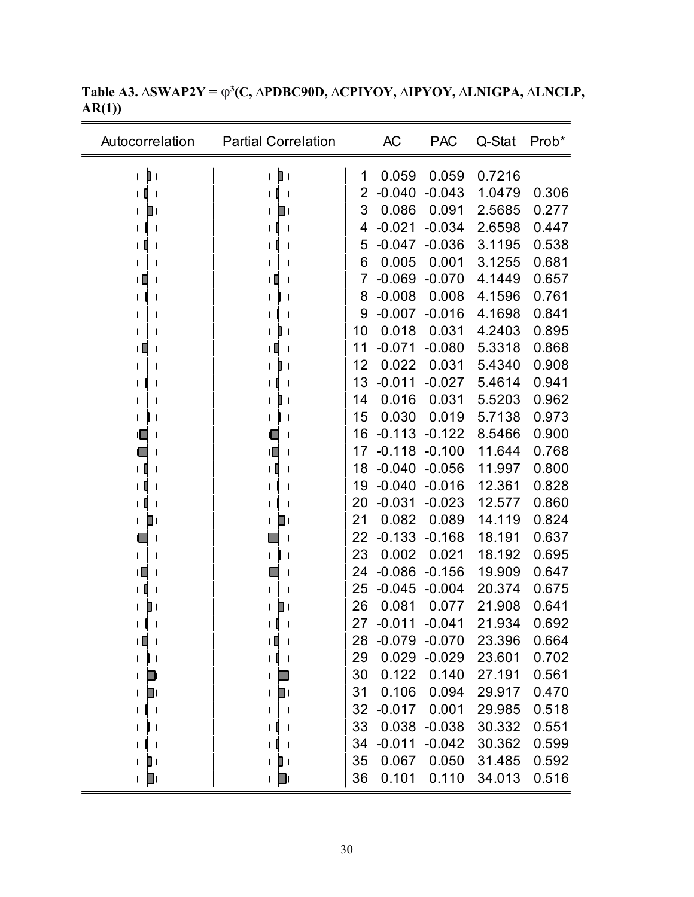**Table A3. $\Delta$SWAP2Y = $\varphi^3$(C, $\Delta$PDBC90D, $\Delta$CPIYOY, $\Delta$IPYOY, $\Delta$LNIGPA, $\Delta$LNCLP, AR(1))**

| Autocorrelation | Partial Correlation | | AC | PAC | Q-Stat | Prob* |
|---|---|---|---|---|---|---|
| | | 1 | 0.059 | 0.059 | 0.7216 | |
| | | 2 | -0.040 | -0.043 | 1.0479 | 0.306 |
| | | 3 | 0.086 | 0.091 | 2.5685 | 0.277 |
| | | 4 | -0.021 | -0.034 | 2.6598 | 0.447 |
| | | 5 | -0.047 | -0.036 | 3.1195 | 0.538 |
| | | 6 | 0.005 | 0.001 | 3.1255 | 0.681 |
| | | 7 | -0.069 | -0.070 | 4.1449 | 0.657 |
| | | 8 | -0.008 | 0.008 | 4.1596 | 0.761 |
| | | 9 | -0.007 | -0.016 | 4.1698 | 0.841 |
| | | 10 | 0.018 | 0.031 | 4.2403 | 0.895 |
| | | 11 | -0.071 | -0.080 | 5.3318 | 0.868 |
| | | 12 | 0.022 | 0.031 | 5.4340 | 0.908 |
| | | 13 | -0.011 | -0.027 | 5.4614 | 0.941 |
| | | 14 | 0.016 | 0.031 | 5.5203 | 0.962 |
| | | 15 | 0.030 | 0.019 | 5.7138 | 0.973 |
| | | 16 | -0.113 | -0.122 | 8.5466 | 0.900 |
| | | 17 | -0.118 | -0.100 | 11.644 | 0.768 |
| | | 18 | -0.040 | -0.056 | 11.997 | 0.800 |
| | | 19 | -0.040 | -0.016 | 12.361 | 0.828 |
| | | 20 | -0.031 | -0.023 | 12.577 | 0.860 |
| | | 21 | 0.082 | 0.089 | 14.119 | 0.824 |
| | | 22 | -0.133 | -0.168 | 18.191 | 0.637 |
| | | 23 | 0.002 | 0.021 | 18.192 | 0.695 |
| | | 24 | -0.086 | -0.156 | 19.909 | 0.647 |
| | | 25 | -0.045 | -0.004 | 20.374 | 0.675 |
| | | 26 | 0.081 | 0.077 | 21.908 | 0.641 |
| | | 27 | -0.011 | -0.041 | 21.934 | 0.692 |
| | | 28 | -0.079 | -0.070 | 23.396 | 0.664 |
| | | 29 | 0.029 | -0.029 | 23.601 | 0.702 |
| | | 30 | 0.122 | 0.140 | 27.191 | 0.561 |
| | | 31 | 0.106 | 0.094 | 29.917 | 0.470 |
| | | 32 | -0.017 | 0.001 | 29.985 | 0.518 |
| | | 33 | 0.038 | -0.038 | 30.332 | 0.551 |
| | | 34 | -0.011 | -0.042 | 30.362 | 0.599 |
| | | 35 | 0.067 | 0.050 | 31.485 | 0.592 |
| | | 36 | 0.101 | 0.110 | 34.013 | 0.516 |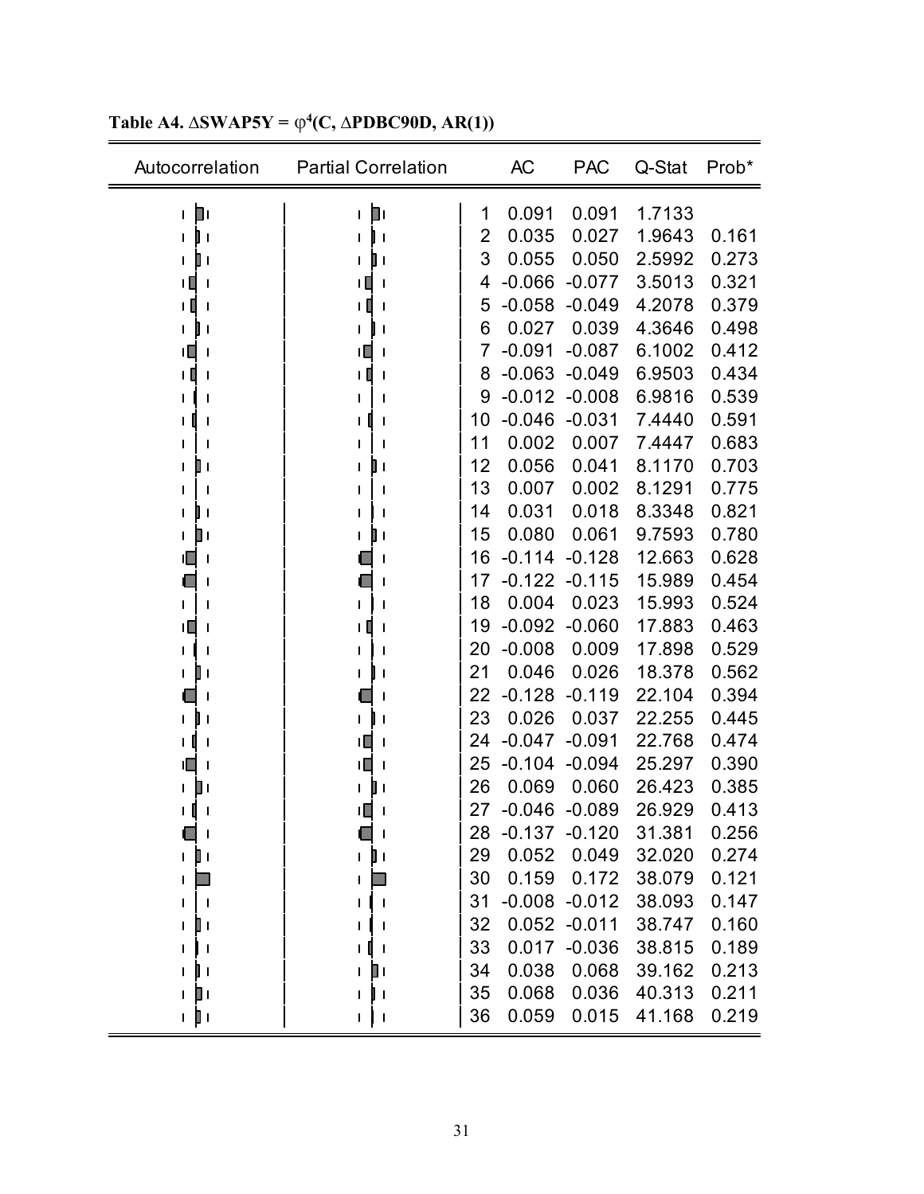**Table A4. $\Delta$SWAP5Y = $\varphi^4$(C, $\Delta$PDBC90D, AR(1))**

| Autocorrelation | Partial Correlation | | AC | PAC | Q-Stat | Prob* |
|---|---|---|---|---|---|---|
| | | 1 | 0.091 | 0.091 | 1.7133 | |
| | | 2 | 0.035 | 0.027 | 1.9643 | 0.161 |
| | | 3 | 0.055 | 0.050 | 2.5992 | 0.273 |
| | | 4 | -0.066 | -0.077 | 3.5013 | 0.321 |
| | | 5 | -0.058 | -0.049 | 4.2078 | 0.379 |
| | | 6 | 0.027 | 0.039 | 4.3646 | 0.498 |
| | | 7 | -0.091 | -0.087 | 6.1002 | 0.412 |
| | | 8 | -0.063 | -0.049 | 6.9503 | 0.434 |
| | | 9 | -0.012 | -0.008 | 6.9816 | 0.539 |
| | | 10 | -0.046 | -0.031 | 7.4440 | 0.591 |
| | | 11 | 0.002 | 0.007 | 7.4447 | 0.683 |
| | | 12 | 0.056 | 0.041 | 8.1170 | 0.703 |
| | | 13 | 0.007 | 0.002 | 8.1291 | 0.775 |
| | | 14 | 0.031 | 0.018 | 8.3348 | 0.821 |
| | | 15 | 0.080 | 0.061 | 9.7593 | 0.780 |
| | | 16 | -0.114 | -0.128 | 12.663 | 0.628 |
| | | 17 | -0.122 | -0.115 | 15.989 | 0.454 |
| | | 18 | 0.004 | 0.023 | 15.993 | 0.524 |
| | | 19 | -0.092 | -0.060 | 17.883 | 0.463 |
| | | 20 | -0.008 | 0.009 | 17.898 | 0.529 |
| | | 21 | 0.046 | 0.026 | 18.378 | 0.562 |
| | | 22 | -0.128 | -0.119 | 22.104 | 0.394 |
| | | 23 | 0.026 | 0.037 | 22.255 | 0.445 |
| | | 24 | -0.047 | -0.091 | 22.768 | 0.474 |
| | | 25 | -0.104 | -0.094 | 25.297 | 0.390 |
| | | 26 | 0.069 | 0.060 | 26.423 | 0.385 |
| | | 27 | -0.046 | -0.089 | 26.929 | 0.413 |
| | | 28 | -0.137 | -0.120 | 31.381 | 0.256 |
| | | 29 | 0.052 | 0.049 | 32.020 | 0.274 |
| | | 30 | 0.159 | 0.172 | 38.079 | 0.121 |
| | | 31 | -0.008 | -0.012 | 38.093 | 0.147 |
| | | 32 | 0.052 | -0.011 | 38.747 | 0.160 |
| | | 33 | 0.017 | -0.036 | 38.815 | 0.189 |
| | | 34 | 0.038 | 0.068 | 39.162 | 0.213 |
| | | 35 | 0.068 | 0.036 | 40.313 | 0.211 |
| | | 36 | 0.059 | 0.015 | 41.168 | 0.219 |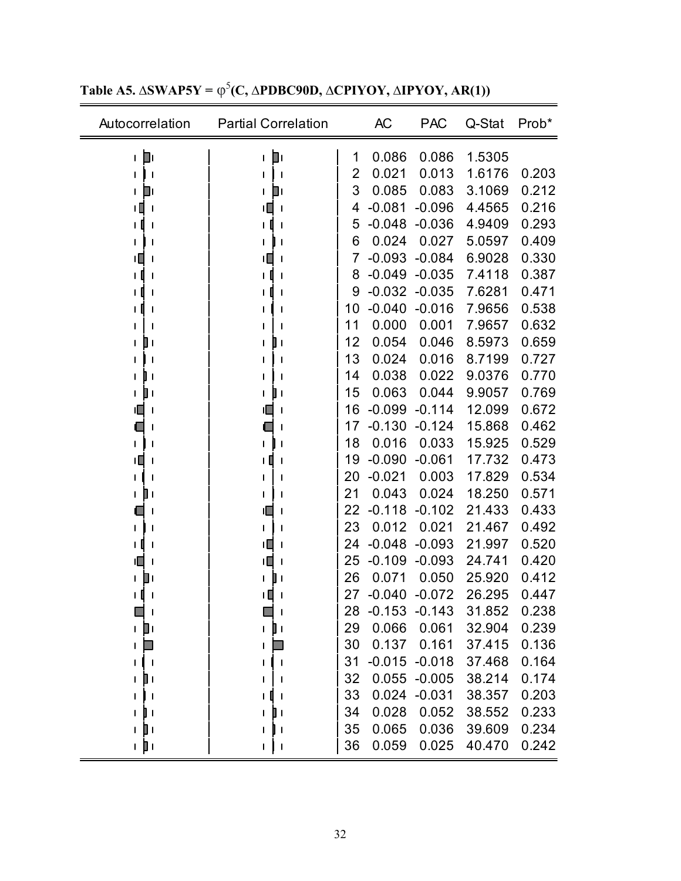**Table A5. $\Delta$SWAP5Y = $\varphi^5$(C, $\Delta$PDBC90D, $\Delta$CPIYOY, $\Delta$IPYOY, AR(1))**

| Autocorrelation | Partial Correlation | | AC | PAC | Q-Stat | Prob* |
|---|---|---|---|---|---|---|
| | | 1 | 0.086 | 0.086 | 1.5305 | |
| | | 2 | 0.021 | 0.013 | 1.6176 | 0.203 |
| | | 3 | 0.085 | 0.083 | 3.1069 | 0.212 |
| | | 4 | -0.081 | -0.096 | 4.4565 | 0.216 |
| | | 5 | -0.048 | -0.036 | 4.9409 | 0.293 |
| | | 6 | 0.024 | 0.027 | 5.0597 | 0.409 |
| | | 7 | -0.093 | -0.084 | 6.9028 | 0.330 |
| | | 8 | -0.049 | -0.035 | 7.4118 | 0.387 |
| | | 9 | -0.032 | -0.035 | 7.6281 | 0.471 |
| | | 10 | -0.040 | -0.016 | 7.9656 | 0.538 |
| | | 11 | 0.000 | 0.001 | 7.9657 | 0.632 |
| | | 12 | 0.054 | 0.046 | 8.5973 | 0.659 |
| | | 13 | 0.024 | 0.016 | 8.7199 | 0.727 |
| | | 14 | 0.038 | 0.022 | 9.0376 | 0.770 |
| | | 15 | 0.063 | 0.044 | 9.9057 | 0.769 |
| | | 16 | -0.099 | -0.114 | 12.099 | 0.672 |
| | | 17 | -0.130 | -0.124 | 15.868 | 0.462 |
| | | 18 | 0.016 | 0.033 | 15.925 | 0.529 |
| | | 19 | -0.090 | -0.061 | 17.732 | 0.473 |
| | | 20 | -0.021 | 0.003 | 17.829 | 0.534 |
| | | 21 | 0.043 | 0.024 | 18.250 | 0.571 |
| | | 22 | -0.118 | -0.102 | 21.433 | 0.433 |
| | | 23 | 0.012 | 0.021 | 21.467 | 0.492 |
| | | 24 | -0.048 | -0.093 | 21.997 | 0.520 |
| | | 25 | -0.109 | -0.093 | 24.741 | 0.420 |
| | | 26 | 0.071 | 0.050 | 25.920 | 0.412 |
| | | 27 | -0.040 | -0.072 | 26.295 | 0.447 |
| | | 28 | -0.153 | -0.143 | 31.852 | 0.238 |
| | | 29 | 0.066 | 0.061 | 32.904 | 0.239 |
| | | 30 | 0.137 | 0.161 | 37.415 | 0.136 |
| | | 31 | -0.015 | -0.018 | 37.468 | 0.164 |
| | | 32 | 0.055 | -0.005 | 38.214 | 0.174 |
| | | 33 | 0.024 | -0.031 | 38.357 | 0.203 |
| | | 34 | 0.028 | 0.052 | 38.552 | 0.233 |
| | | 35 | 0.065 | 0.036 | 39.609 | 0.234 |
| | | 36 | 0.059 | 0.025 | 40.470 | 0.242 |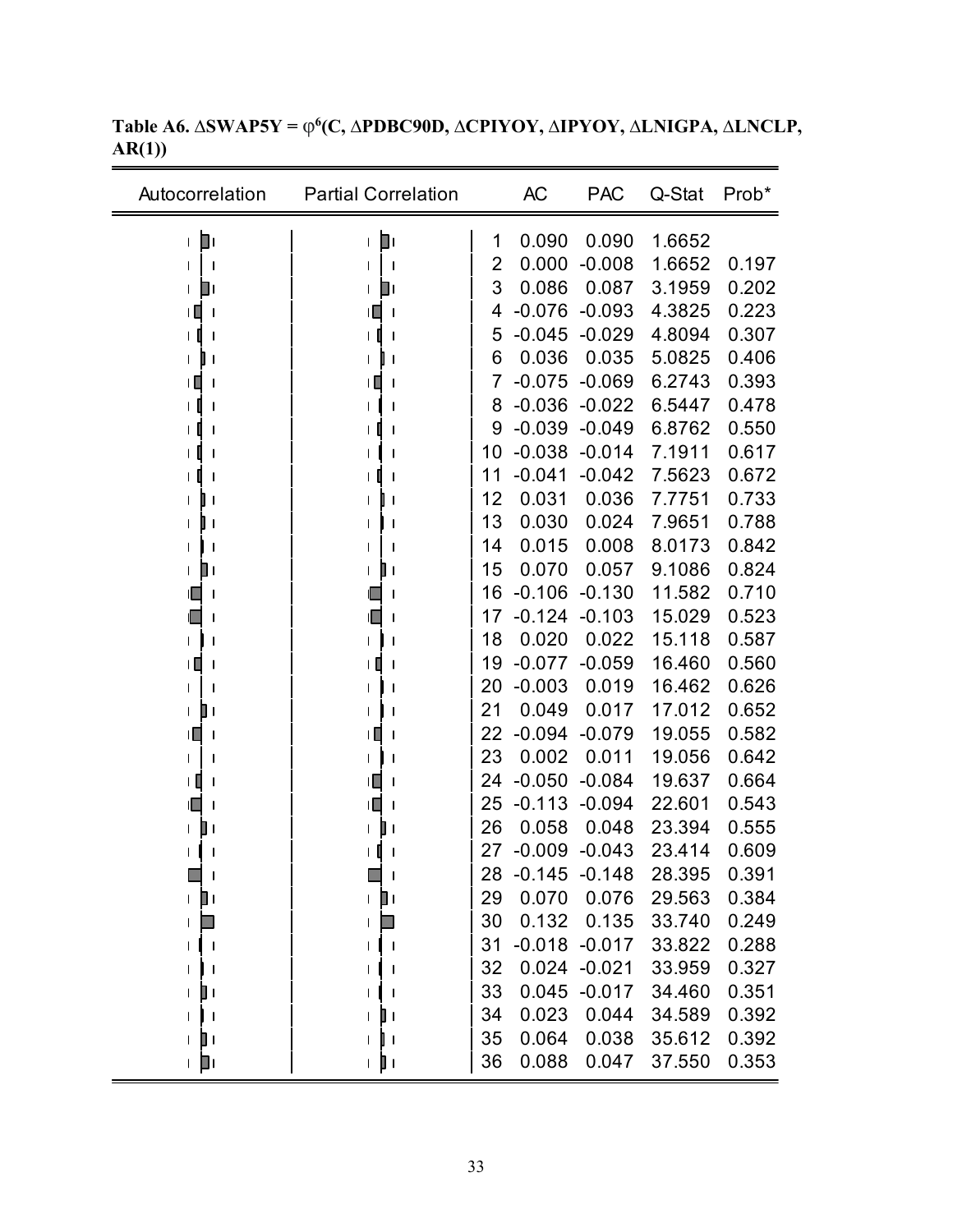**Table A6. $\Delta$SWAP5Y = $\varphi^6$(C, $\Delta$PDBC90D, $\Delta$CPIYOY, $\Delta$IPYOY, $\Delta$LNIGPA, $\Delta$LNCLP, AR(1))**

| Autocorrelation | Partial Correlation | | AC | PAC | Q-Stat | Prob* |
|---|---|---|---|---|---|---|
| | | 1 | 0.090 | 0.090 | 1.6652 | |
| | | 2 | 0.000 | -0.008 | 1.6652 | 0.197 |
| | | 3 | 0.086 | 0.087 | 3.1959 | 0.202 |
| | | 4 | -0.076 | -0.093 | 4.3825 | 0.223 |
| | | 5 | -0.045 | -0.029 | 4.8094 | 0.307 |
| | | 6 | 0.036 | 0.035 | 5.0825 | 0.406 |
| | | 7 | -0.075 | -0.069 | 6.2743 | 0.393 |
| | | 8 | -0.036 | -0.022 | 6.5447 | 0.478 |
| | | 9 | -0.039 | -0.049 | 6.8762 | 0.550 |
| | | 10 | -0.038 | -0.014 | 7.1911 | 0.617 |
| | | 11 | -0.041 | -0.042 | 7.5623 | 0.672 |
| | | 12 | 0.031 | 0.036 | 7.7751 | 0.733 |
| | | 13 | 0.030 | 0.024 | 7.9651 | 0.788 |
| | | 14 | 0.015 | 0.008 | 8.0173 | 0.842 |
| | | 15 | 0.070 | 0.057 | 9.1086 | 0.824 |
| | | 16 | -0.106 | -0.130 | 11.582 | 0.710 |
| | | 17 | -0.124 | -0.103 | 15.029 | 0.523 |
| | | 18 | 0.020 | 0.022 | 15.118 | 0.587 |
| | | 19 | -0.077 | -0.059 | 16.460 | 0.560 |
| | | 20 | -0.003 | 0.019 | 16.462 | 0.626 |
| | | 21 | 0.049 | 0.017 | 17.012 | 0.652 |
| | | 22 | -0.094 | -0.079 | 19.055 | 0.582 |
| | | 23 | 0.002 | 0.011 | 19.056 | 0.642 |
| | | 24 | -0.050 | -0.084 | 19.637 | 0.664 |
| | | 25 | -0.113 | -0.094 | 22.601 | 0.543 |
| | | 26 | 0.058 | 0.048 | 23.394 | 0.555 |
| | | 27 | -0.009 | -0.043 | 23.414 | 0.609 |
| | | 28 | -0.145 | -0.148 | 28.395 | 0.391 |
| | | 29 | 0.070 | 0.076 | 29.563 | 0.384 |
| | | 30 | 0.132 | 0.135 | 33.740 | 0.249 |
| | | 31 | -0.018 | -0.017 | 33.822 | 0.288 |
| | | 32 | 0.024 | -0.021 | 33.959 | 0.327 |
| | | 33 | 0.045 | -0.017 | 34.460 | 0.351 |
| | | 34 | 0.023 | 0.044 | 34.589 | 0.392 |
| | | 35 | 0.064 | 0.038 | 35.612 | 0.392 |
| | | 36 | 0.088 | 0.047 | 37.550 | 0.353 |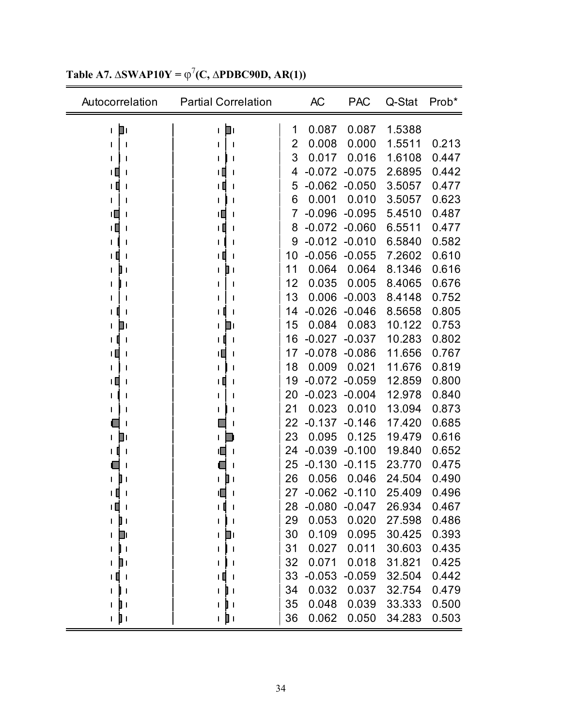**Table A7. ΔSWAP10Y = $\varphi^7$(C, ΔPDBC90D, AR(1))**

| Autocorrelation | Partial Correlation | | AC | PAC | Q-Stat | Prob* |
|---|---|---|---|---|---|---|
| | | 1 | 0.087 | 0.087 | 1.5388 | |
| | | 2 | 0.008 | 0.000 | 1.5511 | 0.213 |
| | | 3 | 0.017 | 0.016 | 1.6108 | 0.447 |
| | | 4 | -0.072 | -0.075 | 2.6895 | 0.442 |
| | | 5 | -0.062 | -0.050 | 3.5057 | 0.477 |
| | | 6 | 0.001 | 0.010 | 3.5057 | 0.623 |
| | | 7 | -0.096 | -0.095 | 5.4510 | 0.487 |
| | | 8 | -0.072 | -0.060 | 6.5511 | 0.477 |
| | | 9 | -0.012 | -0.010 | 6.5840 | 0.582 |
| | | 10 | -0.056 | -0.055 | 7.2602 | 0.610 |
| | | 11 | 0.064 | 0.064 | 8.1346 | 0.616 |
| | | 12 | 0.035 | 0.005 | 8.4065 | 0.676 |
| | | 13 | 0.006 | -0.003 | 8.4148 | 0.752 |
| | | 14 | -0.026 | -0.046 | 8.5658 | 0.805 |
| | | 15 | 0.084 | 0.083 | 10.122 | 0.753 |
| | | 16 | -0.027 | -0.037 | 10.283 | 0.802 |
| | | 17 | -0.078 | -0.086 | 11.656 | 0.767 |
| | | 18 | 0.009 | 0.021 | 11.676 | 0.819 |
| | | 19 | -0.072 | -0.059 | 12.859 | 0.800 |
| | | 20 | -0.023 | -0.004 | 12.978 | 0.840 |
| | | 21 | 0.023 | 0.010 | 13.094 | 0.873 |
| | | 22 | -0.137 | -0.146 | 17.420 | 0.685 |
| | | 23 | 0.095 | 0.125 | 19.479 | 0.616 |
| | | 24 | -0.039 | -0.100 | 19.840 | 0.652 |
| | | 25 | -0.130 | -0.115 | 23.770 | 0.475 |
| | | 26 | 0.056 | 0.046 | 24.504 | 0.490 |
| | | 27 | -0.062 | -0.110 | 25.409 | 0.496 |
| | | 28 | -0.080 | -0.047 | 26.934 | 0.467 |
| | | 29 | 0.053 | 0.020 | 27.598 | 0.486 |
| | | 30 | 0.109 | 0.095 | 30.425 | 0.393 |
| | | 31 | 0.027 | 0.011 | 30.603 | 0.435 |
| | | 32 | 0.071 | 0.018 | 31.821 | 0.425 |
| | | 33 | -0.053 | -0.059 | 32.504 | 0.442 |
| | | 34 | 0.032 | 0.037 | 32.754 | 0.479 |
| | | 35 | 0.048 | 0.039 | 33.333 | 0.500 |
| | | 36 | 0.062 | 0.050 | 34.283 | 0.503 |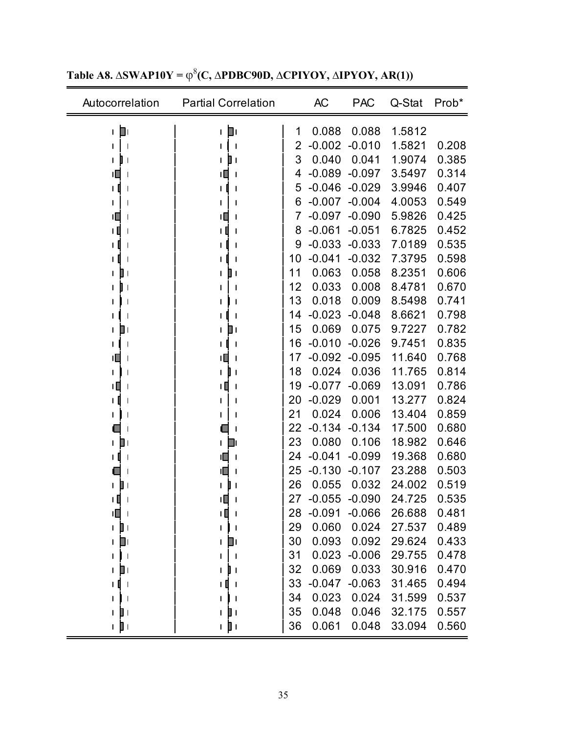**Table A8. $\Delta$SWAP10Y = $\varphi^8$(C, $\Delta$PDBC90D, $\Delta$CPIYOY, $\Delta$IPYOY, AR(1))**

| Autocorrelation | Partial Correlation | | AC | PAC | Q-Stat | Prob* |
|---|---|---|---|---|---|---|
| | | 1 | 0.088 | 0.088 | 1.5812 | |
| | | 2 | -0.002 | -0.010 | 1.5821 | 0.208 |
| | | 3 | 0.040 | 0.041 | 1.9074 | 0.385 |
| | | 4 | -0.089 | -0.097 | 3.5497 | 0.314 |
| | | 5 | -0.046 | -0.029 | 3.9946 | 0.407 |
| | | 6 | -0.007 | -0.004 | 4.0053 | 0.549 |
| | | 7 | -0.097 | -0.090 | 5.9826 | 0.425 |
| | | 8 | -0.061 | -0.051 | 6.7825 | 0.452 |
| | | 9 | -0.033 | -0.033 | 7.0189 | 0.535 |
| | | 10 | -0.041 | -0.032 | 7.3795 | 0.598 |
| | | 11 | 0.063 | 0.058 | 8.2351 | 0.606 |
| | | 12 | 0.033 | 0.008 | 8.4781 | 0.670 |
| | | 13 | 0.018 | 0.009 | 8.5498 | 0.741 |
| | | 14 | -0.023 | -0.048 | 8.6621 | 0.798 |
| | | 15 | 0.069 | 0.075 | 9.7227 | 0.782 |
| | | 16 | -0.010 | -0.026 | 9.7451 | 0.835 |
| | | 17 | -0.092 | -0.095 | 11.640 | 0.768 |
| | | 18 | 0.024 | 0.036 | 11.765 | 0.814 |
| | | 19 | -0.077 | -0.069 | 13.091 | 0.786 |
| | | 20 | -0.029 | 0.001 | 13.277 | 0.824 |
| | | 21 | 0.024 | 0.006 | 13.404 | 0.859 |
| | | 22 | -0.134 | -0.134 | 17.500 | 0.680 |
| | | 23 | 0.080 | 0.106 | 18.982 | 0.646 |
| | | 24 | -0.041 | -0.099 | 19.368 | 0.680 |
| | | 25 | -0.130 | -0.107 | 23.288 | 0.503 |
| | | 26 | 0.055 | 0.032 | 24.002 | 0.519 |
| | | 27 | -0.055 | -0.090 | 24.725 | 0.535 |
| | | 28 | -0.091 | -0.066 | 26.688 | 0.481 |
| | | 29 | 0.060 | 0.024 | 27.537 | 0.489 |
| | | 30 | 0.093 | 0.092 | 29.624 | 0.433 |
| | | 31 | 0.023 | -0.006 | 29.755 | 0.478 |
| | | 32 | 0.069 | 0.033 | 30.916 | 0.470 |
| | | 33 | -0.047 | -0.063 | 31.465 | 0.494 |
| | | 34 | 0.023 | 0.024 | 31.599 | 0.537 |
| | | 35 | 0.048 | 0.046 | 32.175 | 0.557 |
| | | 36 | 0.061 | 0.048 | 33.094 | 0.560 |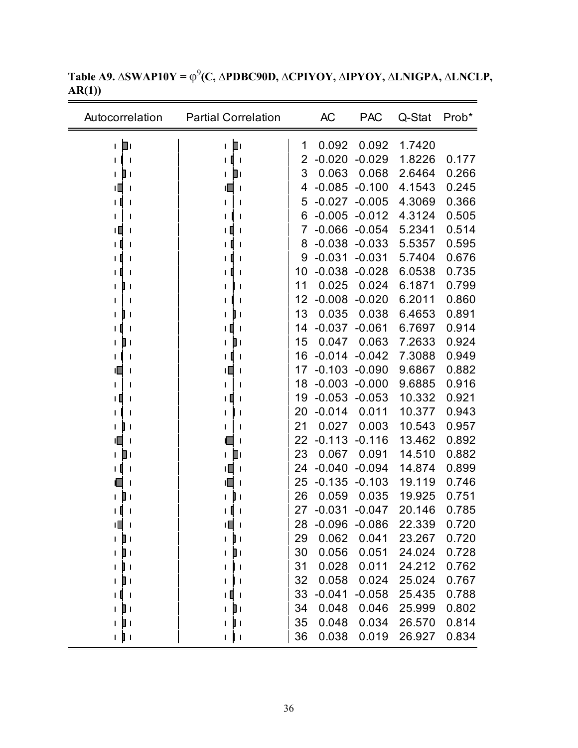**Table A9. ΔSWAP10Y = $\varphi^9$(C, ΔPDBC90D, ΔCPIYOY, ΔIPYOY, ΔLNIGPA, ΔLNCLP, AR(1))**

| Autocorrelation | Partial Correlation | | AC | PAC | Q-Stat | Prob* |
|---|---|---|---|---|---|---|
| | | 1 | 0.092 | 0.092 | 1.7420 | |
| | | 2 | -0.020 | -0.029 | 1.8226 | 0.177 |
| | | 3 | 0.063 | 0.068 | 2.6464 | 0.266 |
| | | 4 | -0.085 | -0.100 | 4.1543 | 0.245 |
| | | 5 | -0.027 | -0.005 | 4.3069 | 0.366 |
| | | 6 | -0.005 | -0.012 | 4.3124 | 0.505 |
| | | 7 | -0.066 | -0.054 | 5.2341 | 0.514 |
| | | 8 | -0.038 | -0.033 | 5.5357 | 0.595 |
| | | 9 | -0.031 | -0.031 | 5.7404 | 0.676 |
| | | 10 | -0.038 | -0.028 | 6.0538 | 0.735 |
| | | 11 | 0.025 | 0.024 | 6.1871 | 0.799 |
| | | 12 | -0.008 | -0.020 | 6.2011 | 0.860 |
| | | 13 | 0.035 | 0.038 | 6.4653 | 0.891 |
| | | 14 | -0.037 | -0.061 | 6.7697 | 0.914 |
| | | 15 | 0.047 | 0.063 | 7.2633 | 0.924 |
| | | 16 | -0.014 | -0.042 | 7.3088 | 0.949 |
| | | 17 | -0.103 | -0.090 | 9.6867 | 0.882 |
| | | 18 | -0.003 | -0.000 | 9.6885 | 0.916 |
| | | 19 | -0.053 | -0.053 | 10.332 | 0.921 |
| | | 20 | -0.014 | 0.011 | 10.377 | 0.943 |
| | | 21 | 0.027 | 0.003 | 10.543 | 0.957 |
| | | 22 | -0.113 | -0.116 | 13.462 | 0.892 |
| | | 23 | 0.067 | 0.091 | 14.510 | 0.882 |
| | | 24 | -0.040 | -0.094 | 14.874 | 0.899 |
| | | 25 | -0.135 | -0.103 | 19.119 | 0.746 |
| | | 26 | 0.059 | 0.035 | 19.925 | 0.751 |
| | | 27 | -0.031 | -0.047 | 20.146 | 0.785 |
| | | 28 | -0.096 | -0.086 | 22.339 | 0.720 |
| | | 29 | 0.062 | 0.041 | 23.267 | 0.720 |
| | | 30 | 0.056 | 0.051 | 24.024 | 0.728 |
| | | 31 | 0.028 | 0.011 | 24.212 | 0.762 |
| | | 32 | 0.058 | 0.024 | 25.024 | 0.767 |
| | | 33 | -0.041 | -0.058 | 25.435 | 0.788 |
| | | 34 | 0.048 | 0.046 | 25.999 | 0.802 |
| | | 35 | 0.048 | 0.034 | 26.570 | 0.814 |
| | | 36 | 0.038 | 0.019 | 26.927 | 0.834 |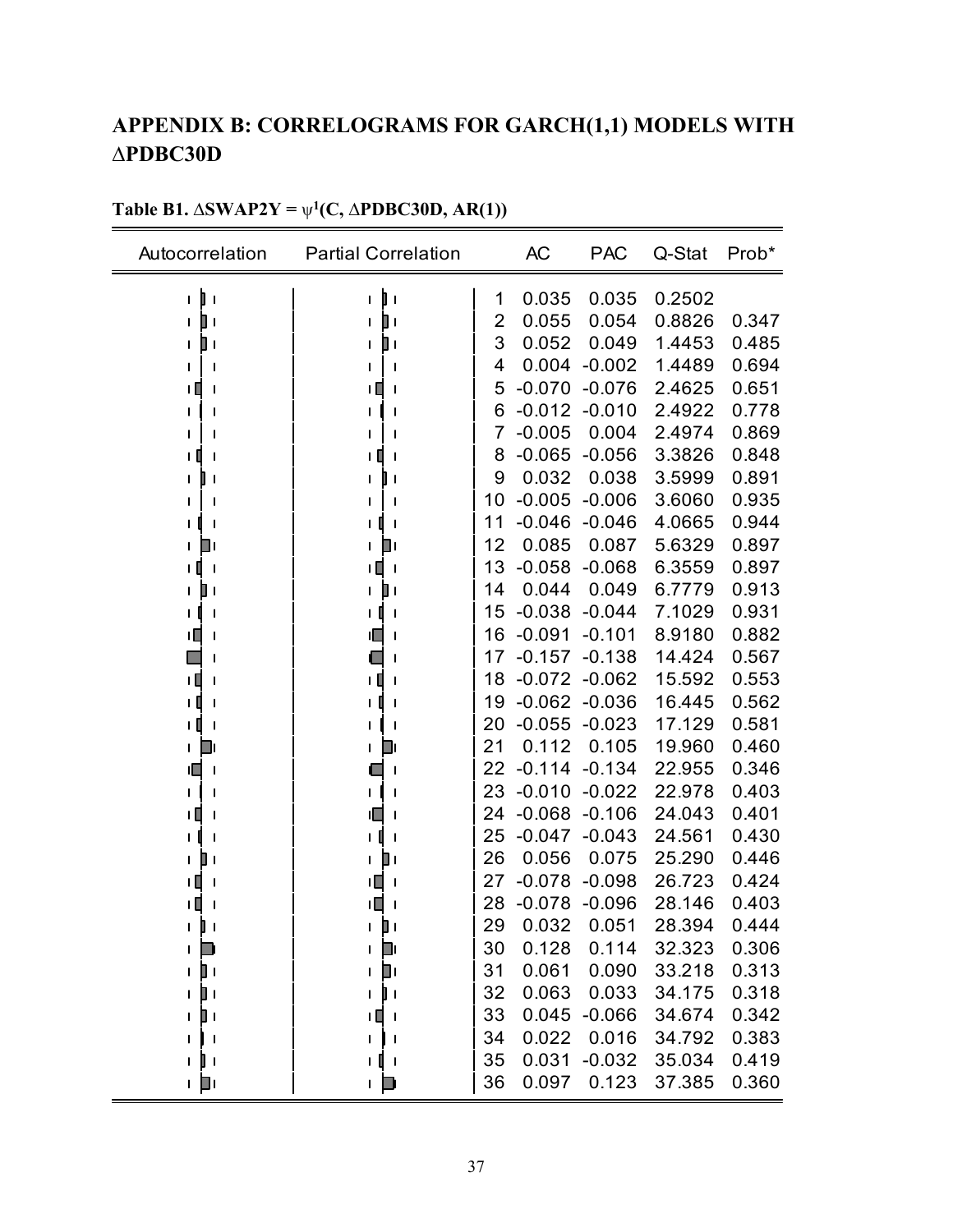## APPENDIX B: CORRELOGRAMS FOR GARCH(1,1) MODELS WITH ΔPDBC30D

**Table B1. ΔSWAP2Y = $\psi^1$(C, ΔPDBC30D, AR(1))**

| Autocorrelation | Partial Correlation | | AC | PAC | Q-Stat | Prob* |
|---|---|---|---|---|---|---|
| | | 1 | 0.035 | 0.035 | 0.2502 | |
| | | 2 | 0.055 | 0.054 | 0.8826 | 0.347 |
| | | 3 | 0.052 | 0.049 | 1.4453 | 0.485 |
| | | 4 | 0.004 | -0.002 | 1.4489 | 0.694 |
| | | 5 | -0.070 | -0.076 | 2.4625 | 0.651 |
| | | 6 | -0.012 | -0.010 | 2.4922 | 0.778 |
| | | 7 | -0.005 | 0.004 | 2.4974 | 0.869 |
| | | 8 | -0.065 | -0.056 | 3.3826 | 0.848 |
| | | 9 | 0.032 | 0.038 | 3.5999 | 0.891 |
| | | 10 | -0.005 | -0.006 | 3.6060 | 0.935 |
| | | 11 | -0.046 | -0.046 | 4.0665 | 0.944 |
| | | 12 | 0.085 | 0.087 | 5.6329 | 0.897 |
| | | 13 | -0.058 | -0.068 | 6.3559 | 0.897 |
| | | 14 | 0.044 | 0.049 | 6.7779 | 0.913 |
| | | 15 | -0.038 | -0.044 | 7.1029 | 0.931 |
| | | 16 | -0.091 | -0.101 | 8.9180 | 0.882 |
| | | 17 | -0.157 | -0.138 | 14.424 | 0.567 |
| | | 18 | -0.072 | -0.062 | 15.592 | 0.553 |
| | | 19 | -0.062 | -0.036 | 16.445 | 0.562 |
| | | 20 | -0.055 | -0.023 | 17.129 | 0.581 |
| | | 21 | 0.112 | 0.105 | 19.960 | 0.460 |
| | | 22 | -0.114 | -0.134 | 22.955 | 0.346 |
| | | 23 | -0.010 | -0.022 | 22.978 | 0.403 |
| | | 24 | -0.068 | -0.106 | 24.043 | 0.401 |
| | | 25 | -0.047 | -0.043 | 24.561 | 0.430 |
| | | 26 | 0.056 | 0.075 | 25.290 | 0.446 |
| | | 27 | -0.078 | -0.098 | 26.723 | 0.424 |
| | | 28 | -0.078 | -0.096 | 28.146 | 0.403 |
| | | 29 | 0.032 | 0.051 | 28.394 | 0.444 |
| | | 30 | 0.128 | 0.114 | 32.323 | 0.306 |
| | | 31 | 0.061 | 0.090 | 33.218 | 0.313 |
| | | 32 | 0.063 | 0.033 | 34.175 | 0.318 |
| | | 33 | 0.045 | -0.066 | 34.674 | 0.342 |
| | | 34 | 0.022 | 0.016 | 34.792 | 0.383 |
| | | 35 | 0.031 | -0.032 | 35.034 | 0.419 |
| | | 36 | 0.097 | 0.123 | 37.385 | 0.360 |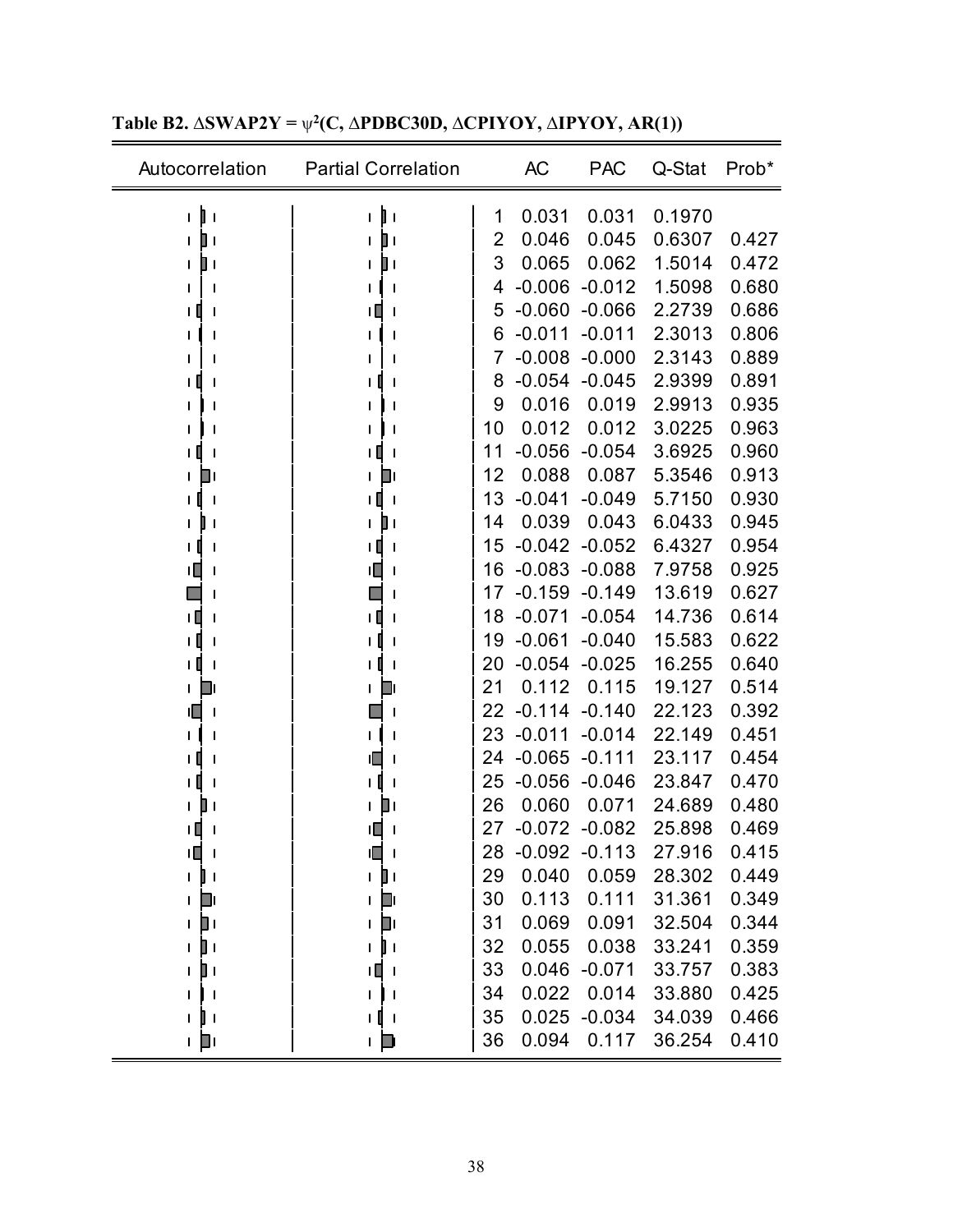**Table B2. $\Delta$SWAP2Y = $\psi^2$(C, $\Delta$PDBC30D, $\Delta$CPIYOY, $\Delta$IPYOY, AR(1))**

| Autocorrelation | Partial Correlation | | AC | PAC | Q-Stat | Prob* |
|---|---|---|---|---|---|---|
| | | 1 | 0.031 | 0.031 | 0.1970 | |
| | | 2 | 0.046 | 0.045 | 0.6307 | 0.427 |
| | | 3 | 0.065 | 0.062 | 1.5014 | 0.472 |
| | | 4 | -0.006 | -0.012 | 1.5098 | 0.680 |
| | | 5 | -0.060 | -0.066 | 2.2739 | 0.686 |
| | | 6 | -0.011 | -0.011 | 2.3013 | 0.806 |
| | | 7 | -0.008 | -0.000 | 2.3143 | 0.889 |
| | | 8 | -0.054 | -0.045 | 2.9399 | 0.891 |
| | | 9 | 0.016 | 0.019 | 2.9913 | 0.935 |
| | | 10 | 0.012 | 0.012 | 3.0225 | 0.963 |
| | | 11 | -0.056 | -0.054 | 3.6925 | 0.960 |
| | | 12 | 0.088 | 0.087 | 5.3546 | 0.913 |
| | | 13 | -0.041 | -0.049 | 5.7150 | 0.930 |
| | | 14 | 0.039 | 0.043 | 6.0433 | 0.945 |
| | | 15 | -0.042 | -0.052 | 6.4327 | 0.954 |
| | | 16 | -0.083 | -0.088 | 7.9758 | 0.925 |
| | | 17 | -0.159 | -0.149 | 13.619 | 0.627 |
| | | 18 | -0.071 | -0.054 | 14.736 | 0.614 |
| | | 19 | -0.061 | -0.040 | 15.583 | 0.622 |
| | | 20 | -0.054 | -0.025 | 16.255 | 0.640 |
| | | 21 | 0.112 | 0.115 | 19.127 | 0.514 |
| | | 22 | -0.114 | -0.140 | 22.123 | 0.392 |
| | | 23 | -0.011 | -0.014 | 22.149 | 0.451 |
| | | 24 | -0.065 | -0.111 | 23.117 | 0.454 |
| | | 25 | -0.056 | -0.046 | 23.847 | 0.470 |
| | | 26 | 0.060 | 0.071 | 24.689 | 0.480 |
| | | 27 | -0.072 | -0.082 | 25.898 | 0.469 |
| | | 28 | -0.092 | -0.113 | 27.916 | 0.415 |
| | | 29 | 0.040 | 0.059 | 28.302 | 0.449 |
| | | 30 | 0.113 | 0.111 | 31.361 | 0.349 |
| | | 31 | 0.069 | 0.091 | 32.504 | 0.344 |
| | | 32 | 0.055 | 0.038 | 33.241 | 0.359 |
| | | 33 | 0.046 | -0.071 | 33.757 | 0.383 |
| | | 34 | 0.022 | 0.014 | 33.880 | 0.425 |
| | | 35 | 0.025 | -0.034 | 34.039 | 0.466 |
| | | 36 | 0.094 | 0.117 | 36.254 | 0.410 |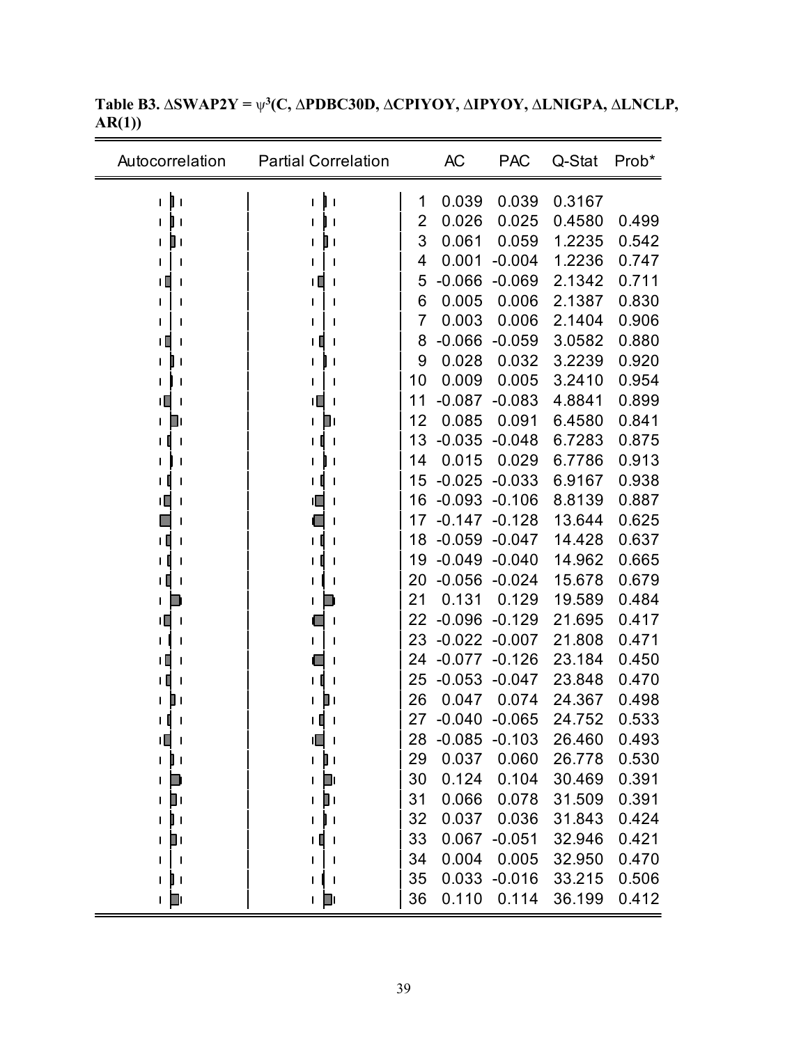**Table B3. $\Delta$SWAP2Y = $\psi^3$(C, $\Delta$PDBC30D, $\Delta$CPIYOY, $\Delta$IPYOY, $\Delta$LNIGPA, $\Delta$LNCLP, AR(1))**

| Autocorrelation | Partial Correlation | | AC | PAC | Q-Stat | Prob* |
|---|---|---|---|---|---|---|
| | | 1 | 0.039 | 0.039 | 0.3167 | |
| | | 2 | 0.026 | 0.025 | 0.4580 | 0.499 |
| | | 3 | 0.061 | 0.059 | 1.2235 | 0.542 |
| | | 4 | 0.001 | -0.004 | 1.2236 | 0.747 |
| | | 5 | -0.066 | -0.069 | 2.1342 | 0.711 |
| | | 6 | 0.005 | 0.006 | 2.1387 | 0.830 |
| | | 7 | 0.003 | 0.006 | 2.1404 | 0.906 |
| | | 8 | -0.066 | -0.059 | 3.0582 | 0.880 |
| | | 9 | 0.028 | 0.032 | 3.2239 | 0.920 |
| | | 10 | 0.009 | 0.005 | 3.2410 | 0.954 |
| | | 11 | -0.087 | -0.083 | 4.8841 | 0.899 |
| | | 12 | 0.085 | 0.091 | 6.4580 | 0.841 |
| | | 13 | -0.035 | -0.048 | 6.7283 | 0.875 |
| | | 14 | 0.015 | 0.029 | 6.7786 | 0.913 |
| | | 15 | -0.025 | -0.033 | 6.9167 | 0.938 |
| | | 16 | -0.093 | -0.106 | 8.8139 | 0.887 |
| | | 17 | -0.147 | -0.128 | 13.644 | 0.625 |
| | | 18 | -0.059 | -0.047 | 14.428 | 0.637 |
| | | 19 | -0.049 | -0.040 | 14.962 | 0.665 |
| | | 20 | -0.056 | -0.024 | 15.678 | 0.679 |
| | | 21 | 0.131 | 0.129 | 19.589 | 0.484 |
| | | 22 | -0.096 | -0.129 | 21.695 | 0.417 |
| | | 23 | -0.022 | -0.007 | 21.808 | 0.471 |
| | | 24 | -0.077 | -0.126 | 23.184 | 0.450 |
| | | 25 | -0.053 | -0.047 | 23.848 | 0.470 |
| | | 26 | 0.047 | 0.074 | 24.367 | 0.498 |
| | | 27 | -0.040 | -0.065 | 24.752 | 0.533 |
| | | 28 | -0.085 | -0.103 | 26.460 | 0.493 |
| | | 29 | 0.037 | 0.060 | 26.778 | 0.530 |
| | | 30 | 0.124 | 0.104 | 30.469 | 0.391 |
| | | 31 | 0.066 | 0.078 | 31.509 | 0.391 |
| | | 32 | 0.037 | 0.036 | 31.843 | 0.424 |
| | | 33 | 0.067 | -0.051 | 32.946 | 0.421 |
| | | 34 | 0.004 | 0.005 | 32.950 | 0.470 |
| | | 35 | 0.033 | -0.016 | 33.215 | 0.506 |
| | | 36 | 0.110 | 0.114 | 36.199 | 0.412 |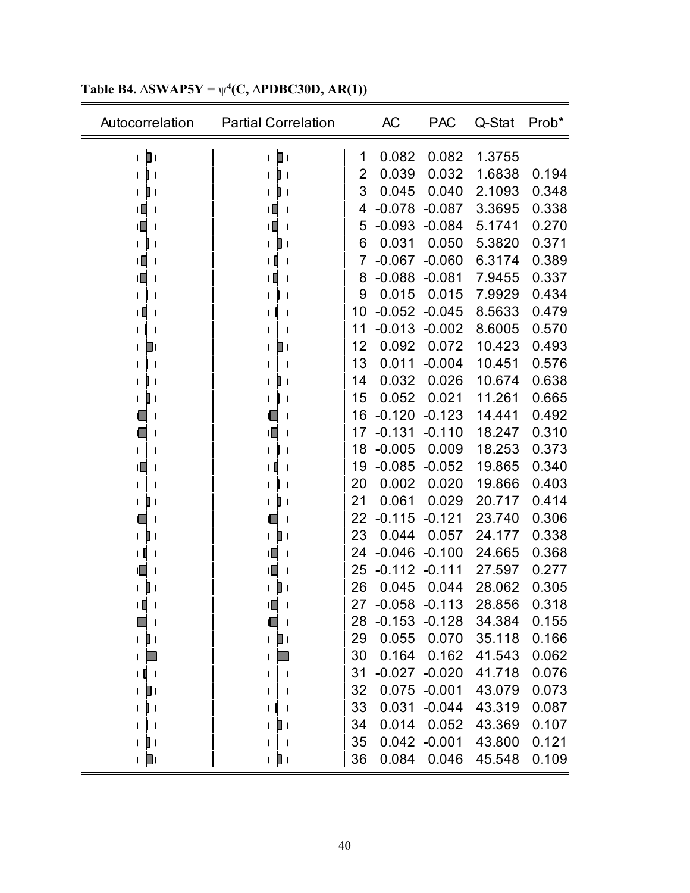**Table B4. $\Delta$SWAP5Y = $\psi^4$(C, $\Delta$PDBC30D, AR(1))**

| Autocorrelation | Partial Correlation | | AC | PAC | Q-Stat | Prob* |
|---|---|---|---|---|---|---|
| | | 1 | 0.082 | 0.082 | 1.3755 | |
| | | 2 | 0.039 | 0.032 | 1.6838 | 0.194 |
| | | 3 | 0.045 | 0.040 | 2.1093 | 0.348 |
| | | 4 | -0.078 | -0.087 | 3.3695 | 0.338 |
| | | 5 | -0.093 | -0.084 | 5.1741 | 0.270 |
| | | 6 | 0.031 | 0.050 | 5.3820 | 0.371 |
| | | 7 | -0.067 | -0.060 | 6.3174 | 0.389 |
| | | 8 | -0.088 | -0.081 | 7.9455 | 0.337 |
| | | 9 | 0.015 | 0.015 | 7.9929 | 0.434 |
| | | 10 | -0.052 | -0.045 | 8.5633 | 0.479 |
| | | 11 | -0.013 | -0.002 | 8.6005 | 0.570 |
| | | 12 | 0.092 | 0.072 | 10.423 | 0.493 |
| | | 13 | 0.011 | -0.004 | 10.451 | 0.576 |
| | | 14 | 0.032 | 0.026 | 10.674 | 0.638 |
| | | 15 | 0.052 | 0.021 | 11.261 | 0.665 |
| | | 16 | -0.120 | -0.123 | 14.441 | 0.492 |
| | | 17 | -0.131 | -0.110 | 18.247 | 0.310 |
| | | 18 | -0.005 | 0.009 | 18.253 | 0.373 |
| | | 19 | -0.085 | -0.052 | 19.865 | 0.340 |
| | | 20 | 0.002 | 0.020 | 19.866 | 0.403 |
| | | 21 | 0.061 | 0.029 | 20.717 | 0.414 |
| | | 22 | -0.115 | -0.121 | 23.740 | 0.306 |
| | | 23 | 0.044 | 0.057 | 24.177 | 0.338 |
| | | 24 | -0.046 | -0.100 | 24.665 | 0.368 |
| | | 25 | -0.112 | -0.111 | 27.597 | 0.277 |
| | | 26 | 0.045 | 0.044 | 28.062 | 0.305 |
| | | 27 | -0.058 | -0.113 | 28.856 | 0.318 |
| | | 28 | -0.153 | -0.128 | 34.384 | 0.155 |
| | | 29 | 0.055 | 0.070 | 35.118 | 0.166 |
| | | 30 | 0.164 | 0.162 | 41.543 | 0.062 |
| | | 31 | -0.027 | -0.020 | 41.718 | 0.076 |
| | | 32 | 0.075 | -0.001 | 43.079 | 0.073 |
| | | 33 | 0.031 | -0.044 | 43.319 | 0.087 |
| | | 34 | 0.014 | 0.052 | 43.369 | 0.107 |
| | | 35 | 0.042 | -0.001 | 43.800 | 0.121 |
| | | 36 | 0.084 | 0.046 | 45.548 | 0.109 |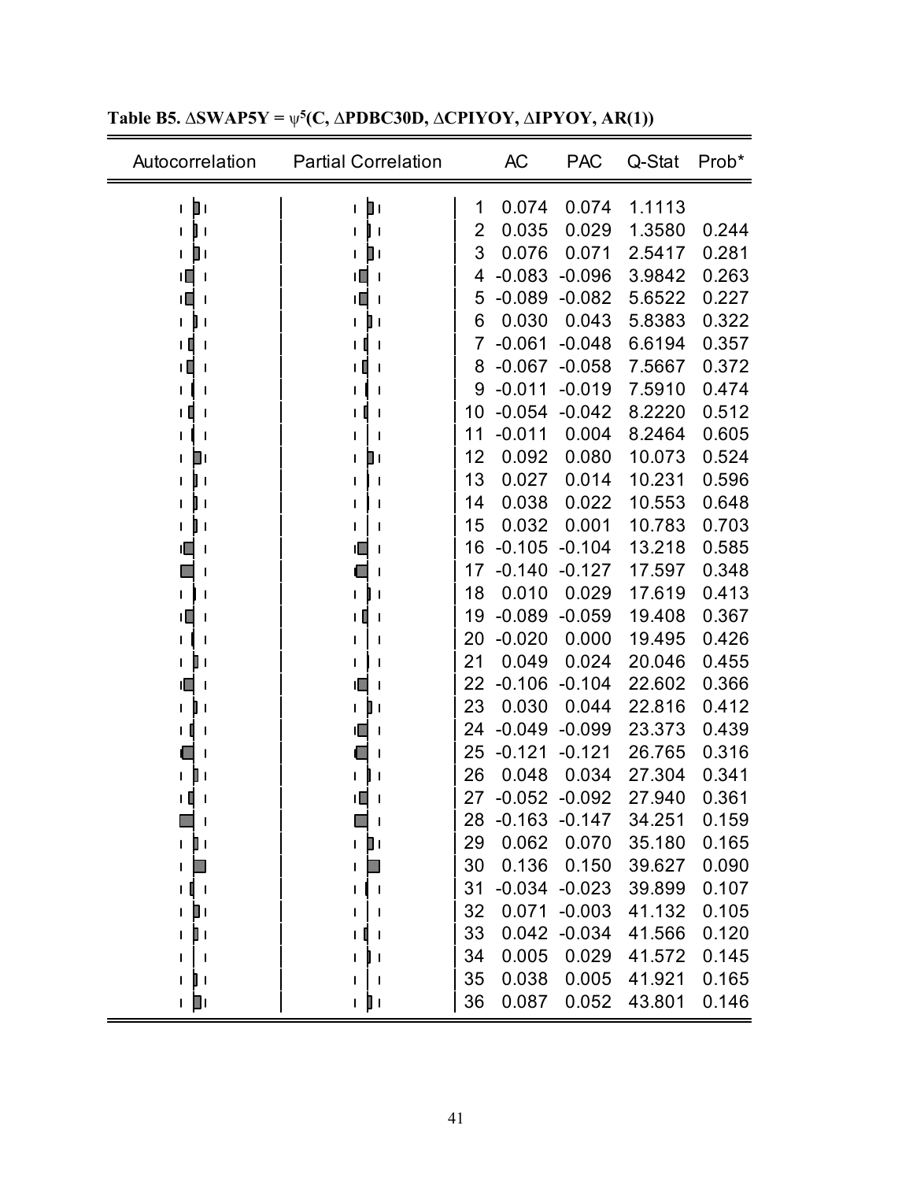**Table B5. $\Delta$SWAP5Y = $\psi^5$(C, $\Delta$PDBC30D, $\Delta$CPIYOY, $\Delta$IPYOY, AR(1))**

| Autocorrelation | Partial Correlation | | AC | PAC | Q-Stat | Prob* |
|---|---|---|---|---|---|---|
| | | 1 | 0.074 | 0.074 | 1.1113 | |
| | | 2 | 0.035 | 0.029 | 1.3580 | 0.244 |
| | | 3 | 0.076 | 0.071 | 2.5417 | 0.281 |
| | | 4 | -0.083 | -0.096 | 3.9842 | 0.263 |
| | | 5 | -0.089 | -0.082 | 5.6522 | 0.227 |
| | | 6 | 0.030 | 0.043 | 5.8383 | 0.322 |
| | | 7 | -0.061 | -0.048 | 6.6194 | 0.357 |
| | | 8 | -0.067 | -0.058 | 7.5667 | 0.372 |
| | | 9 | -0.011 | -0.019 | 7.5910 | 0.474 |
| | | 10 | -0.054 | -0.042 | 8.2220 | 0.512 |
| | | 11 | -0.011 | 0.004 | 8.2464 | 0.605 |
| | | 12 | 0.092 | 0.080 | 10.073 | 0.524 |
| | | 13 | 0.027 | 0.014 | 10.231 | 0.596 |
| | | 14 | 0.038 | 0.022 | 10.553 | 0.648 |
| | | 15 | 0.032 | 0.001 | 10.783 | 0.703 |
| | | 16 | -0.105 | -0.104 | 13.218 | 0.585 |
| | | 17 | -0.140 | -0.127 | 17.597 | 0.348 |
| | | 18 | 0.010 | 0.029 | 17.619 | 0.413 |
| | | 19 | -0.089 | -0.059 | 19.408 | 0.367 |
| | | 20 | -0.020 | 0.000 | 19.495 | 0.426 |
| | | 21 | 0.049 | 0.024 | 20.046 | 0.455 |
| | | 22 | -0.106 | -0.104 | 22.602 | 0.366 |
| | | 23 | 0.030 | 0.044 | 22.816 | 0.412 |
| | | 24 | -0.049 | -0.099 | 23.373 | 0.439 |
| | | 25 | -0.121 | -0.121 | 26.765 | 0.316 |
| | | 26 | 0.048 | 0.034 | 27.304 | 0.341 |
| | | 27 | -0.052 | -0.092 | 27.940 | 0.361 |
| | | 28 | -0.163 | -0.147 | 34.251 | 0.159 |
| | | 29 | 0.062 | 0.070 | 35.180 | 0.165 |
| | | 30 | 0.136 | 0.150 | 39.627 | 0.090 |
| | | 31 | -0.034 | -0.023 | 39.899 | 0.107 |
| | | 32 | 0.071 | -0.003 | 41.132 | 0.105 |
| | | 33 | 0.042 | -0.034 | 41.566 | 0.120 |
| | | 34 | 0.005 | 0.029 | 41.572 | 0.145 |
| | | 35 | 0.038 | 0.005 | 41.921 | 0.165 |
| | | 36 | 0.087 | 0.052 | 43.801 | 0.146 |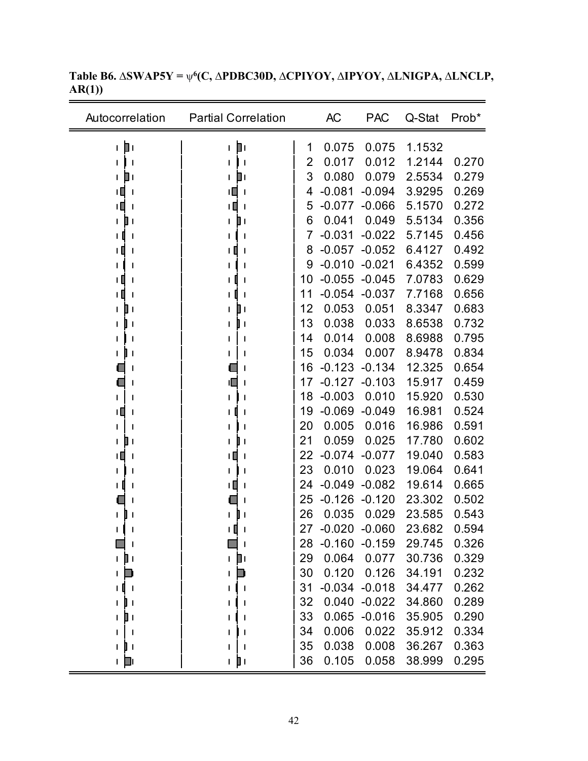**Table B6. ΔSWAP5Y = $\psi^6$(C, ΔPDBC30D, ΔCPIYOY, ΔIPYOY, ΔLNIGPA, ΔLNCLP, AR(1))**

| | AC | PAC | Q-Stat | Prob* |
|---|---|---|---|---|
| 1 | 0.075 | 0.075 | 1.1532 | |
| 2 | 0.017 | 0.012 | 1.2144 | 0.270 |
| 3 | 0.080 | 0.079 | 2.5534 | 0.279 |
| 4 | -0.081 | -0.094 | 3.9295 | 0.269 |
| 5 | -0.077 | -0.066 | 5.1570 | 0.272 |
| 6 | 0.041 | 0.049 | 5.5134 | 0.356 |
| 7 | -0.031 | -0.022 | 5.7145 | 0.456 |
| 8 | -0.057 | -0.052 | 6.4127 | 0.492 |
| 9 | -0.010 | -0.021 | 6.4352 | 0.599 |
| 10 | -0.055 | -0.045 | 7.0783 | 0.629 |
| 11 | -0.054 | -0.037 | 7.7168 | 0.656 |
| 12 | 0.053 | 0.051 | 8.3347 | 0.683 |
| 13 | 0.038 | 0.033 | 8.6538 | 0.732 |
| 14 | 0.014 | 0.008 | 8.6988 | 0.795 |
| 15 | 0.034 | 0.007 | 8.9478 | 0.834 |
| 16 | -0.123 | -0.134 | 12.325 | 0.654 |
| 17 | -0.127 | -0.103 | 15.917 | 0.459 |
| 18 | -0.003 | 0.010 | 15.920 | 0.530 |
| 19 | -0.069 | -0.049 | 16.981 | 0.524 |
| 20 | 0.005 | 0.016 | 16.986 | 0.591 |
| 21 | 0.059 | 0.025 | 17.780 | 0.602 |
| 22 | -0.074 | -0.077 | 19.040 | 0.583 |
| 23 | 0.010 | 0.023 | 19.064 | 0.641 |
| 24 | -0.049 | -0.082 | 19.614 | 0.665 |
| 25 | -0.126 | -0.120 | 23.302 | 0.502 |
| 26 | 0.035 | 0.029 | 23.585 | 0.543 |
| 27 | -0.020 | -0.060 | 23.682 | 0.594 |
| 28 | -0.160 | -0.159 | 29.745 | 0.326 |
| 29 | 0.064 | 0.077 | 30.736 | 0.329 |
| 30 | 0.120 | 0.126 | 34.191 | 0.232 |
| 31 | -0.034 | -0.018 | 34.477 | 0.262 |
| 32 | 0.040 | -0.022 | 34.860 | 0.289 |
| 33 | 0.065 | -0.016 | 35.905 | 0.290 |
| 34 | 0.006 | 0.022 | 35.912 | 0.334 |
| 35 | 0.038 | 0.008 | 36.267 | 0.363 |
| 36 | 0.105 | 0.058 | 38.999 | 0.295 |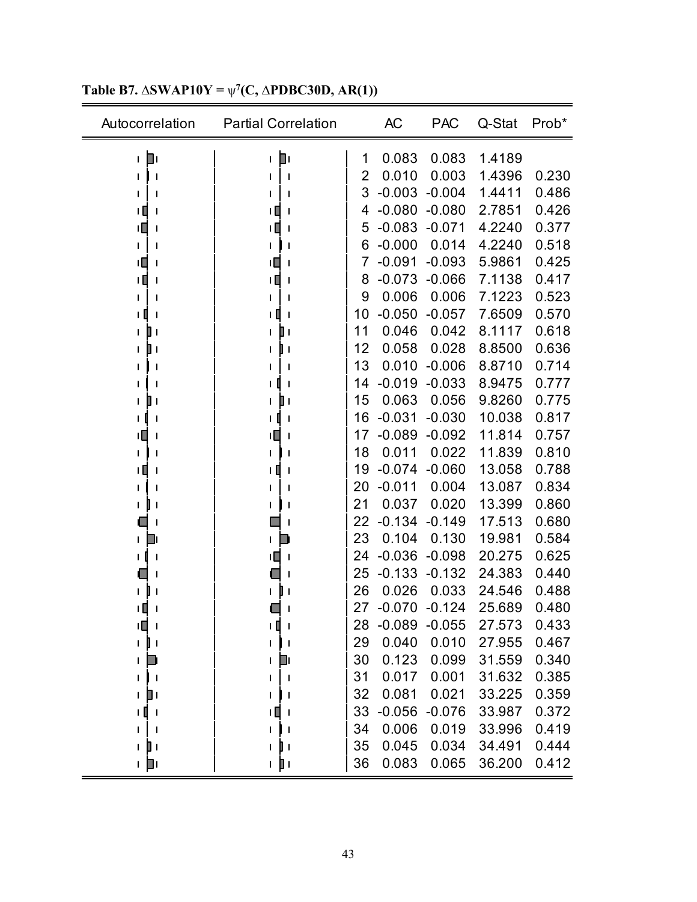**Table B7. $\Delta$SWAP10Y = $\psi^7$(C, $\Delta$PDBC30D, AR(1))**

| Autocorrelation | Partial Correlation | | AC | PAC | Q-Stat | Prob* |
|---|---|---|---|---|---|---|
| | | 1 | 0.083 | 0.083 | 1.4189 | |
| | | 2 | 0.010 | 0.003 | 1.4396 | 0.230 |
| | | 3 | -0.003 | -0.004 | 1.4411 | 0.486 |
| | | 4 | -0.080 | -0.080 | 2.7851 | 0.426 |
| | | 5 | -0.083 | -0.071 | 4.2240 | 0.377 |
| | | 6 | -0.000 | 0.014 | 4.2240 | 0.518 |
| | | 7 | -0.091 | -0.093 | 5.9861 | 0.425 |
| | | 8 | -0.073 | -0.066 | 7.1138 | 0.417 |
| | | 9 | 0.006 | 0.006 | 7.1223 | 0.523 |
| | | 10 | -0.050 | -0.057 | 7.6509 | 0.570 |
| | | 11 | 0.046 | 0.042 | 8.1117 | 0.618 |
| | | 12 | 0.058 | 0.028 | 8.8500 | 0.636 |
| | | 13 | 0.010 | -0.006 | 8.8710 | 0.714 |
| | | 14 | -0.019 | -0.033 | 8.9475 | 0.777 |
| | | 15 | 0.063 | 0.056 | 9.8260 | 0.775 |
| | | 16 | -0.031 | -0.030 | 10.038 | 0.817 |
| | | 17 | -0.089 | -0.092 | 11.814 | 0.757 |
| | | 18 | 0.011 | 0.022 | 11.839 | 0.810 |
| | | 19 | -0.074 | -0.060 | 13.058 | 0.788 |
| | | 20 | -0.011 | 0.004 | 13.087 | 0.834 |
| | | 21 | 0.037 | 0.020 | 13.399 | 0.860 |
| | | 22 | -0.134 | -0.149 | 17.513 | 0.680 |
| | | 23 | 0.104 | 0.130 | 19.981 | 0.584 |
| | | 24 | -0.036 | -0.098 | 20.275 | 0.625 |
| | | 25 | -0.133 | -0.132 | 24.383 | 0.440 |
| | | 26 | 0.026 | 0.033 | 24.546 | 0.488 |
| | | 27 | -0.070 | -0.124 | 25.689 | 0.480 |
| | | 28 | -0.089 | -0.055 | 27.573 | 0.433 |
| | | 29 | 0.040 | 0.010 | 27.955 | 0.467 |
| | | 30 | 0.123 | 0.099 | 31.559 | 0.340 |
| | | 31 | 0.017 | 0.001 | 31.632 | 0.385 |
| | | 32 | 0.081 | 0.021 | 33.225 | 0.359 |
| | | 33 | -0.056 | -0.076 | 33.987 | 0.372 |
| | | 34 | 0.006 | 0.019 | 33.996 | 0.419 |
| | | 35 | 0.045 | 0.034 | 34.491 | 0.444 |
| | | 36 | 0.083 | 0.065 | 36.200 | 0.412 |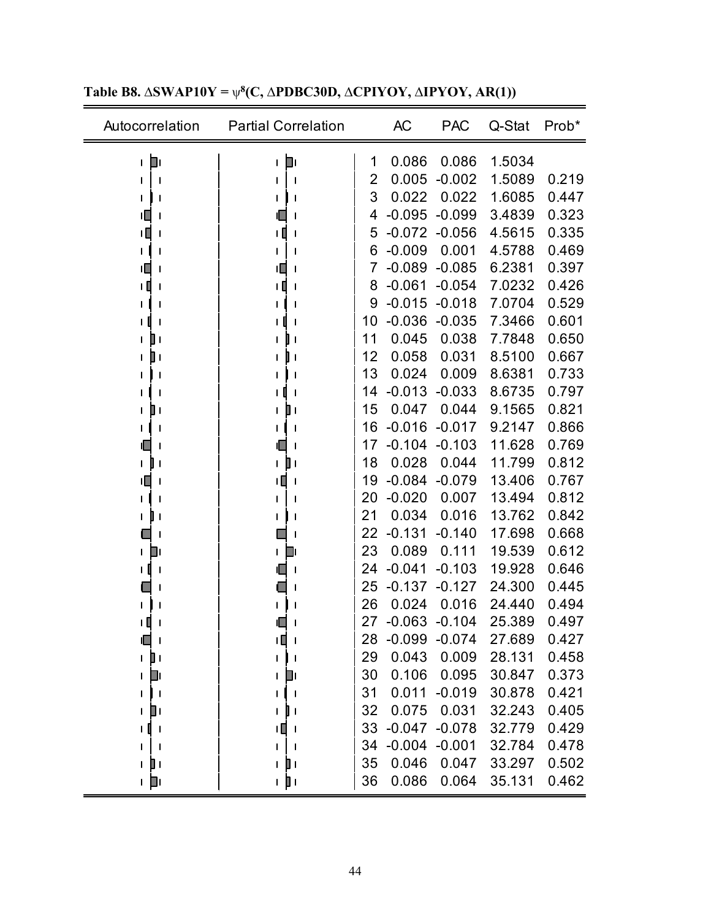**Table B8. $\Delta$SWAP10Y = $\psi^8$(C, $\Delta$PDBC30D, $\Delta$CPIYOY, $\Delta$IPYOY, AR(1))**

| Autocorrelation | Partial Correlation | | AC | PAC | Q-Stat | Prob* |
|---|---|---|---|---|---|---|
| | | 1 | 0.086 | 0.086 | 1.5034 | |
| | | 2 | 0.005 | -0.002 | 1.5089 | 0.219 |
| | | 3 | 0.022 | 0.022 | 1.6085 | 0.447 |
| | | 4 | -0.095 | -0.099 | 3.4839 | 0.323 |
| | | 5 | -0.072 | -0.056 | 4.5615 | 0.335 |
| | | 6 | -0.009 | 0.001 | 4.5788 | 0.469 |
| | | 7 | -0.089 | -0.085 | 6.2381 | 0.397 |
| | | 8 | -0.061 | -0.054 | 7.0232 | 0.426 |
| | | 9 | -0.015 | -0.018 | 7.0704 | 0.529 |
| | | 10 | -0.036 | -0.035 | 7.3466 | 0.601 |
| | | 11 | 0.045 | 0.038 | 7.7848 | 0.650 |
| | | 12 | 0.058 | 0.031 | 8.5100 | 0.667 |
| | | 13 | 0.024 | 0.009 | 8.6381 | 0.733 |
| | | 14 | -0.013 | -0.033 | 8.6735 | 0.797 |
| | | 15 | 0.047 | 0.044 | 9.1565 | 0.821 |
| | | 16 | -0.016 | -0.017 | 9.2147 | 0.866 |
| | | 17 | -0.104 | -0.103 | 11.628 | 0.769 |
| | | 18 | 0.028 | 0.044 | 11.799 | 0.812 |
| | | 19 | -0.084 | -0.079 | 13.406 | 0.767 |
| | | 20 | -0.020 | 0.007 | 13.494 | 0.812 |
| | | 21 | 0.034 | 0.016 | 13.762 | 0.842 |
| | | 22 | -0.131 | -0.140 | 17.698 | 0.668 |
| | | 23 | 0.089 | 0.111 | 19.539 | 0.612 |
| | | 24 | -0.041 | -0.103 | 19.928 | 0.646 |
| | | 25 | -0.137 | -0.127 | 24.300 | 0.445 |
| | | 26 | 0.024 | 0.016 | 24.440 | 0.494 |
| | | 27 | -0.063 | -0.104 | 25.389 | 0.497 |
| | | 28 | -0.099 | -0.074 | 27.689 | 0.427 |
| | | 29 | 0.043 | 0.009 | 28.131 | 0.458 |
| | | 30 | 0.106 | 0.095 | 30.847 | 0.373 |
| | | 31 | 0.011 | -0.019 | 30.878 | 0.421 |
| | | 32 | 0.075 | 0.031 | 32.243 | 0.405 |
| | | 33 | -0.047 | -0.078 | 32.779 | 0.429 |
| | | 34 | -0.004 | -0.001 | 32.784 | 0.478 |
| | | 35 | 0.046 | 0.047 | 33.297 | 0.502 |
| | | 36 | 0.086 | 0.064 | 35.131 | 0.462 |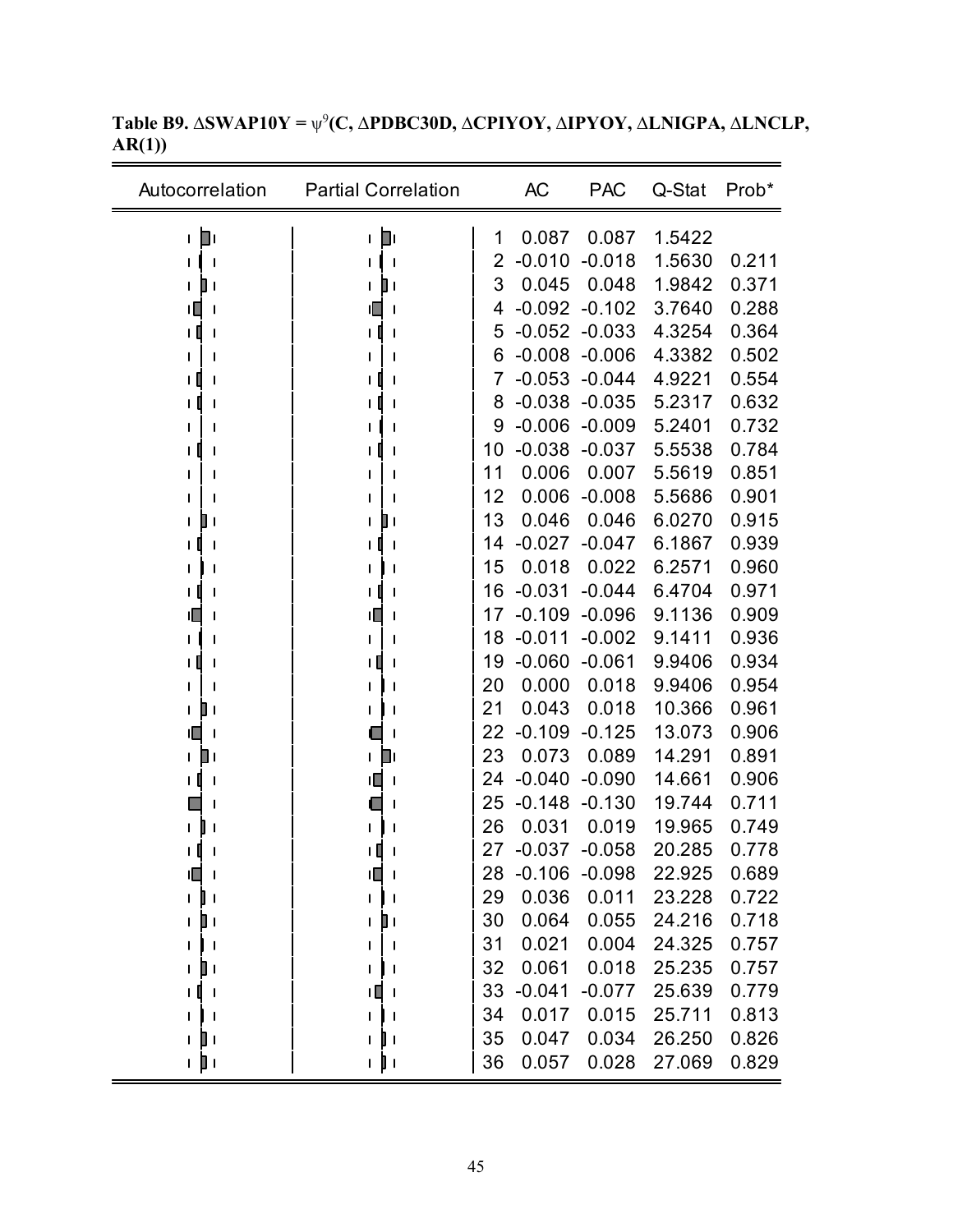**Table B9. $\Delta$SWAP10Y = $\psi^{9}$(C, $\Delta$PDBC30D, $\Delta$CPIYOY, $\Delta$IPYOY, $\Delta$LNIGPA, $\Delta$LNCLP, AR(1))**

| Autocorrelation | Partial Correlation | | AC | PAC | Q-Stat | Prob* |
|---|---|---|---|---|---|---|
| | | 1 | 0.087 | 0.087 | 1.5422 | |
| | | 2 | -0.010 | -0.018 | 1.5630 | 0.211 |
| | | 3 | 0.045 | 0.048 | 1.9842 | 0.371 |
| | | 4 | -0.092 | -0.102 | 3.7640 | 0.288 |
| | | 5 | -0.052 | -0.033 | 4.3254 | 0.364 |
| | | 6 | -0.008 | -0.006 | 4.3382 | 0.502 |
| | | 7 | -0.053 | -0.044 | 4.9221 | 0.554 |
| | | 8 | -0.038 | -0.035 | 5.2317 | 0.632 |
| | | 9 | -0.006 | -0.009 | 5.2401 | 0.732 |
| | | 10 | -0.038 | -0.037 | 5.5538 | 0.784 |
| | | 11 | 0.006 | 0.007 | 5.5619 | 0.851 |
| | | 12 | 0.006 | -0.008 | 5.5686 | 0.901 |
| | | 13 | 0.046 | 0.046 | 6.0270 | 0.915 |
| | | 14 | -0.027 | -0.047 | 6.1867 | 0.939 |
| | | 15 | 0.018 | 0.022 | 6.2571 | 0.960 |
| | | 16 | -0.031 | -0.044 | 6.4704 | 0.971 |
| | | 17 | -0.109 | -0.096 | 9.1136 | 0.909 |
| | | 18 | -0.011 | -0.002 | 9.1411 | 0.936 |
| | | 19 | -0.060 | -0.061 | 9.9406 | 0.934 |
| | | 20 | 0.000 | 0.018 | 9.9406 | 0.954 |
| | | 21 | 0.043 | 0.018 | 10.366 | 0.961 |
| | | 22 | -0.109 | -0.125 | 13.073 | 0.906 |
| | | 23 | 0.073 | 0.089 | 14.291 | 0.891 |
| | | 24 | -0.040 | -0.090 | 14.661 | 0.906 |
| | | 25 | -0.148 | -0.130 | 19.744 | 0.711 |
| | | 26 | 0.031 | 0.019 | 19.965 | 0.749 |
| | | 27 | -0.037 | -0.058 | 20.285 | 0.778 |
| | | 28 | -0.106 | -0.098 | 22.925 | 0.689 |
| | | 29 | 0.036 | 0.011 | 23.228 | 0.722 |
| | | 30 | 0.064 | 0.055 | 24.216 | 0.718 |
| | | 31 | 0.021 | 0.004 | 24.325 | 0.757 |
| | | 32 | 0.061 | 0.018 | 25.235 | 0.757 |
| | | 33 | -0.041 | -0.077 | 25.639 | 0.779 |
| | | 34 | 0.017 | 0.015 | 25.711 | 0.813 |
| | | 35 | 0.047 | 0.034 | 26.250 | 0.826 |
| | | 36 | 0.057 | 0.028 | 27.069 | 0.829 |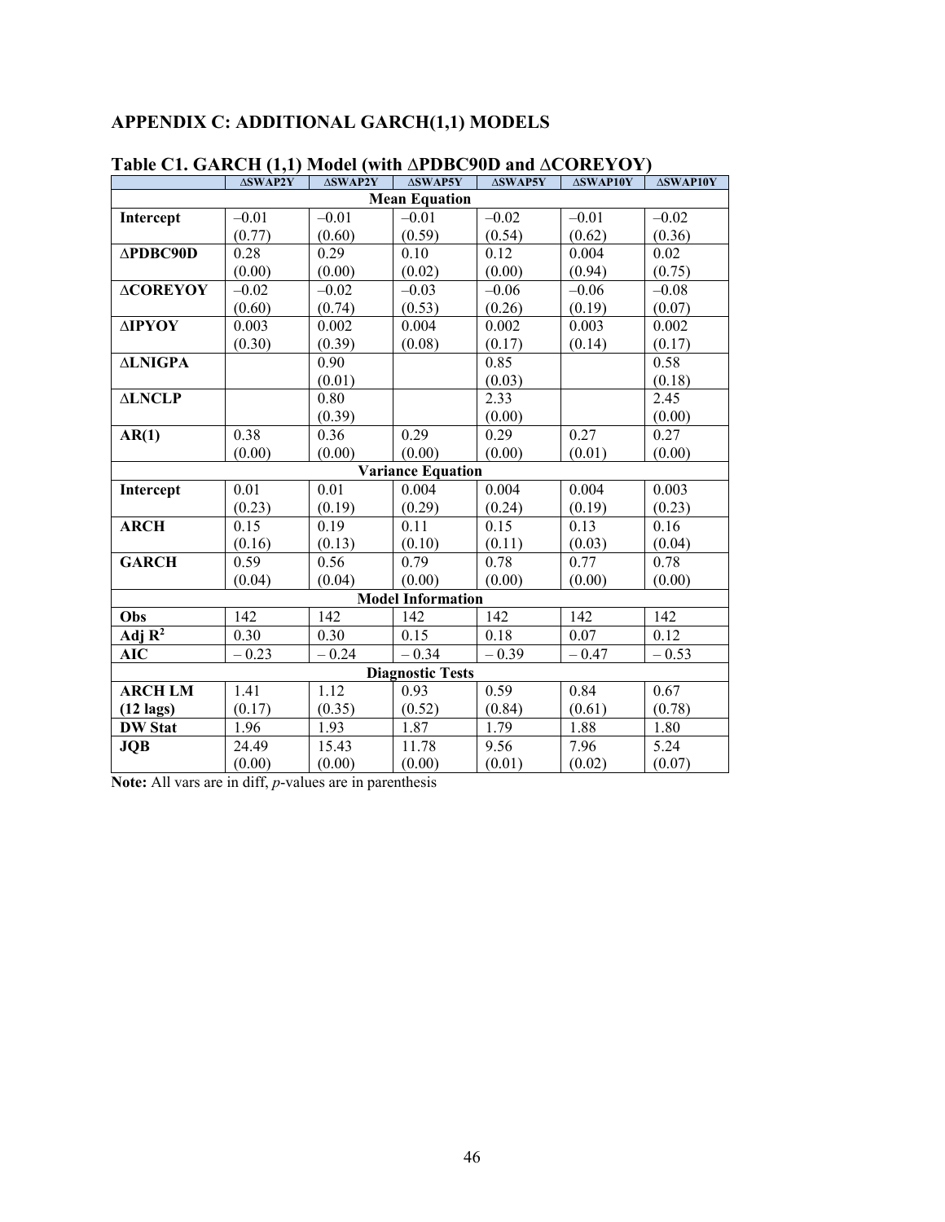## APPENDIX C: ADDITIONAL GARCH(1,1) MODELS

**Table C1. GARCH (1,1) Model (with ΔPDBC90D and ΔCOREYOY)**

| | ΔSWAP2Y | ΔSWAP2Y | ΔSWAP5Y | ΔSWAP5Y | ΔSWAP10Y | ΔSWAP10Y |
|---|---|---|---|---|---|---|
| **Mean Equation** | | | | | | |
| **Intercept** | –0.01<br>(0.77) | –0.01<br>(0.60) | –0.01<br>(0.59) | –0.02<br>(0.54) | –0.01<br>(0.62) | –0.02<br>(0.36) |
| **ΔPDBC90D** | 0.28<br>(0.00) | 0.29<br>(0.00) | 0.10<br>(0.02) | 0.12<br>(0.00) | 0.004<br>(0.94) | 0.02<br>(0.75) |
| **ΔCOREYOY** | –0.02<br>(0.60) | –0.02<br>(0.74) | –0.03<br>(0.53) | –0.06<br>(0.26) | –0.06<br>(0.19) | –0.08<br>(0.07) |
| **ΔIPYOY** | 0.003<br>(0.30) | 0.002<br>(0.39) | 0.004<br>(0.08) | 0.002<br>(0.17) | 0.003<br>(0.14) | 0.002<br>(0.17) |
| **ΔLNIGPA** | | 0.90<br>(0.01) | | 0.85<br>(0.03) | | 0.58<br>(0.18) |
| **ΔLNCLP** | | 0.80<br>(0.39) | | 2.33<br>(0.00) | | 2.45<br>(0.00) |
| **AR(1)** | 0.38<br>(0.00) | 0.36<br>(0.00) | 0.29<br>(0.00) | 0.29<br>(0.00) | 0.27<br>(0.01) | 0.27<br>(0.00) |
| **Variance Equation** | | | | | | |
| **Intercept** | 0.01<br>(0.23) | 0.01<br>(0.19) | 0.004<br>(0.29) | 0.004<br>(0.24) | 0.004<br>(0.19) | 0.003<br>(0.23) |
| **ARCH** | 0.15<br>(0.16) | 0.19<br>(0.13) | 0.11<br>(0.10) | 0.15<br>(0.11) | 0.13<br>(0.03) | 0.16<br>(0.04) |
| **GARCH** | 0.59<br>(0.04) | 0.56<br>(0.04) | 0.79<br>(0.00) | 0.78<br>(0.00) | 0.77<br>(0.00) | 0.78<br>(0.00) |
| **Model Information** | | | | | | |
| **Obs** | 142 | 142 | 142 | 142 | 142 | 142 |
| **Adj $R^2$** | 0.30 | 0.30 | 0.15 | 0.18 | 0.07 | 0.12 |
| **AIC** | – 0.23 | – 0.24 | – 0.34 | – 0.39 | – 0.47 | – 0.53 |
| **Diagnostic Tests** | | | | | | |
| **ARCH LM (12 lags)** | 1.41<br>(0.17) | 1.12<br>(0.35) | 0.93<br>(0.52) | 0.59<br>(0.84) | 0.84<br>(0.61) | 0.67<br>(0.78) |
| **DW Stat** | 1.96 | 1.93 | 1.87 | 1.79 | 1.88 | 1.80 |
| **JQB** | 24.49<br>(0.00) | 15.43<br>(0.00) | 11.78<br>(0.00) | 9.56<br>(0.01) | 7.96<br>(0.02) | 5.24<br>(0.07) |

**Note:** All vars are in diff, *p*-values are in parenthesis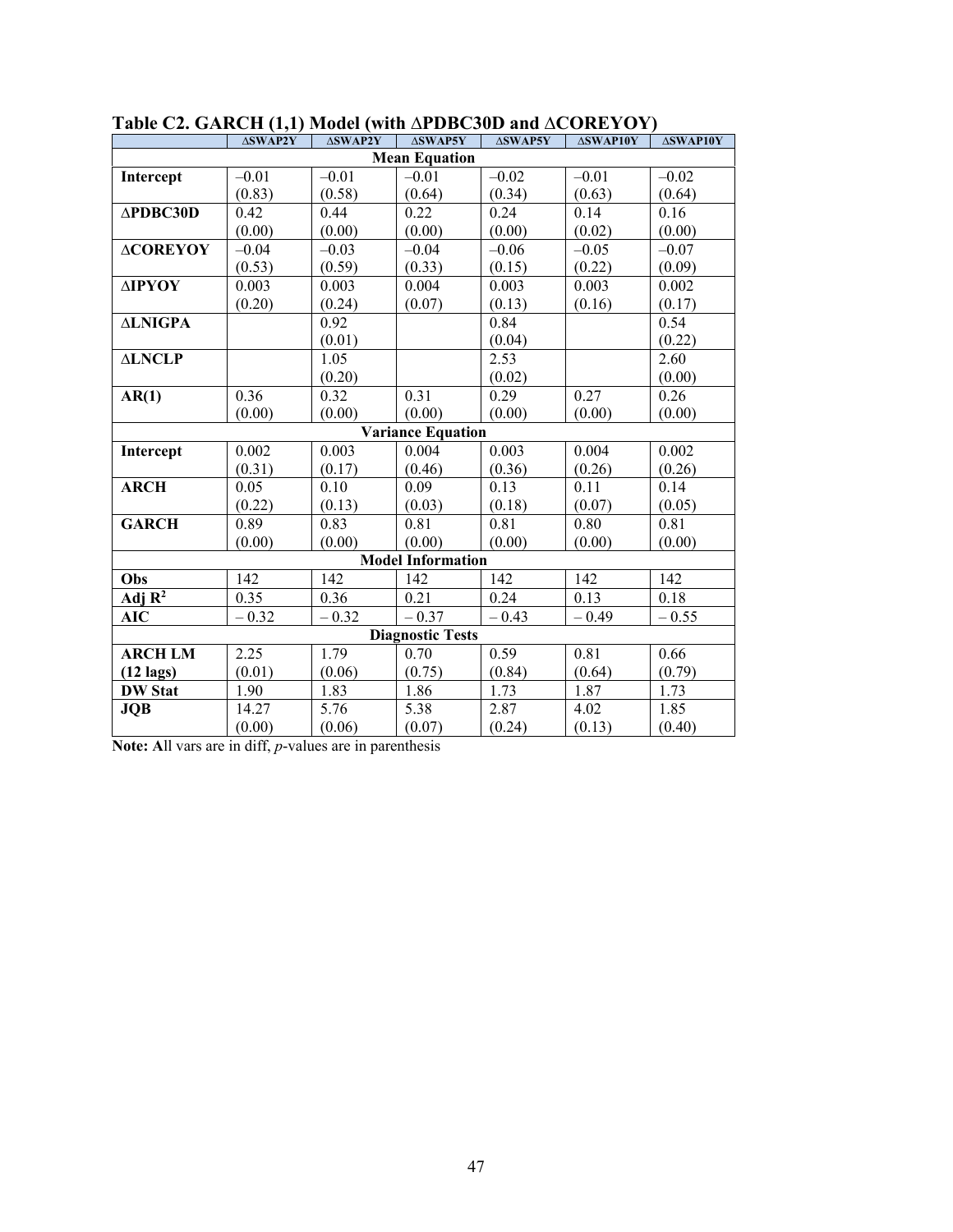**Table C2. GARCH (1,1) Model (with ΔPDBC30D and ΔCOREYOY)**

| | ΔSWAP2Y | ΔSWAP2Y | ΔSWAP5Y | ΔSWAP5Y | ΔSWAP10Y | ΔSWAP10Y |
|---|---|---|---|---|---|---|
| **Mean Equation** | | | | | | |
| **Intercept** | –0.01<br>(0.83) | –0.01<br>(0.58) | –0.01<br>(0.64) | –0.02<br>(0.34) | –0.01<br>(0.63) | –0.02<br>(0.64) |
| **ΔPDBC30D** | 0.42<br>(0.00) | 0.44<br>(0.00) | 0.22<br>(0.00) | 0.24<br>(0.00) | 0.14<br>(0.02) | 0.16<br>(0.00) |
| **ΔCOREYOY** | –0.04<br>(0.53) | –0.03<br>(0.59) | –0.04<br>(0.33) | –0.06<br>(0.15) | –0.05<br>(0.22) | –0.07<br>(0.09) |
| **ΔIPYOY** | 0.003<br>(0.20) | 0.003<br>(0.24) | 0.004<br>(0.07) | 0.003<br>(0.13) | 0.003<br>(0.16) | 0.002<br>(0.17) |
| **ΔLNIGPA** | | 0.92<br>(0.01) | | 0.84<br>(0.04) | | 0.54<br>(0.22) |
| **ΔLNCLP** | | 1.05<br>(0.20) | | 2.53<br>(0.02) | | 2.60<br>(0.00) |
| **AR(1)** | 0.36<br>(0.00) | 0.32<br>(0.00) | 0.31<br>(0.00) | 0.29<br>(0.00) | 0.27<br>(0.00) | 0.26<br>(0.00) |
| **Variance Equation** | | | | | | |
| **Intercept** | 0.002<br>(0.31) | 0.003<br>(0.17) | 0.004<br>(0.46) | 0.003<br>(0.36) | 0.004<br>(0.26) | 0.002<br>(0.26) |
| **ARCH** | 0.05<br>(0.22) | 0.10<br>(0.13) | 0.09<br>(0.03) | 0.13<br>(0.18) | 0.11<br>(0.07) | 0.14<br>(0.05) |
| **GARCH** | 0.89<br>(0.00) | 0.83<br>(0.00) | 0.81<br>(0.00) | 0.81<br>(0.00) | 0.80<br>(0.00) | 0.81<br>(0.00) |
| **Model Information** | | | | | | |
| **Obs** | 142 | 142 | 142 | 142 | 142 | 142 |
| **Adj $R^2$** | 0.35 | 0.36 | 0.21 | 0.24 | 0.13 | 0.18 |
| **AIC** | – 0.32 | – 0.32 | – 0.37 | – 0.43 | – 0.49 | – 0.55 |
| **Diagnostic Tests** | | | | | | |
| **ARCH LM (12 lags)** | 2.25<br>(0.01) | 1.79<br>(0.06) | 0.70<br>(0.75) | 0.59<br>(0.84) | 0.81<br>(0.64) | 0.66<br>(0.79) |
| **DW Stat** | 1.90 | 1.83 | 1.86 | 1.73 | 1.87 | 1.73 |
| **JQB** | 14.27<br>(0.00) | 5.76<br>(0.06) | 5.38<br>(0.07) | 2.87<br>(0.24) | 4.02<br>(0.13) | 1.85<br>(0.40) |

**Note: A**ll vars are in diff, *p*-values are in parenthesis